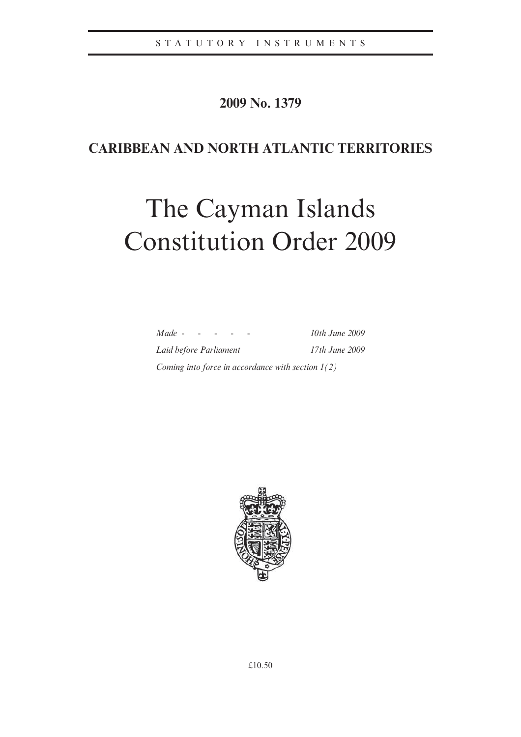STATUTORY INSTRUMENTS

**2009 No. 1379**

**CARIBBEAN AND NORTH ATLANTIC TERRITORIES**

# The Cayman Islands Constitution Order 2009

| | |
|---|---|
| *Made - - - - -* | *10th June 2009* |
| *Laid before Parliament* | *17th June 2009* |

*Coming into force in accordance with section 1(2)*

£10.50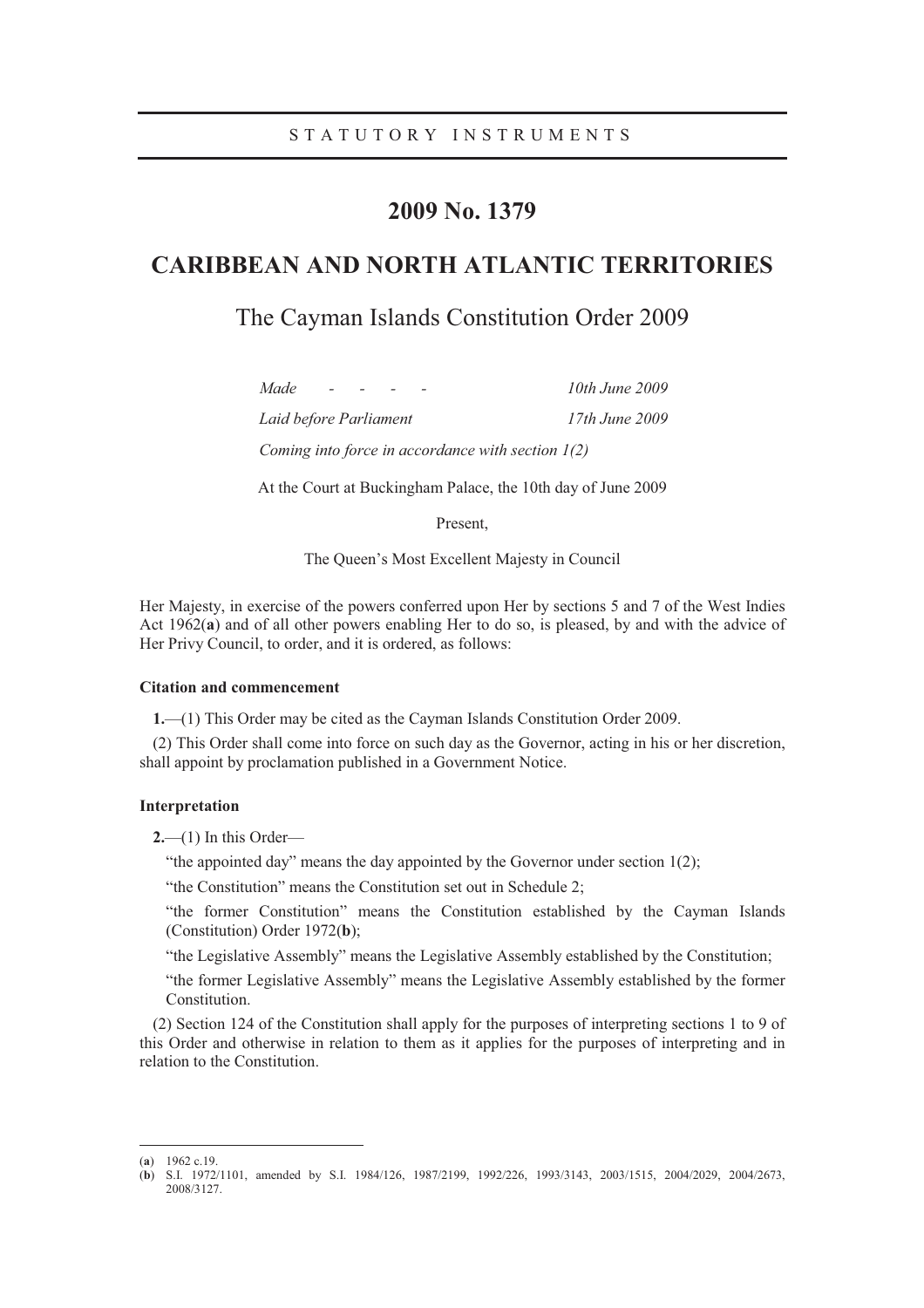STATUTORY INSTRUMENTS

# 2009 No. 1379

# CARIBBEAN AND NORTH ATLANTIC TERRITORIES

## The Cayman Islands Constitution Order 2009

*Made - - - - 10th June 2009*

*Laid before Parliament 17th June 2009*

*Coming into force in accordance with section 1(2)*

At the Court at Buckingham Palace, the 10th day of June 2009

Present,

The Queen's Most Excellent Majesty in Council

Her Majesty, in exercise of the powers conferred upon Her by sections 5 and 7 of the West Indies Act 1962(**a**) and of all other powers enabling Her to do so, is pleased, by and with the advice of Her Privy Council, to order, and it is ordered, as follows:

**Citation and commencement**

**1.**—(1) This Order may be cited as the Cayman Islands Constitution Order 2009.

(2) This Order shall come into force on such day as the Governor, acting in his or her discretion, shall appoint by proclamation published in a Government Notice.

**Interpretation**

**2.**—(1) In this Order—

"the appointed day" means the day appointed by the Governor under section 1(2);

"the Constitution" means the Constitution set out in Schedule 2;

"the former Constitution" means the Constitution established by the Cayman Islands (Constitution) Order 1972(**b**);

"the Legislative Assembly" means the Legislative Assembly established by the Constitution;

"the former Legislative Assembly" means the Legislative Assembly established by the former Constitution.

(2) Section 124 of the Constitution shall apply for the purposes of interpreting sections 1 to 9 of this Order and otherwise in relation to them as it applies for the purposes of interpreting and in relation to the Constitution.

---

(**a**) 1962 c.19.

(**b**) S.I. 1972/1101, amended by S.I. 1984/126, 1987/2199, 1992/226, 1993/3143, 2003/1515, 2004/2029, 2004/2673, 2008/3127.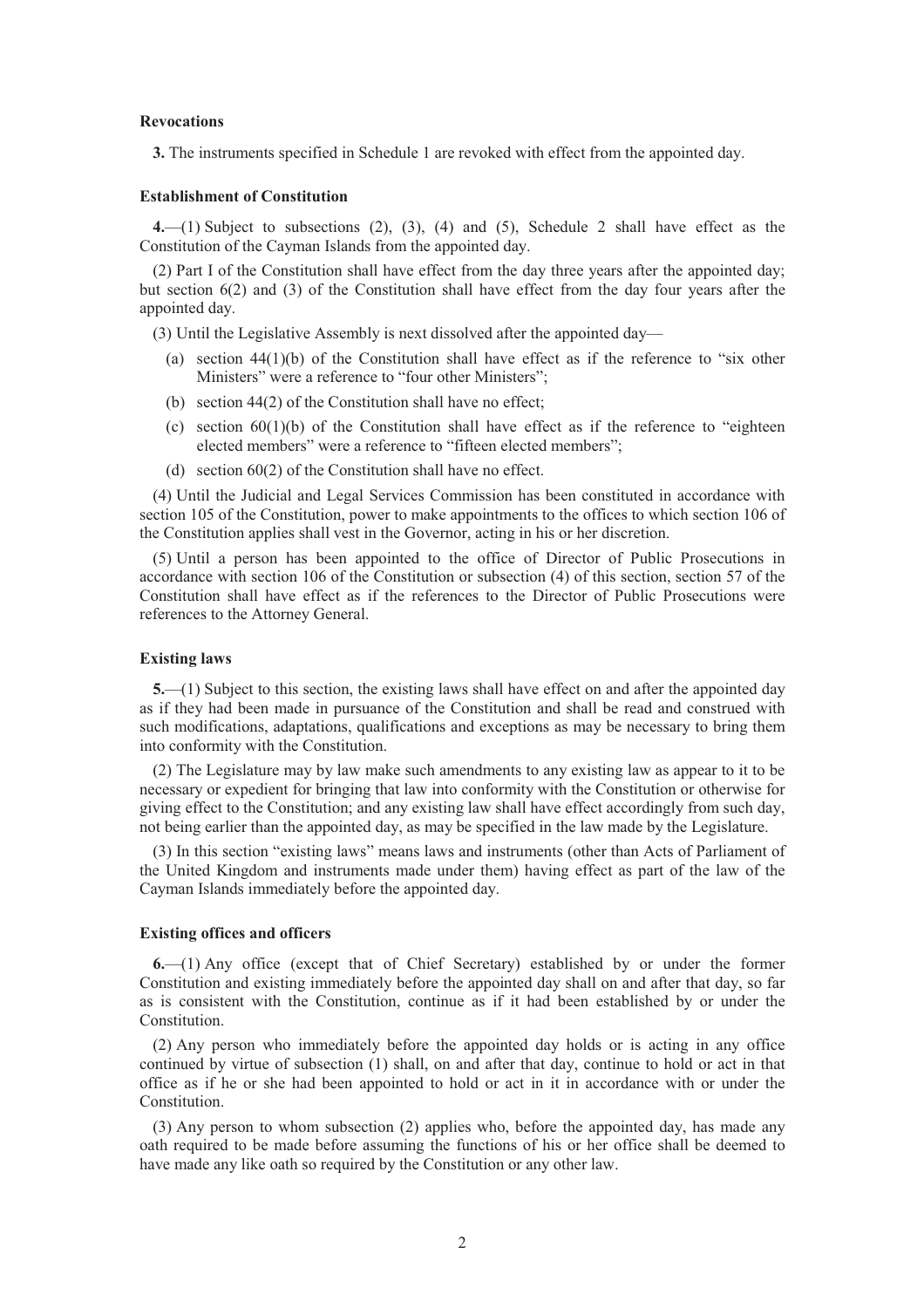**Revocations**

**3.** The instruments specified in Schedule 1 are revoked with effect from the appointed day.

**Establishment of Constitution**

**4.**—(1) Subject to subsections (2), (3), (4) and (5), Schedule 2 shall have effect as the Constitution of the Cayman Islands from the appointed day.

(2) Part I of the Constitution shall have effect from the day three years after the appointed day; but section 6(2) and (3) of the Constitution shall have effect from the day four years after the appointed day.

(3) Until the Legislative Assembly is next dissolved after the appointed day—

(a) section 44(1)(b) of the Constitution shall have effect as if the reference to "six other Ministers" were a reference to "four other Ministers";

(b) section 44(2) of the Constitution shall have no effect;

(c) section 60(1)(b) of the Constitution shall have effect as if the reference to "eighteen elected members" were a reference to "fifteen elected members";

(d) section 60(2) of the Constitution shall have no effect.

(4) Until the Judicial and Legal Services Commission has been constituted in accordance with section 105 of the Constitution, power to make appointments to the offices to which section 106 of the Constitution applies shall vest in the Governor, acting in his or her discretion.

(5) Until a person has been appointed to the office of Director of Public Prosecutions in accordance with section 106 of the Constitution or subsection (4) of this section, section 57 of the Constitution shall have effect as if the references to the Director of Public Prosecutions were references to the Attorney General.

**Existing laws**

**5.**—(1) Subject to this section, the existing laws shall have effect on and after the appointed day as if they had been made in pursuance of the Constitution and shall be read and construed with such modifications, adaptations, qualifications and exceptions as may be necessary to bring them into conformity with the Constitution.

(2) The Legislature may by law make such amendments to any existing law as appear to it to be necessary or expedient for bringing that law into conformity with the Constitution or otherwise for giving effect to the Constitution; and any existing law shall have effect accordingly from such day, not being earlier than the appointed day, as may be specified in the law made by the Legislature.

(3) In this section "existing laws" means laws and instruments (other than Acts of Parliament of the United Kingdom and instruments made under them) having effect as part of the law of the Cayman Islands immediately before the appointed day.

**Existing offices and officers**

**6.**—(1) Any office (except that of Chief Secretary) established by or under the former Constitution and existing immediately before the appointed day shall on and after that day, so far as is consistent with the Constitution, continue as if it had been established by or under the Constitution.

(2) Any person who immediately before the appointed day holds or is acting in any office continued by virtue of subsection (1) shall, on and after that day, continue to hold or act in that office as if he or she had been appointed to hold or act in it in accordance with or under the Constitution.

(3) Any person to whom subsection (2) applies who, before the appointed day, has made any oath required to be made before assuming the functions of his or her office shall be deemed to have made any like oath so required by the Constitution or any other law.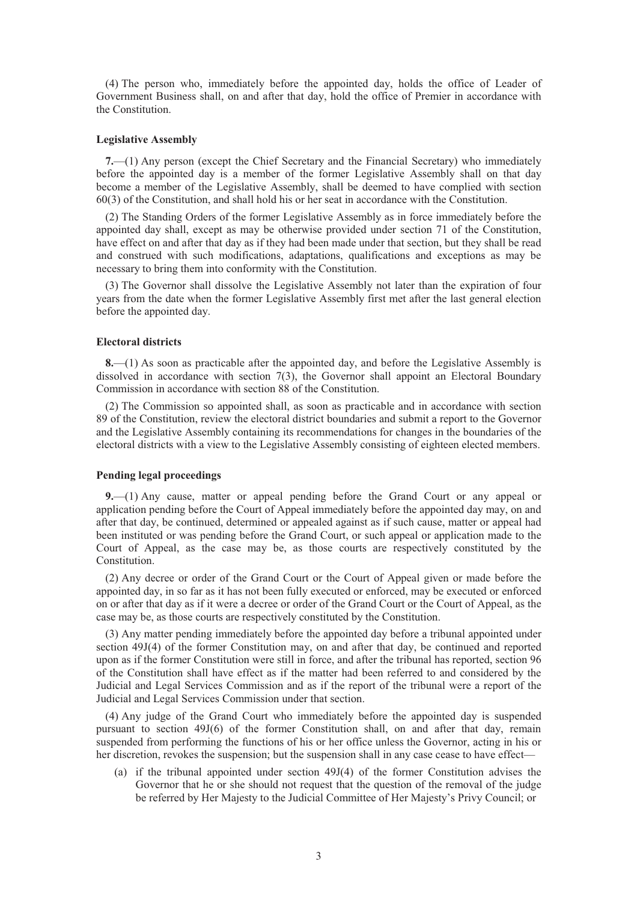(4) The person who, immediately before the appointed day, holds the office of Leader of Government Business shall, on and after that day, hold the office of Premier in accordance with the Constitution.

**Legislative Assembly**

**7.**—(1) Any person (except the Chief Secretary and the Financial Secretary) who immediately before the appointed day is a member of the former Legislative Assembly shall on that day become a member of the Legislative Assembly, shall be deemed to have complied with section 60(3) of the Constitution, and shall hold his or her seat in accordance with the Constitution.

(2) The Standing Orders of the former Legislative Assembly as in force immediately before the appointed day shall, except as may be otherwise provided under section 71 of the Constitution, have effect on and after that day as if they had been made under that section, but they shall be read and construed with such modifications, adaptations, qualifications and exceptions as may be necessary to bring them into conformity with the Constitution.

(3) The Governor shall dissolve the Legislative Assembly not later than the expiration of four years from the date when the former Legislative Assembly first met after the last general election before the appointed day.

**Electoral districts**

**8.**—(1) As soon as practicable after the appointed day, and before the Legislative Assembly is dissolved in accordance with section 7(3), the Governor shall appoint an Electoral Boundary Commission in accordance with section 88 of the Constitution.

(2) The Commission so appointed shall, as soon as practicable and in accordance with section 89 of the Constitution, review the electoral district boundaries and submit a report to the Governor and the Legislative Assembly containing its recommendations for changes in the boundaries of the electoral districts with a view to the Legislative Assembly consisting of eighteen elected members.

**Pending legal proceedings**

**9.**—(1) Any cause, matter or appeal pending before the Grand Court or any appeal or application pending before the Court of Appeal immediately before the appointed day may, on and after that day, be continued, determined or appealed against as if such cause, matter or appeal had been instituted or was pending before the Grand Court, or such appeal or application made to the Court of Appeal, as the case may be, as those courts are respectively constituted by the Constitution.

(2) Any decree or order of the Grand Court or the Court of Appeal given or made before the appointed day, in so far as it has not been fully executed or enforced, may be executed or enforced on or after that day as if it were a decree or order of the Grand Court or the Court of Appeal, as the case may be, as those courts are respectively constituted by the Constitution.

(3) Any matter pending immediately before the appointed day before a tribunal appointed under section 49J(4) of the former Constitution may, on and after that day, be continued and reported upon as if the former Constitution were still in force, and after the tribunal has reported, section 96 of the Constitution shall have effect as if the matter had been referred to and considered by the Judicial and Legal Services Commission and as if the report of the tribunal were a report of the Judicial and Legal Services Commission under that section.

(4) Any judge of the Grand Court who immediately before the appointed day is suspended pursuant to section 49J(6) of the former Constitution shall, on and after that day, remain suspended from performing the functions of his or her office unless the Governor, acting in his or her discretion, revokes the suspension; but the suspension shall in any case cease to have effect—

(a) if the tribunal appointed under section 49J(4) of the former Constitution advises the Governor that he or she should not request that the question of the removal of the judge be referred by Her Majesty to the Judicial Committee of Her Majesty's Privy Council; or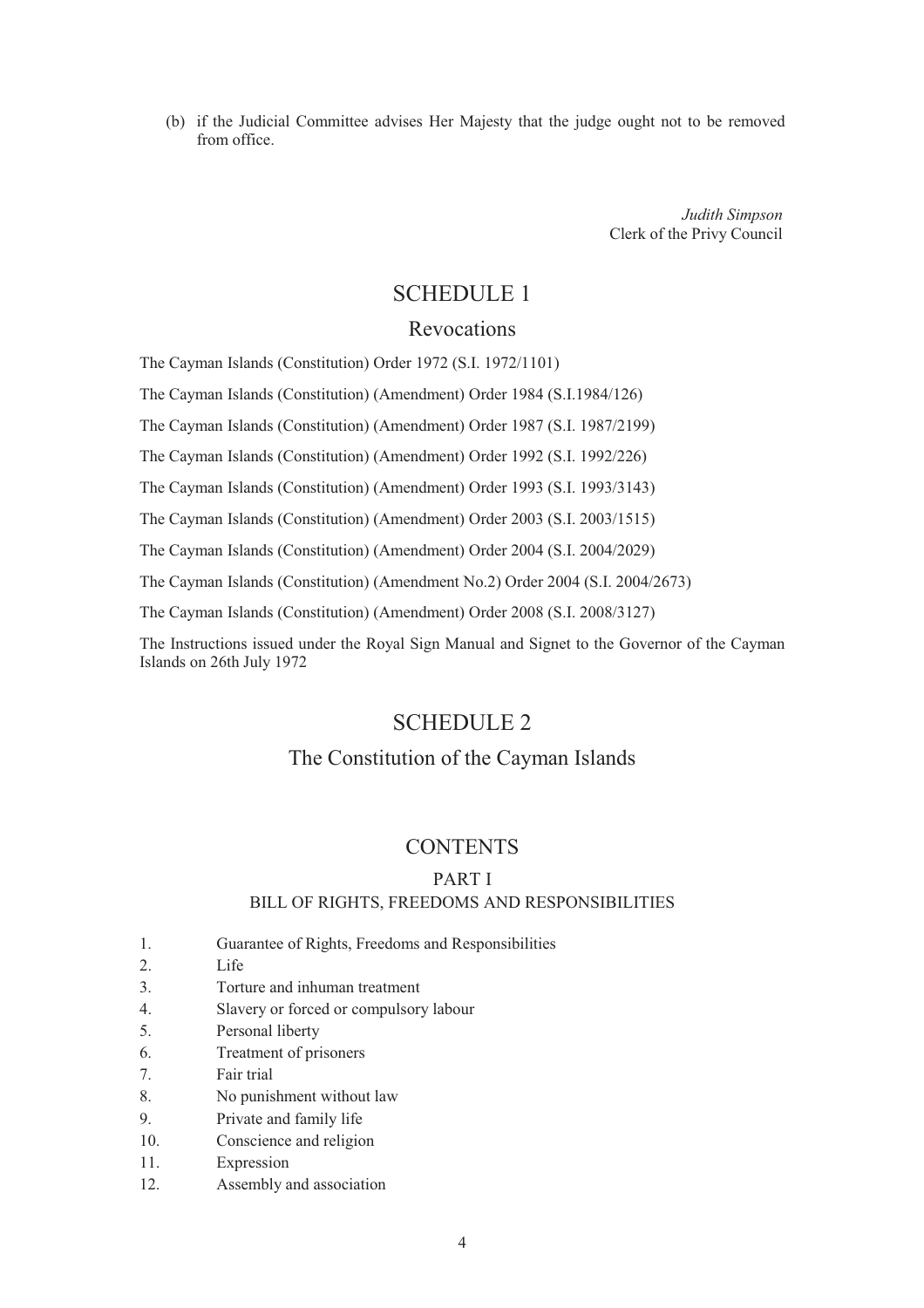(b) if the Judicial Committee advises Her Majesty that the judge ought not to be removed from office.

*Judith Simpson*
Clerk of the Privy Council

# SCHEDULE 1

## Revocations

The Cayman Islands (Constitution) Order 1972 (S.I. 1972/1101)

The Cayman Islands (Constitution) (Amendment) Order 1984 (S.I.1984/126)

The Cayman Islands (Constitution) (Amendment) Order 1987 (S.I. 1987/2199)

The Cayman Islands (Constitution) (Amendment) Order 1992 (S.I. 1992/226)

The Cayman Islands (Constitution) (Amendment) Order 1993 (S.I. 1993/3143)

The Cayman Islands (Constitution) (Amendment) Order 2003 (S.I. 2003/1515)

The Cayman Islands (Constitution) (Amendment) Order 2004 (S.I. 2004/2029)

The Cayman Islands (Constitution) (Amendment No.2) Order 2004 (S.I. 2004/2673)

The Cayman Islands (Constitution) (Amendment) Order 2008 (S.I. 2008/3127)

The Instructions issued under the Royal Sign Manual and Signet to the Governor of the Cayman Islands on 26th July 1972

# SCHEDULE 2

## The Constitution of the Cayman Islands

## CONTENTS

### PART I
### BILL OF RIGHTS, FREEDOMS AND RESPONSIBILITIES

1. Guarantee of Rights, Freedoms and Responsibilities
2. Life
3. Torture and inhuman treatment
4. Slavery or forced or compulsory labour
5. Personal liberty
6. Treatment of prisoners
7. Fair trial
8. No punishment without law
9. Private and family life
10. Conscience and religion
11. Expression
12. Assembly and association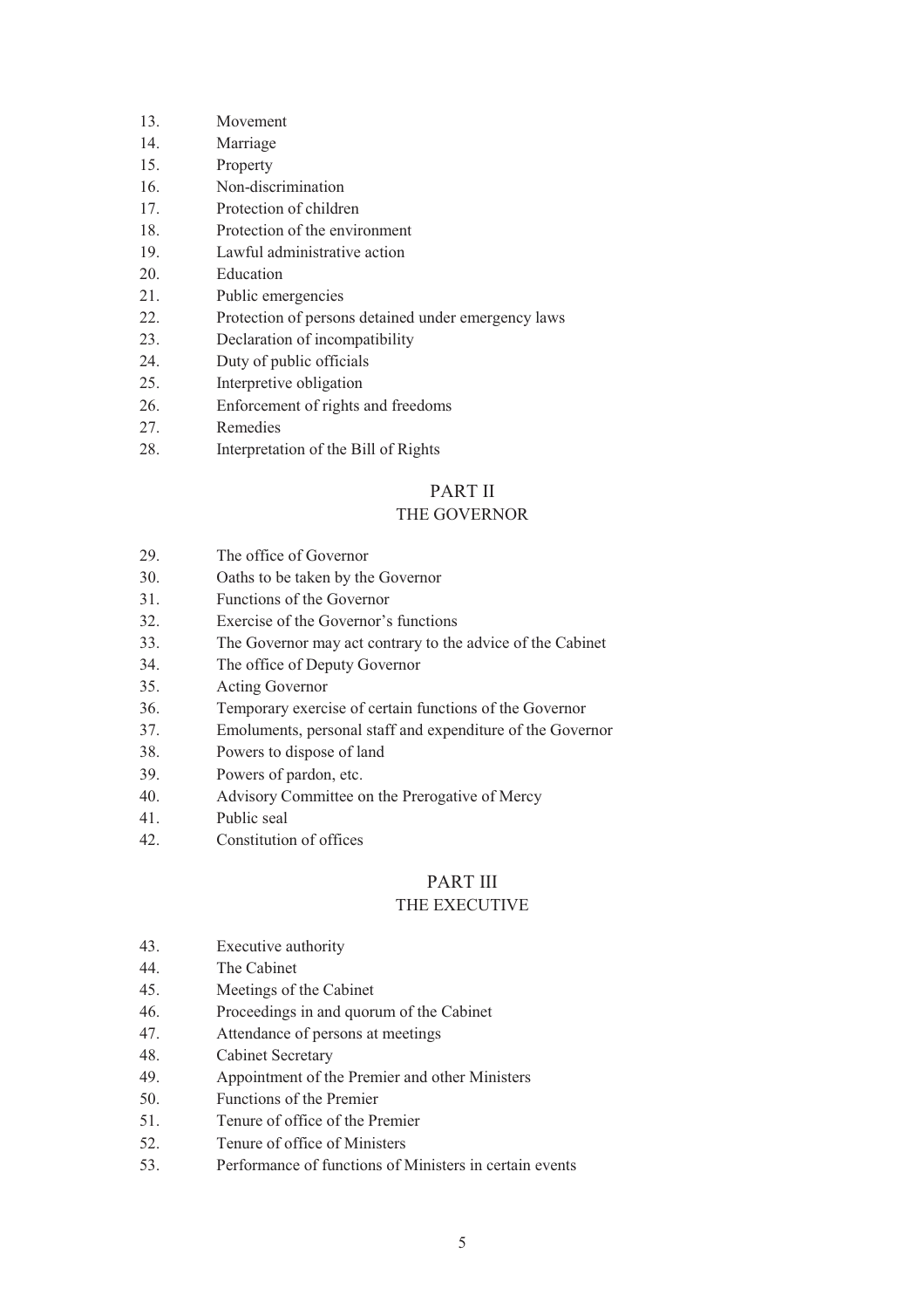13. Movement
14. Marriage
15. Property
16. Non-discrimination
17. Protection of children
18. Protection of the environment
19. Lawful administrative action
20. Education
21. Public emergencies
22. Protection of persons detained under emergency laws
23. Declaration of incompatibility
24. Duty of public officials
25. Interpretive obligation
26. Enforcement of rights and freedoms
27. Remedies
28. Interpretation of the Bill of Rights

## PART II
## THE GOVERNOR

29. The office of Governor
30. Oaths to be taken by the Governor
31. Functions of the Governor
32. Exercise of the Governor's functions
33. The Governor may act contrary to the advice of the Cabinet
34. The office of Deputy Governor
35. Acting Governor
36. Temporary exercise of certain functions of the Governor
37. Emoluments, personal staff and expenditure of the Governor
38. Powers to dispose of land
39. Powers of pardon, etc.
40. Advisory Committee on the Prerogative of Mercy
41. Public seal
42. Constitution of offices

## PART III
## THE EXECUTIVE

43. Executive authority
44. The Cabinet
45. Meetings of the Cabinet
46. Proceedings in and quorum of the Cabinet
47. Attendance of persons at meetings
48. Cabinet Secretary
49. Appointment of the Premier and other Ministers
50. Functions of the Premier
51. Tenure of office of the Premier
52. Tenure of office of Ministers
53. Performance of functions of Ministers in certain events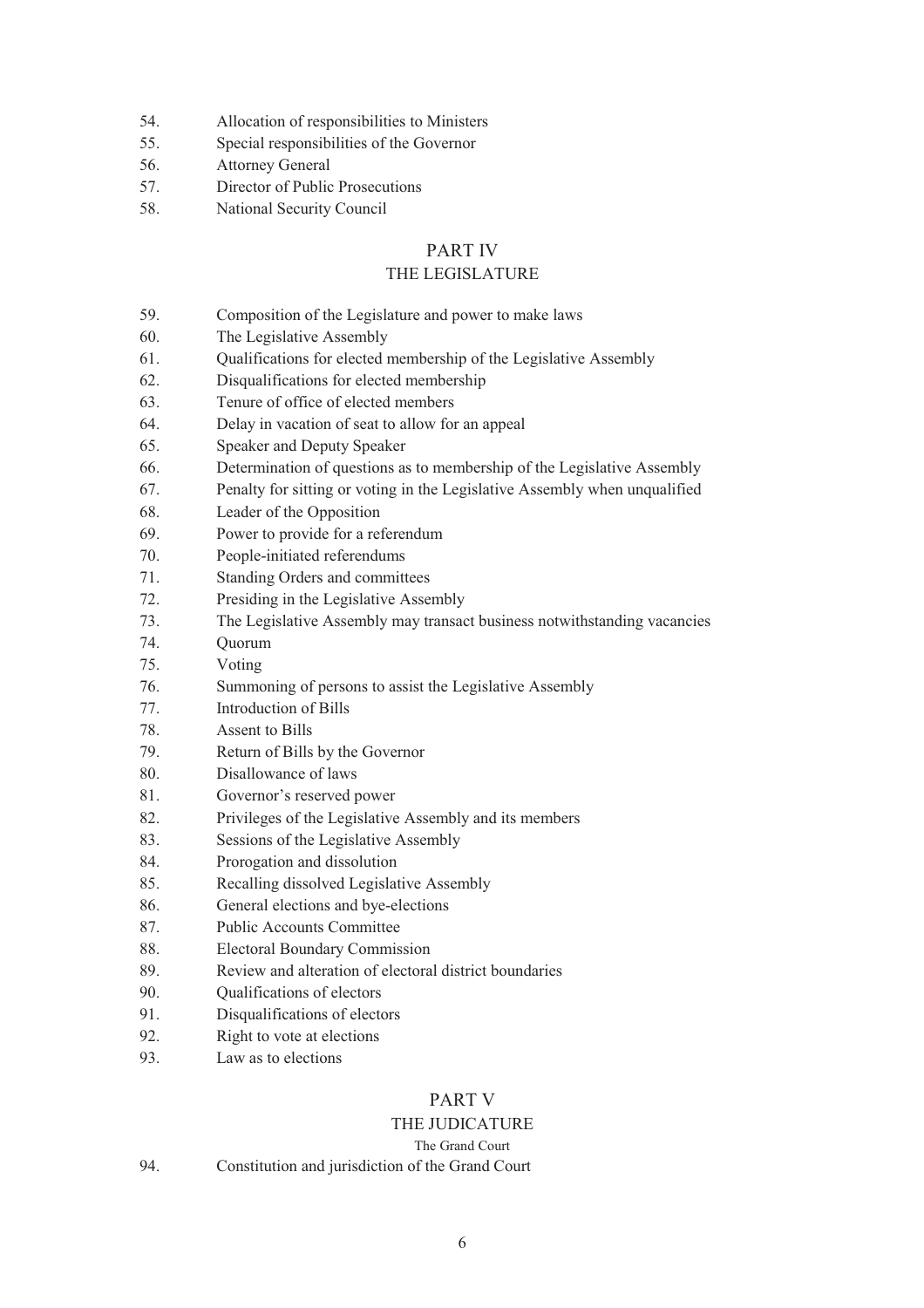54. Allocation of responsibilities to Ministers
55. Special responsibilities of the Governor
56. Attorney General
57. Director of Public Prosecutions
58. National Security Council

## PART IV
## THE LEGISLATURE

59. Composition of the Legislature and power to make laws
60. The Legislative Assembly
61. Qualifications for elected membership of the Legislative Assembly
62. Disqualifications for elected membership
63. Tenure of office of elected members
64. Delay in vacation of seat to allow for an appeal
65. Speaker and Deputy Speaker
66. Determination of questions as to membership of the Legislative Assembly
67. Penalty for sitting or voting in the Legislative Assembly when unqualified
68. Leader of the Opposition
69. Power to provide for a referendum
70. People-initiated referendums
71. Standing Orders and committees
72. Presiding in the Legislative Assembly
73. The Legislative Assembly may transact business notwithstanding vacancies
74. Quorum
75. Voting
76. Summoning of persons to assist the Legislative Assembly
77. Introduction of Bills
78. Assent to Bills
79. Return of Bills by the Governor
80. Disallowance of laws
81. Governor's reserved power
82. Privileges of the Legislative Assembly and its members
83. Sessions of the Legislative Assembly
84. Prorogation and dissolution
85. Recalling dissolved Legislative Assembly
86. General elections and bye-elections
87. Public Accounts Committee
88. Electoral Boundary Commission
89. Review and alteration of electoral district boundaries
90. Qualifications of electors
91. Disqualifications of electors
92. Right to vote at elections
93. Law as to elections

## PART V
## THE JUDICATURE

### The Grand Court

94. Constitution and jurisdiction of the Grand Court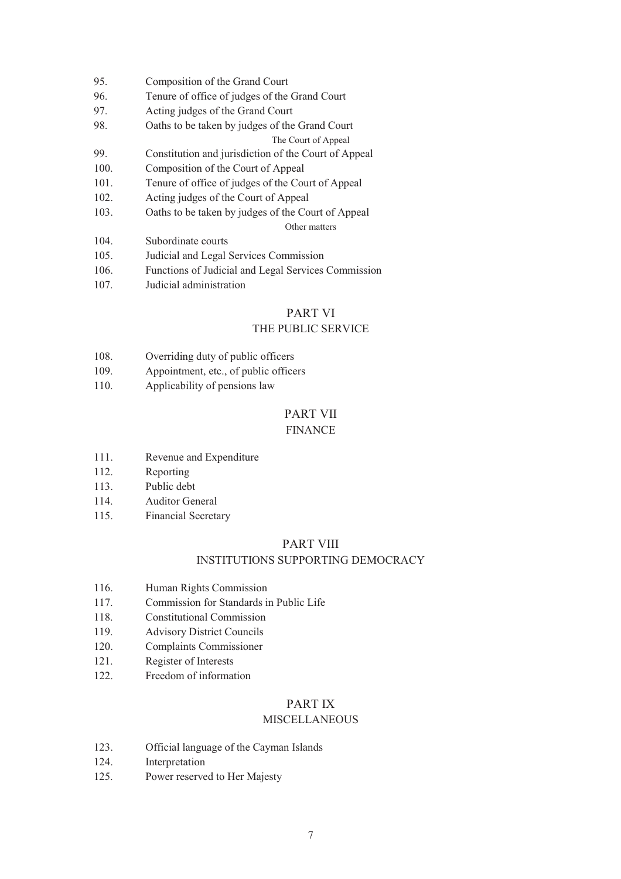95. Composition of the Grand Court
96. Tenure of office of judges of the Grand Court
97. Acting judges of the Grand Court
98. Oaths to be taken by judges of the Grand Court

The Court of Appeal

99. Constitution and jurisdiction of the Court of Appeal
100. Composition of the Court of Appeal
101. Tenure of office of judges of the Court of Appeal
102. Acting judges of the Court of Appeal
103. Oaths to be taken by judges of the Court of Appeal

Other matters

104. Subordinate courts
105. Judicial and Legal Services Commission
106. Functions of Judicial and Legal Services Commission
107. Judicial administration

## PART VI
## THE PUBLIC SERVICE

108. Overriding duty of public officers
109. Appointment, etc., of public officers
110. Applicability of pensions law

## PART VII
## FINANCE

111. Revenue and Expenditure
112. Reporting
113. Public debt
114. Auditor General
115. Financial Secretary

## PART VIII
## INSTITUTIONS SUPPORTING DEMOCRACY

116. Human Rights Commission
117. Commission for Standards in Public Life
118. Constitutional Commission
119. Advisory District Councils
120. Complaints Commissioner
121. Register of Interests
122. Freedom of information

## PART IX
## MISCELLANEOUS

123. Official language of the Cayman Islands
124. Interpretation
125. Power reserved to Her Majesty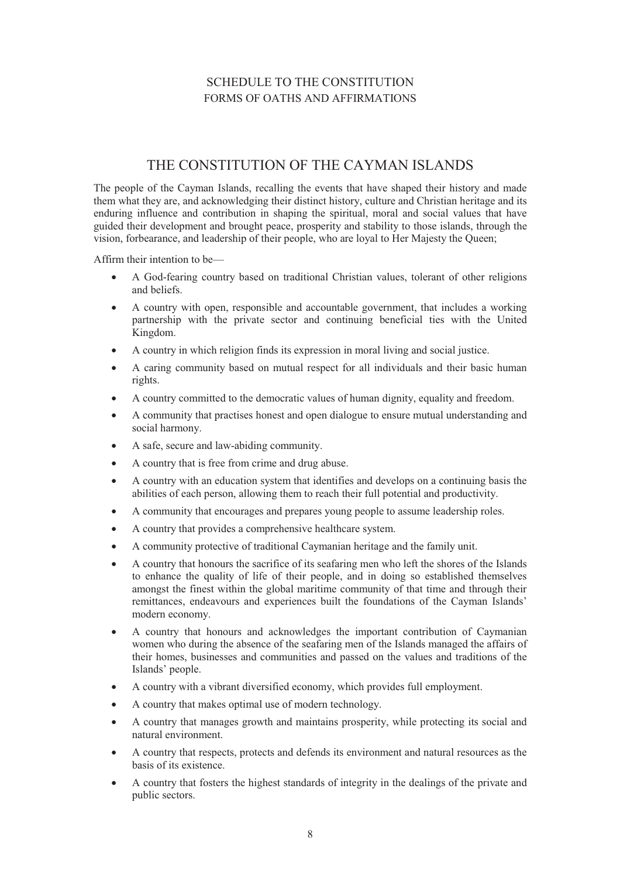SCHEDULE TO THE CONSTITUTION
FORMS OF OATHS AND AFFIRMATIONS

# THE CONSTITUTION OF THE CAYMAN ISLANDS

The people of the Cayman Islands, recalling the events that have shaped their history and made them what they are, and acknowledging their distinct history, culture and Christian heritage and its enduring influence and contribution in shaping the spiritual, moral and social values that have guided their development and brought peace, prosperity and stability to those islands, through the vision, forbearance, and leadership of their people, who are loyal to Her Majesty the Queen;

Affirm their intention to be—

- A God-fearing country based on traditional Christian values, tolerant of other religions and beliefs.
- A country with open, responsible and accountable government, that includes a working partnership with the private sector and continuing beneficial ties with the United Kingdom.
- A country in which religion finds its expression in moral living and social justice.
- A caring community based on mutual respect for all individuals and their basic human rights.
- A country committed to the democratic values of human dignity, equality and freedom.
- A community that practises honest and open dialogue to ensure mutual understanding and social harmony.
- A safe, secure and law-abiding community.
- A country that is free from crime and drug abuse.
- A country with an education system that identifies and develops on a continuing basis the abilities of each person, allowing them to reach their full potential and productivity.
- A community that encourages and prepares young people to assume leadership roles.
- A country that provides a comprehensive healthcare system.
- A community protective of traditional Caymanian heritage and the family unit.
- A country that honours the sacrifice of its seafaring men who left the shores of the Islands to enhance the quality of life of their people, and in doing so established themselves amongst the finest within the global maritime community of that time and through their remittances, endeavours and experiences built the foundations of the Cayman Islands' modern economy.
- A country that honours and acknowledges the important contribution of Caymanian women who during the absence of the seafaring men of the Islands managed the affairs of their homes, businesses and communities and passed on the values and traditions of the Islands' people.
- A country with a vibrant diversified economy, which provides full employment.
- A country that makes optimal use of modern technology.
- A country that manages growth and maintains prosperity, while protecting its social and natural environment.
- A country that respects, protects and defends its environment and natural resources as the basis of its existence.
- A country that fosters the highest standards of integrity in the dealings of the private and public sectors.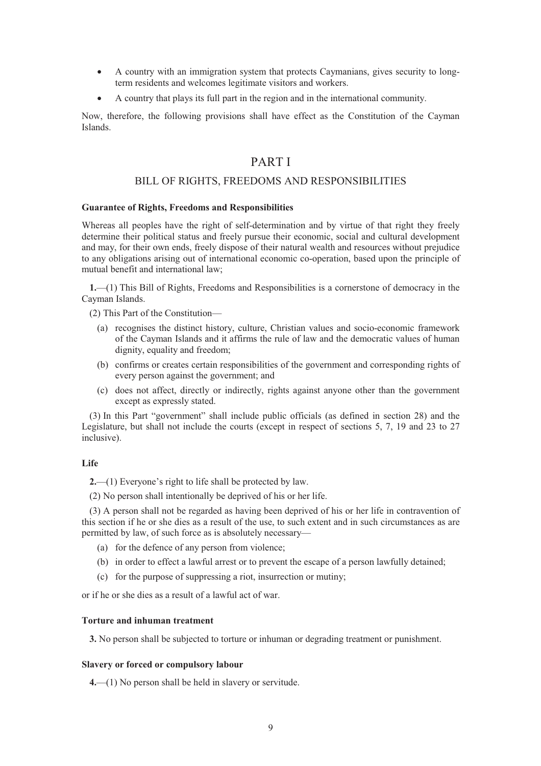- A country with an immigration system that protects Caymanians, gives security to long-term residents and welcomes legitimate visitors and workers.
- A country that plays its full part in the region and in the international community.

Now, therefore, the following provisions shall have effect as the Constitution of the Cayman Islands.

# PART I

## BILL OF RIGHTS, FREEDOMS AND RESPONSIBILITIES

**Guarantee of Rights, Freedoms and Responsibilities**

Whereas all peoples have the right of self-determination and by virtue of that right they freely determine their political status and freely pursue their economic, social and cultural development and may, for their own ends, freely dispose of their natural wealth and resources without prejudice to any obligations arising out of international economic co-operation, based upon the principle of mutual benefit and international law;

**1.**—(1) This Bill of Rights, Freedoms and Responsibilities is a cornerstone of democracy in the Cayman Islands.

(2) This Part of the Constitution—

(a) recognises the distinct history, culture, Christian values and socio-economic framework of the Cayman Islands and it affirms the rule of law and the democratic values of human dignity, equality and freedom;

(b) confirms or creates certain responsibilities of the government and corresponding rights of every person against the government; and

(c) does not affect, directly or indirectly, rights against anyone other than the government except as expressly stated.

(3) In this Part "government" shall include public officials (as defined in section 28) and the Legislature, but shall not include the courts (except in respect of sections 5, 7, 19 and 23 to 27 inclusive).

**Life**

**2.**—(1) Everyone's right to life shall be protected by law.

(2) No person shall intentionally be deprived of his or her life.

(3) A person shall not be regarded as having been deprived of his or her life in contravention of this section if he or she dies as a result of the use, to such extent and in such circumstances as are permitted by law, of such force as is absolutely necessary—

(a) for the defence of any person from violence;

(b) in order to effect a lawful arrest or to prevent the escape of a person lawfully detained;

(c) for the purpose of suppressing a riot, insurrection or mutiny;

or if he or she dies as a result of a lawful act of war.

**Torture and inhuman treatment**

**3.** No person shall be subjected to torture or inhuman or degrading treatment or punishment.

**Slavery or forced or compulsory labour**

**4.**—(1) No person shall be held in slavery or servitude.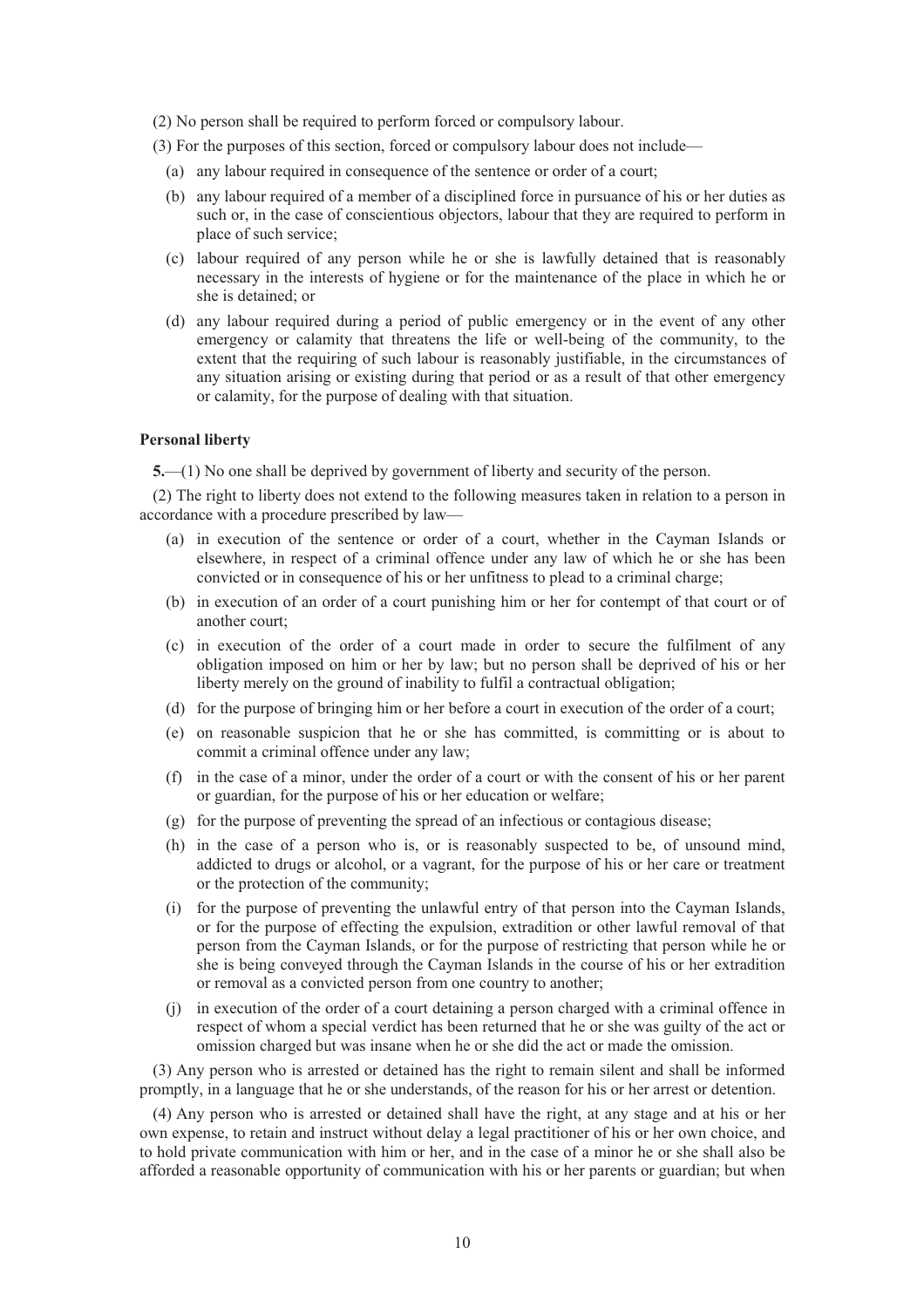(2) No person shall be required to perform forced or compulsory labour.

(3) For the purposes of this section, forced or compulsory labour does not include—

- (a) any labour required in consequence of the sentence or order of a court;
- (b) any labour required of a member of a disciplined force in pursuance of his or her duties as such or, in the case of conscientious objectors, labour that they are required to perform in place of such service;
- (c) labour required of any person while he or she is lawfully detained that is reasonably necessary in the interests of hygiene or for the maintenance of the place in which he or she is detained; or
- (d) any labour required during a period of public emergency or in the event of any other emergency or calamity that threatens the life or well-being of the community, to the extent that the requiring of such labour is reasonably justifiable, in the circumstances of any situation arising or existing during that period or as a result of that other emergency or calamity, for the purpose of dealing with that situation.

**Personal liberty**

**5.**—(1) No one shall be deprived by government of liberty and security of the person.

(2) The right to liberty does not extend to the following measures taken in relation to a person in accordance with a procedure prescribed by law—

- (a) in execution of the sentence or order of a court, whether in the Cayman Islands or elsewhere, in respect of a criminal offence under any law of which he or she has been convicted or in consequence of his or her unfitness to plead to a criminal charge;
- (b) in execution of an order of a court punishing him or her for contempt of that court or of another court;
- (c) in execution of the order of a court made in order to secure the fulfilment of any obligation imposed on him or her by law; but no person shall be deprived of his or her liberty merely on the ground of inability to fulfil a contractual obligation;
- (d) for the purpose of bringing him or her before a court in execution of the order of a court;
- (e) on reasonable suspicion that he or she has committed, is committing or is about to commit a criminal offence under any law;
- (f) in the case of a minor, under the order of a court or with the consent of his or her parent or guardian, for the purpose of his or her education or welfare;
- (g) for the purpose of preventing the spread of an infectious or contagious disease;
- (h) in the case of a person who is, or is reasonably suspected to be, of unsound mind, addicted to drugs or alcohol, or a vagrant, for the purpose of his or her care or treatment or the protection of the community;
- (i) for the purpose of preventing the unlawful entry of that person into the Cayman Islands, or for the purpose of effecting the expulsion, extradition or other lawful removal of that person from the Cayman Islands, or for the purpose of restricting that person while he or she is being conveyed through the Cayman Islands in the course of his or her extradition or removal as a convicted person from one country to another;
- (j) in execution of the order of a court detaining a person charged with a criminal offence in respect of whom a special verdict has been returned that he or she was guilty of the act or omission charged but was insane when he or she did the act or made the omission.

(3) Any person who is arrested or detained has the right to remain silent and shall be informed promptly, in a language that he or she understands, of the reason for his or her arrest or detention.

(4) Any person who is arrested or detained shall have the right, at any stage and at his or her own expense, to retain and instruct without delay a legal practitioner of his or her own choice, and to hold private communication with him or her, and in the case of a minor he or she shall also be afforded a reasonable opportunity of communication with his or her parents or guardian; but when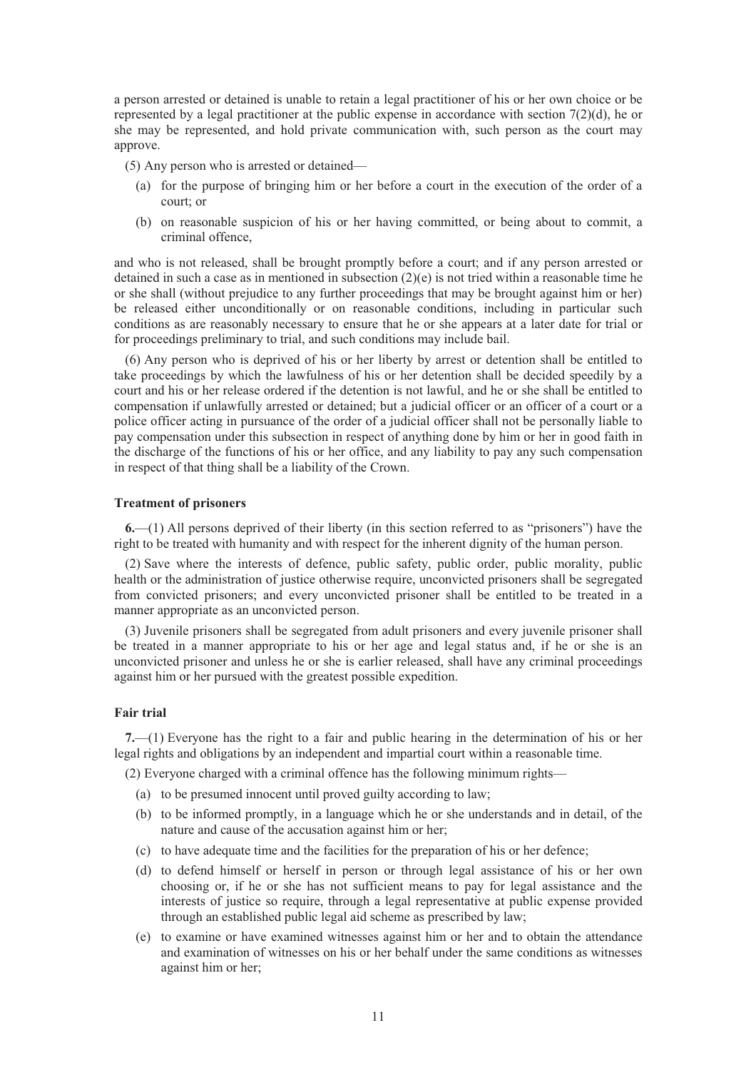a person arrested or detained is unable to retain a legal practitioner of his or her own choice or be represented by a legal practitioner at the public expense in accordance with section 7(2)(d), he or she may be represented, and hold private communication with, such person as the court may approve.

(5) Any person who is arrested or detained—

(a) for the purpose of bringing him or her before a court in the execution of the order of a court; or

(b) on reasonable suspicion of his or her having committed, or being about to commit, a criminal offence,

and who is not released, shall be brought promptly before a court; and if any person arrested or detained in such a case as in mentioned in subsection (2)(e) is not tried within a reasonable time he or she shall (without prejudice to any further proceedings that may be brought against him or her) be released either unconditionally or on reasonable conditions, including in particular such conditions as are reasonably necessary to ensure that he or she appears at a later date for trial or for proceedings preliminary to trial, and such conditions may include bail.

(6) Any person who is deprived of his or her liberty by arrest or detention shall be entitled to take proceedings by which the lawfulness of his or her detention shall be decided speedily by a court and his or her release ordered if the detention is not lawful, and he or she shall be entitled to compensation if unlawfully arrested or detained; but a judicial officer or an officer of a court or a police officer acting in pursuance of the order of a judicial officer shall not be personally liable to pay compensation under this subsection in respect of anything done by him or her in good faith in the discharge of the functions of his or her office, and any liability to pay any such compensation in respect of that thing shall be a liability of the Crown.

**Treatment of prisoners**

**6.**—(1) All persons deprived of their liberty (in this section referred to as "prisoners") have the right to be treated with humanity and with respect for the inherent dignity of the human person.

(2) Save where the interests of defence, public safety, public order, public morality, public health or the administration of justice otherwise require, unconvicted prisoners shall be segregated from convicted prisoners; and every unconvicted prisoner shall be entitled to be treated in a manner appropriate as an unconvicted person.

(3) Juvenile prisoners shall be segregated from adult prisoners and every juvenile prisoner shall be treated in a manner appropriate to his or her age and legal status and, if he or she is an unconvicted prisoner and unless he or she is earlier released, shall have any criminal proceedings against him or her pursued with the greatest possible expedition.

**Fair trial**

**7.**—(1) Everyone has the right to a fair and public hearing in the determination of his or her legal rights and obligations by an independent and impartial court within a reasonable time.

(2) Everyone charged with a criminal offence has the following minimum rights—

(a) to be presumed innocent until proved guilty according to law;

(b) to be informed promptly, in a language which he or she understands and in detail, of the nature and cause of the accusation against him or her;

(c) to have adequate time and the facilities for the preparation of his or her defence;

(d) to defend himself or herself in person or through legal assistance of his or her own choosing or, if he or she has not sufficient means to pay for legal assistance and the interests of justice so require, through a legal representative at public expense provided through an established public legal aid scheme as prescribed by law;

(e) to examine or have examined witnesses against him or her and to obtain the attendance and examination of witnesses on his or her behalf under the same conditions as witnesses against him or her;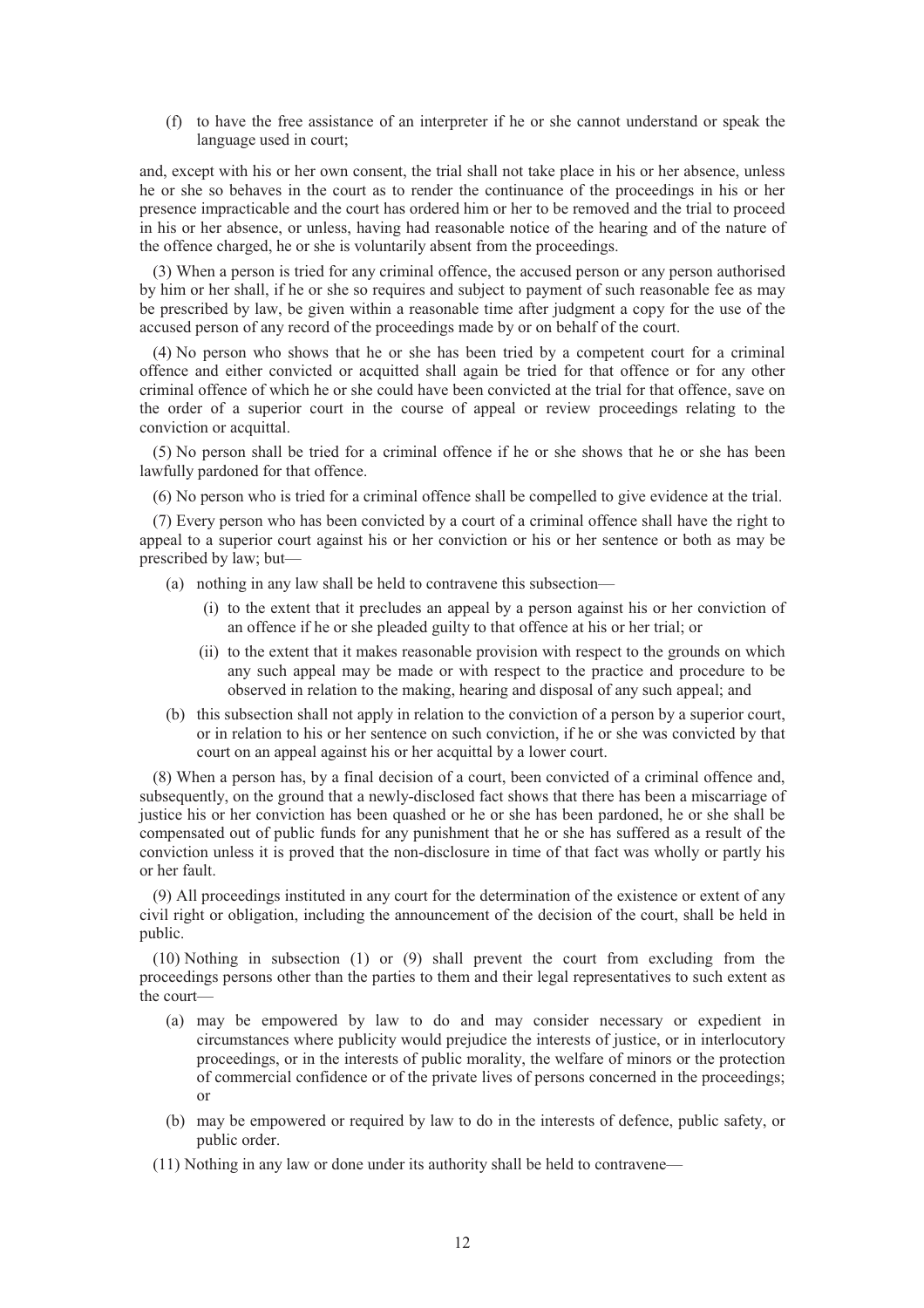(f) to have the free assistance of an interpreter if he or she cannot understand or speak the language used in court;

and, except with his or her own consent, the trial shall not take place in his or her absence, unless he or she so behaves in the court as to render the continuance of the proceedings in his or her presence impracticable and the court has ordered him or her to be removed and the trial to proceed in his or her absence, or unless, having had reasonable notice of the hearing and of the nature of the offence charged, he or she is voluntarily absent from the proceedings.

(3) When a person is tried for any criminal offence, the accused person or any person authorised by him or her shall, if he or she so requires and subject to payment of such reasonable fee as may be prescribed by law, be given within a reasonable time after judgment a copy for the use of the accused person of any record of the proceedings made by or on behalf of the court.

(4) No person who shows that he or she has been tried by a competent court for a criminal offence and either convicted or acquitted shall again be tried for that offence or for any other criminal offence of which he or she could have been convicted at the trial for that offence, save on the order of a superior court in the course of appeal or review proceedings relating to the conviction or acquittal.

(5) No person shall be tried for a criminal offence if he or she shows that he or she has been lawfully pardoned for that offence.

(6) No person who is tried for a criminal offence shall be compelled to give evidence at the trial.

(7) Every person who has been convicted by a court of a criminal offence shall have the right to appeal to a superior court against his or her conviction or his or her sentence or both as may be prescribed by law; but—

- (a) nothing in any law shall be held to contravene this subsection—
  - (i) to the extent that it precludes an appeal by a person against his or her conviction of an offence if he or she pleaded guilty to that offence at his or her trial; or
  - (ii) to the extent that it makes reasonable provision with respect to the grounds on which any such appeal may be made or with respect to the practice and procedure to be observed in relation to the making, hearing and disposal of any such appeal; and
- (b) this subsection shall not apply in relation to the conviction of a person by a superior court, or in relation to his or her sentence on such conviction, if he or she was convicted by that court on an appeal against his or her acquittal by a lower court.

(8) When a person has, by a final decision of a court, been convicted of a criminal offence and, subsequently, on the ground that a newly-disclosed fact shows that there has been a miscarriage of justice his or her conviction has been quashed or he or she has been pardoned, he or she shall be compensated out of public funds for any punishment that he or she has suffered as a result of the conviction unless it is proved that the non-disclosure in time of that fact was wholly or partly his or her fault.

(9) All proceedings instituted in any court for the determination of the existence or extent of any civil right or obligation, including the announcement of the decision of the court, shall be held in public.

(10) Nothing in subsection (1) or (9) shall prevent the court from excluding from the proceedings persons other than the parties to them and their legal representatives to such extent as the court—

- (a) may be empowered by law to do and may consider necessary or expedient in circumstances where publicity would prejudice the interests of justice, or in interlocutory proceedings, or in the interests of public morality, the welfare of minors or the protection of commercial confidence or of the private lives of persons concerned in the proceedings; or
- (b) may be empowered or required by law to do in the interests of defence, public safety, or public order.

(11) Nothing in any law or done under its authority shall be held to contravene—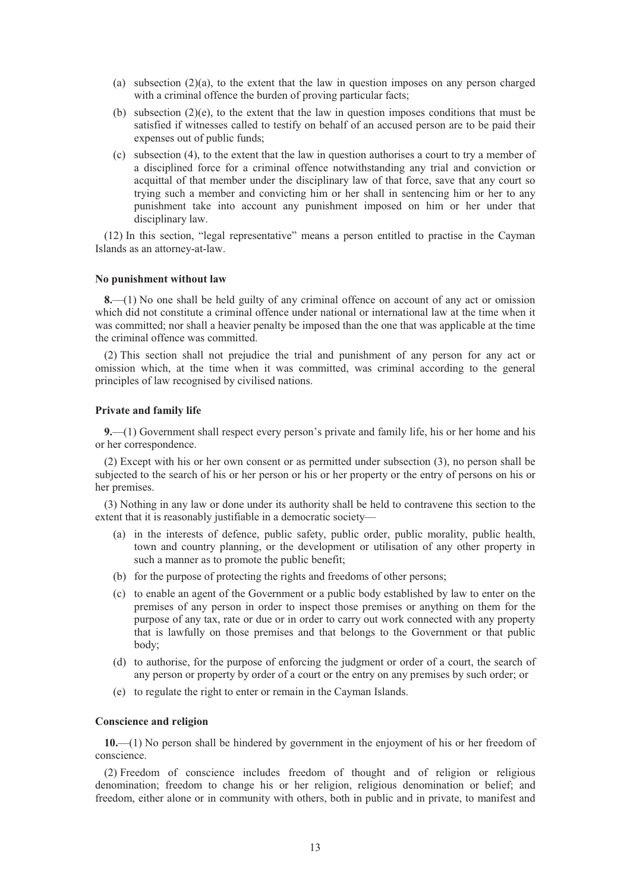- (a) subsection (2)(a), to the extent that the law in question imposes on any person charged with a criminal offence the burden of proving particular facts;
- (b) subsection (2)(e), to the extent that the law in question imposes conditions that must be satisfied if witnesses called to testify on behalf of an accused person are to be paid their expenses out of public funds;
- (c) subsection (4), to the extent that the law in question authorises a court to try a member of a disciplined force for a criminal offence notwithstanding any trial and conviction or acquittal of that member under the disciplinary law of that force, save that any court so trying such a member and convicting him or her shall in sentencing him or her to any punishment take into account any punishment imposed on him or her under that disciplinary law.

(12) In this section, "legal representative" means a person entitled to practise in the Cayman Islands as an attorney-at-law.

**No punishment without law**

**8.**—(1) No one shall be held guilty of any criminal offence on account of any act or omission which did not constitute a criminal offence under national or international law at the time when it was committed; nor shall a heavier penalty be imposed than the one that was applicable at the time the criminal offence was committed.

(2) This section shall not prejudice the trial and punishment of any person for any act or omission which, at the time when it was committed, was criminal according to the general principles of law recognised by civilised nations.

**Private and family life**

**9.**—(1) Government shall respect every person's private and family life, his or her home and his or her correspondence.

(2) Except with his or her own consent or as permitted under subsection (3), no person shall be subjected to the search of his or her person or his or her property or the entry of persons on his or her premises.

(3) Nothing in any law or done under its authority shall be held to contravene this section to the extent that it is reasonably justifiable in a democratic society—

- (a) in the interests of defence, public safety, public order, public morality, public health, town and country planning, or the development or utilisation of any other property in such a manner as to promote the public benefit;
- (b) for the purpose of protecting the rights and freedoms of other persons;
- (c) to enable an agent of the Government or a public body established by law to enter on the premises of any person in order to inspect those premises or anything on them for the purpose of any tax, rate or due or in order to carry out work connected with any property that is lawfully on those premises and that belongs to the Government or that public body;
- (d) to authorise, for the purpose of enforcing the judgment or order of a court, the search of any person or property by order of a court or the entry on any premises by such order; or
- (e) to regulate the right to enter or remain in the Cayman Islands.

**Conscience and religion**

**10.**—(1) No person shall be hindered by government in the enjoyment of his or her freedom of conscience.

(2) Freedom of conscience includes freedom of thought and of religion or religious denomination; freedom to change his or her religion, religious denomination or belief; and freedom, either alone or in community with others, both in public and in private, to manifest and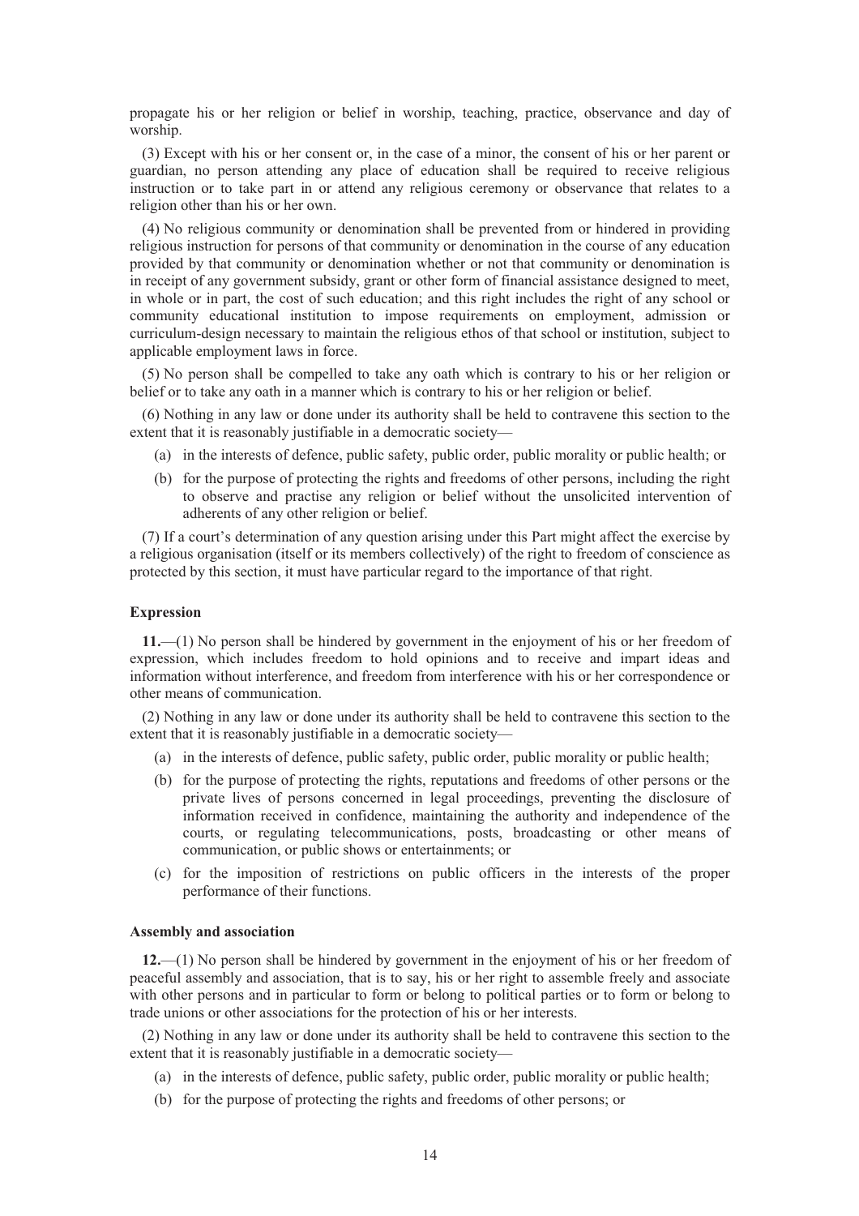propagate his or her religion or belief in worship, teaching, practice, observance and day of worship.

(3) Except with his or her consent or, in the case of a minor, the consent of his or her parent or guardian, no person attending any place of education shall be required to receive religious instruction or to take part in or attend any religious ceremony or observance that relates to a religion other than his or her own.

(4) No religious community or denomination shall be prevented from or hindered in providing religious instruction for persons of that community or denomination in the course of any education provided by that community or denomination whether or not that community or denomination is in receipt of any government subsidy, grant or other form of financial assistance designed to meet, in whole or in part, the cost of such education; and this right includes the right of any school or community educational institution to impose requirements on employment, admission or curriculum-design necessary to maintain the religious ethos of that school or institution, subject to applicable employment laws in force.

(5) No person shall be compelled to take any oath which is contrary to his or her religion or belief or to take any oath in a manner which is contrary to his or her religion or belief.

(6) Nothing in any law or done under its authority shall be held to contravene this section to the extent that it is reasonably justifiable in a democratic society—

- (a) in the interests of defence, public safety, public order, public morality or public health; or
- (b) for the purpose of protecting the rights and freedoms of other persons, including the right to observe and practise any religion or belief without the unsolicited intervention of adherents of any other religion or belief.

(7) If a court's determination of any question arising under this Part might affect the exercise by a religious organisation (itself or its members collectively) of the right to freedom of conscience as protected by this section, it must have particular regard to the importance of that right.

#### Expression

**11.**—(1) No person shall be hindered by government in the enjoyment of his or her freedom of expression, which includes freedom to hold opinions and to receive and impart ideas and information without interference, and freedom from interference with his or her correspondence or other means of communication.

(2) Nothing in any law or done under its authority shall be held to contravene this section to the extent that it is reasonably justifiable in a democratic society—

- (a) in the interests of defence, public safety, public order, public morality or public health;
- (b) for the purpose of protecting the rights, reputations and freedoms of other persons or the private lives of persons concerned in legal proceedings, preventing the disclosure of information received in confidence, maintaining the authority and independence of the courts, or regulating telecommunications, posts, broadcasting or other means of communication, or public shows or entertainments; or
- (c) for the imposition of restrictions on public officers in the interests of the proper performance of their functions.

#### Assembly and association

**12.**—(1) No person shall be hindered by government in the enjoyment of his or her freedom of peaceful assembly and association, that is to say, his or her right to assemble freely and associate with other persons and in particular to form or belong to political parties or to form or belong to trade unions or other associations for the protection of his or her interests.

(2) Nothing in any law or done under its authority shall be held to contravene this section to the extent that it is reasonably justifiable in a democratic society—

- (a) in the interests of defence, public safety, public order, public morality or public health;
- (b) for the purpose of protecting the rights and freedoms of other persons; or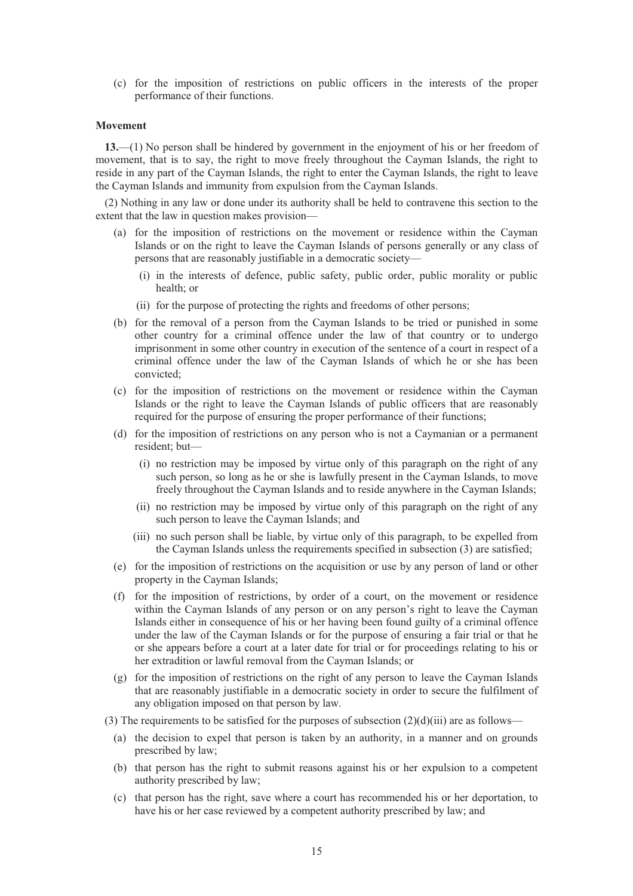(c) for the imposition of restrictions on public officers in the interests of the proper performance of their functions.

**Movement**

**13.**—(1) No person shall be hindered by government in the enjoyment of his or her freedom of movement, that is to say, the right to move freely throughout the Cayman Islands, the right to reside in any part of the Cayman Islands, the right to enter the Cayman Islands, the right to leave the Cayman Islands and immunity from expulsion from the Cayman Islands.

(2) Nothing in any law or done under its authority shall be held to contravene this section to the extent that the law in question makes provision—

- (a) for the imposition of restrictions on the movement or residence within the Cayman Islands or on the right to leave the Cayman Islands of persons generally or any class of persons that are reasonably justifiable in a democratic society—
  - (i) in the interests of defence, public safety, public order, public morality or public health; or
  - (ii) for the purpose of protecting the rights and freedoms of other persons;
- (b) for the removal of a person from the Cayman Islands to be tried or punished in some other country for a criminal offence under the law of that country or to undergo imprisonment in some other country in execution of the sentence of a court in respect of a criminal offence under the law of the Cayman Islands of which he or she has been convicted;
- (c) for the imposition of restrictions on the movement or residence within the Cayman Islands or the right to leave the Cayman Islands of public officers that are reasonably required for the purpose of ensuring the proper performance of their functions;
- (d) for the imposition of restrictions on any person who is not a Caymanian or a permanent resident; but—
  - (i) no restriction may be imposed by virtue only of this paragraph on the right of any such person, so long as he or she is lawfully present in the Cayman Islands, to move freely throughout the Cayman Islands and to reside anywhere in the Cayman Islands;
  - (ii) no restriction may be imposed by virtue only of this paragraph on the right of any such person to leave the Cayman Islands; and
  - (iii) no such person shall be liable, by virtue only of this paragraph, to be expelled from the Cayman Islands unless the requirements specified in subsection (3) are satisfied;
- (e) for the imposition of restrictions on the acquisition or use by any person of land or other property in the Cayman Islands;
- (f) for the imposition of restrictions, by order of a court, on the movement or residence within the Cayman Islands of any person or on any person's right to leave the Cayman Islands either in consequence of his or her having been found guilty of a criminal offence under the law of the Cayman Islands or for the purpose of ensuring a fair trial or that he or she appears before a court at a later date for trial or for proceedings relating to his or her extradition or lawful removal from the Cayman Islands; or
- (g) for the imposition of restrictions on the right of any person to leave the Cayman Islands that are reasonably justifiable in a democratic society in order to secure the fulfilment of any obligation imposed on that person by law.

(3) The requirements to be satisfied for the purposes of subsection (2)(d)(iii) are as follows—

- (a) the decision to expel that person is taken by an authority, in a manner and on grounds prescribed by law;
- (b) that person has the right to submit reasons against his or her expulsion to a competent authority prescribed by law;
- (c) that person has the right, save where a court has recommended his or her deportation, to have his or her case reviewed by a competent authority prescribed by law; and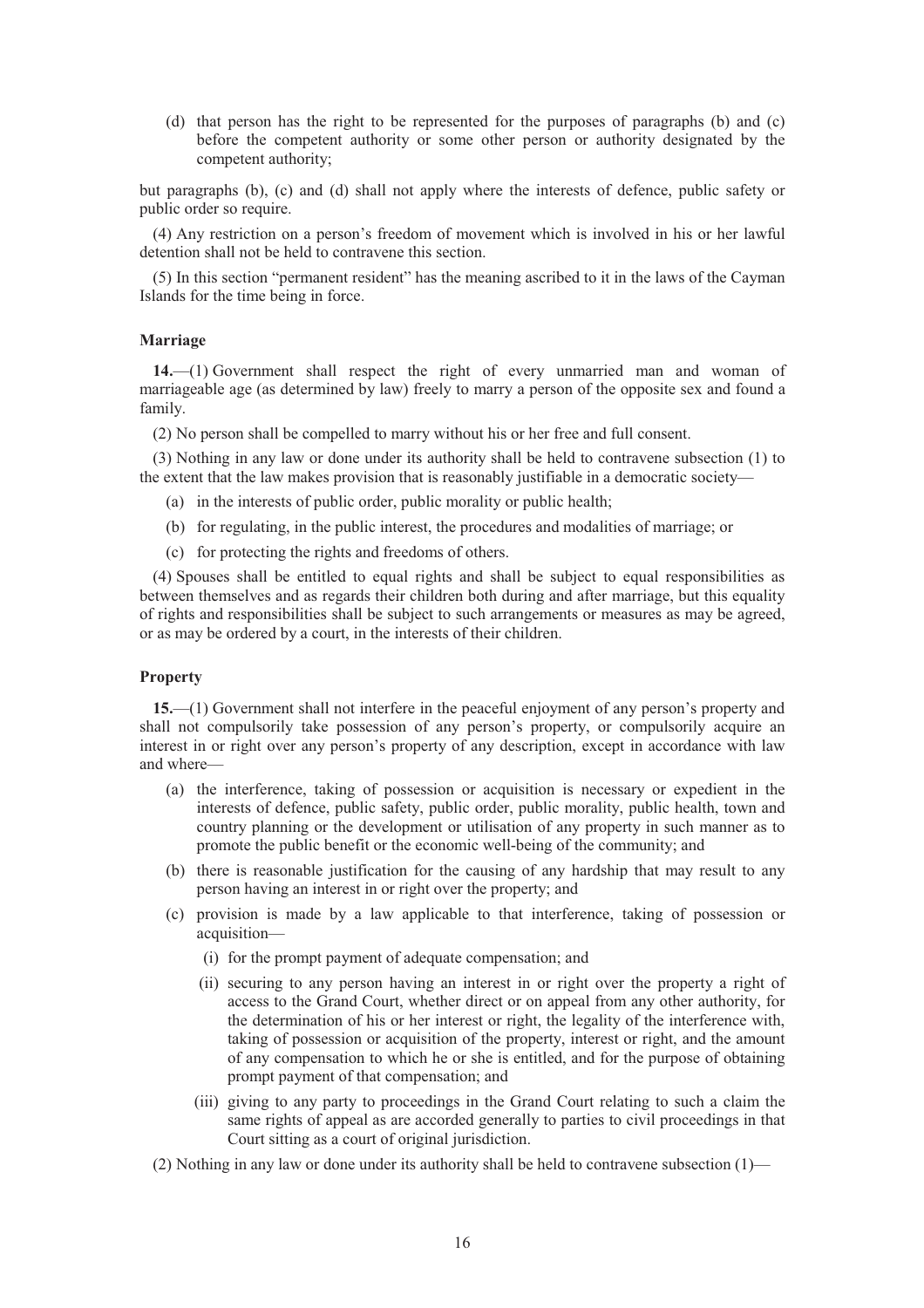(d) that person has the right to be represented for the purposes of paragraphs (b) and (c) before the competent authority or some other person or authority designated by the competent authority;

but paragraphs (b), (c) and (d) shall not apply where the interests of defence, public safety or public order so require.

(4) Any restriction on a person's freedom of movement which is involved in his or her lawful detention shall not be held to contravene this section.

(5) In this section "permanent resident" has the meaning ascribed to it in the laws of the Cayman Islands for the time being in force.

**Marriage**

**14.**—(1) Government shall respect the right of every unmarried man and woman of marriageable age (as determined by law) freely to marry a person of the opposite sex and found a family.

(2) No person shall be compelled to marry without his or her free and full consent.

(3) Nothing in any law or done under its authority shall be held to contravene subsection (1) to the extent that the law makes provision that is reasonably justifiable in a democratic society—

(a) in the interests of public order, public morality or public health;

(b) for regulating, in the public interest, the procedures and modalities of marriage; or

(c) for protecting the rights and freedoms of others.

(4) Spouses shall be entitled to equal rights and shall be subject to equal responsibilities as between themselves and as regards their children both during and after marriage, but this equality of rights and responsibilities shall be subject to such arrangements or measures as may be agreed, or as may be ordered by a court, in the interests of their children.

**Property**

**15.**—(1) Government shall not interfere in the peaceful enjoyment of any person's property and shall not compulsorily take possession of any person's property, or compulsorily acquire an interest in or right over any person's property of any description, except in accordance with law and where—

(a) the interference, taking of possession or acquisition is necessary or expedient in the interests of defence, public safety, public order, public morality, public health, town and country planning or the development or utilisation of any property in such manner as to promote the public benefit or the economic well-being of the community; and

(b) there is reasonable justification for the causing of any hardship that may result to any person having an interest in or right over the property; and

(c) provision is made by a law applicable to that interference, taking of possession or acquisition—

(i) for the prompt payment of adequate compensation; and

(ii) securing to any person having an interest in or right over the property a right of access to the Grand Court, whether direct or on appeal from any other authority, for the determination of his or her interest or right, the legality of the interference with, taking of possession or acquisition of the property, interest or right, and the amount of any compensation to which he or she is entitled, and for the purpose of obtaining prompt payment of that compensation; and

(iii) giving to any party to proceedings in the Grand Court relating to such a claim the same rights of appeal as are accorded generally to parties to civil proceedings in that Court sitting as a court of original jurisdiction.

(2) Nothing in any law or done under its authority shall be held to contravene subsection (1)—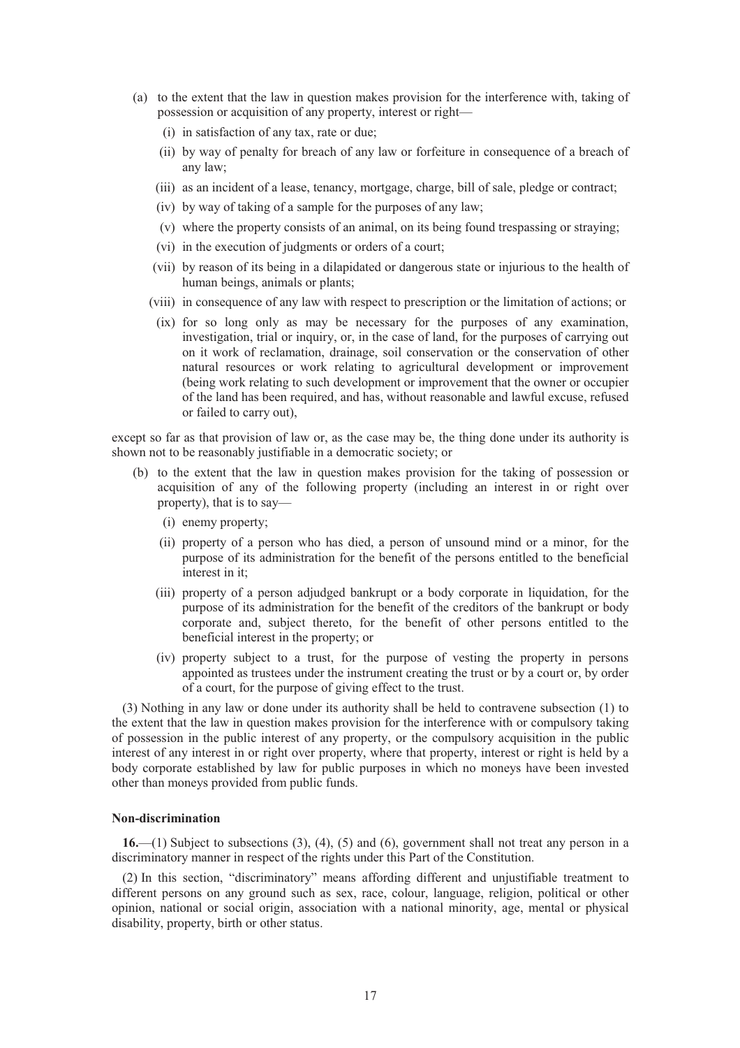(a) to the extent that the law in question makes provision for the interference with, taking of possession or acquisition of any property, interest or right—

   (i) in satisfaction of any tax, rate or due;

   (ii) by way of penalty for breach of any law or forfeiture in consequence of a breach of any law;

   (iii) as an incident of a lease, tenancy, mortgage, charge, bill of sale, pledge or contract;

   (iv) by way of taking of a sample for the purposes of any law;

   (v) where the property consists of an animal, on its being found trespassing or straying;

   (vi) in the execution of judgments or orders of a court;

   (vii) by reason of its being in a dilapidated or dangerous state or injurious to the health of human beings, animals or plants;

   (viii) in consequence of any law with respect to prescription or the limitation of actions; or

   (ix) for so long only as may be necessary for the purposes of any examination, investigation, trial or inquiry, or, in the case of land, for the purposes of carrying out on it work of reclamation, drainage, soil conservation or the conservation of other natural resources or work relating to agricultural development or improvement (being work relating to such development or improvement that the owner or occupier of the land has been required, and has, without reasonable and lawful excuse, refused or failed to carry out),

except so far as that provision of law or, as the case may be, the thing done under its authority is shown not to be reasonably justifiable in a democratic society; or

(b) to the extent that the law in question makes provision for the taking of possession or acquisition of any of the following property (including an interest in or right over property), that is to say—

   (i) enemy property;

   (ii) property of a person who has died, a person of unsound mind or a minor, for the purpose of its administration for the benefit of the persons entitled to the beneficial interest in it;

   (iii) property of a person adjudged bankrupt or a body corporate in liquidation, for the purpose of its administration for the benefit of the creditors of the bankrupt or body corporate and, subject thereto, for the benefit of other persons entitled to the beneficial interest in the property; or

   (iv) property subject to a trust, for the purpose of vesting the property in persons appointed as trustees under the instrument creating the trust or by a court or, by order of a court, for the purpose of giving effect to the trust.

(3) Nothing in any law or done under its authority shall be held to contravene subsection (1) to the extent that the law in question makes provision for the interference with or compulsory taking of possession in the public interest of any property, or the compulsory acquisition in the public interest of any interest in or right over property, where that property, interest or right is held by a body corporate established by law for public purposes in which no moneys have been invested other than moneys provided from public funds.

**Non-discrimination**

**16.**—(1) Subject to subsections (3), (4), (5) and (6), government shall not treat any person in a discriminatory manner in respect of the rights under this Part of the Constitution.

(2) In this section, "discriminatory" means affording different and unjustifiable treatment to different persons on any ground such as sex, race, colour, language, religion, political or other opinion, national or social origin, association with a national minority, age, mental or physical disability, property, birth or other status.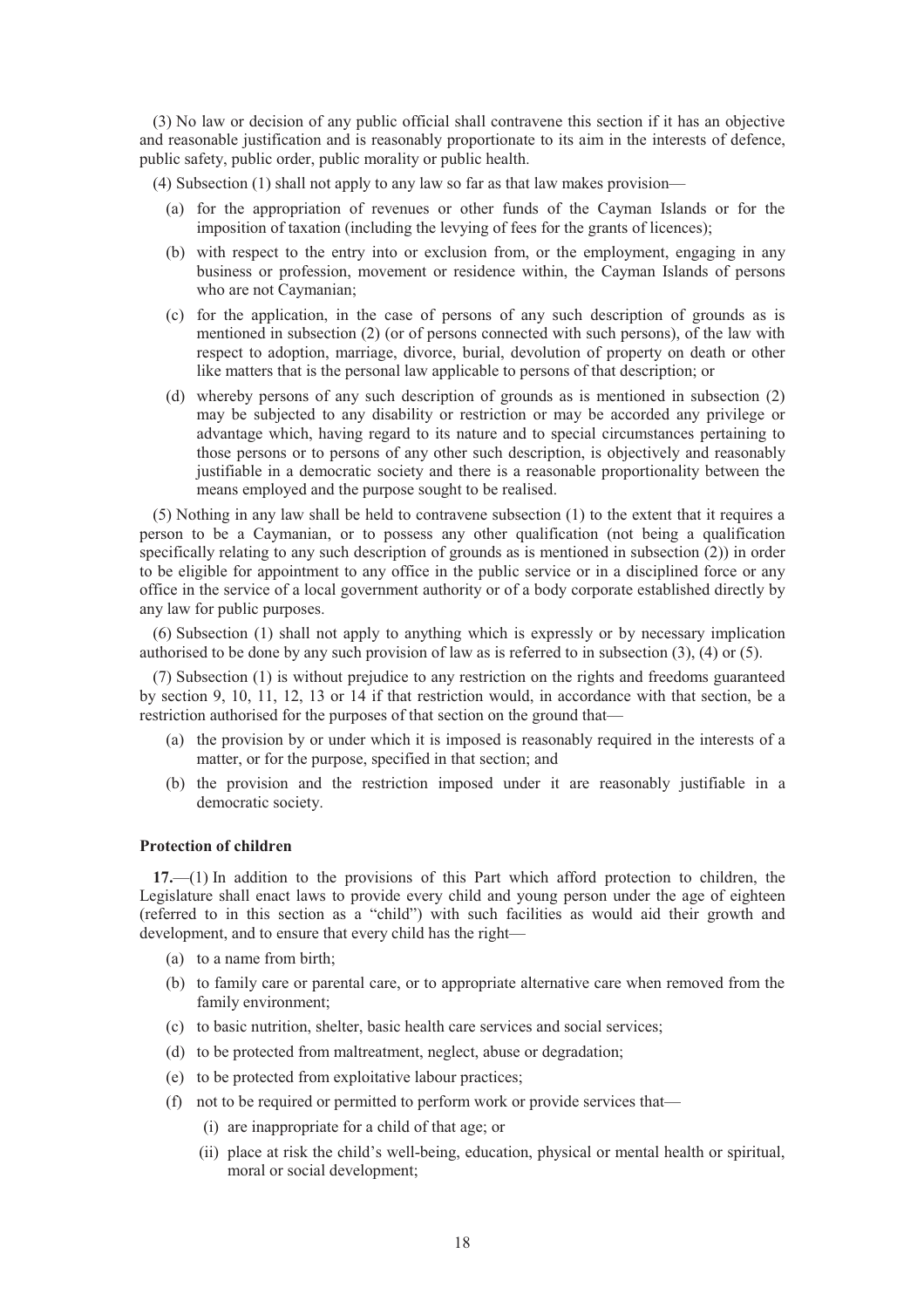(3) No law or decision of any public official shall contravene this section if it has an objective and reasonable justification and is reasonably proportionate to its aim in the interests of defence, public safety, public order, public morality or public health.

(4) Subsection (1) shall not apply to any law so far as that law makes provision—

- (a) for the appropriation of revenues or other funds of the Cayman Islands or for the imposition of taxation (including the levying of fees for the grants of licences);
- (b) with respect to the entry into or exclusion from, or the employment, engaging in any business or profession, movement or residence within, the Cayman Islands of persons who are not Caymanian;
- (c) for the application, in the case of persons of any such description of grounds as is mentioned in subsection (2) (or of persons connected with such persons), of the law with respect to adoption, marriage, divorce, burial, devolution of property on death or other like matters that is the personal law applicable to persons of that description; or
- (d) whereby persons of any such description of grounds as is mentioned in subsection (2) may be subjected to any disability or restriction or may be accorded any privilege or advantage which, having regard to its nature and to special circumstances pertaining to those persons or to persons of any other such description, is objectively and reasonably justifiable in a democratic society and there is a reasonable proportionality between the means employed and the purpose sought to be realised.

(5) Nothing in any law shall be held to contravene subsection (1) to the extent that it requires a person to be a Caymanian, or to possess any other qualification (not being a qualification specifically relating to any such description of grounds as is mentioned in subsection (2)) in order to be eligible for appointment to any office in the public service or in a disciplined force or any office in the service of a local government authority or of a body corporate established directly by any law for public purposes.

(6) Subsection (1) shall not apply to anything which is expressly or by necessary implication authorised to be done by any such provision of law as is referred to in subsection (3), (4) or (5).

(7) Subsection (1) is without prejudice to any restriction on the rights and freedoms guaranteed by section 9, 10, 11, 12, 13 or 14 if that restriction would, in accordance with that section, be a restriction authorised for the purposes of that section on the ground that—

- (a) the provision by or under which it is imposed is reasonably required in the interests of a matter, or for the purpose, specified in that section; and
- (b) the provision and the restriction imposed under it are reasonably justifiable in a democratic society.

**Protection of children**

**17.**—(1) In addition to the provisions of this Part which afford protection to children, the Legislature shall enact laws to provide every child and young person under the age of eighteen (referred to in this section as a "child") with such facilities as would aid their growth and development, and to ensure that every child has the right—

- (a) to a name from birth;
- (b) to family care or parental care, or to appropriate alternative care when removed from the family environment;
- (c) to basic nutrition, shelter, basic health care services and social services;
- (d) to be protected from maltreatment, neglect, abuse or degradation;
- (e) to be protected from exploitative labour practices;
- (f) not to be required or permitted to perform work or provide services that—
  - (i) are inappropriate for a child of that age; or
  - (ii) place at risk the child's well-being, education, physical or mental health or spiritual, moral or social development;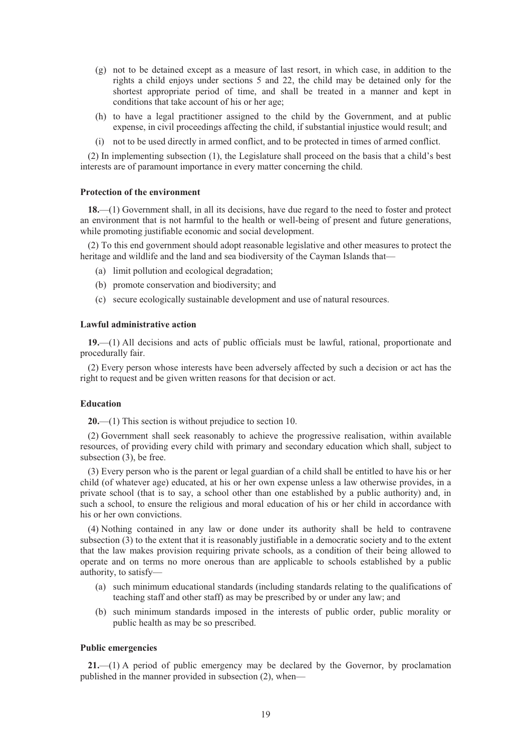(g) not to be detained except as a measure of last resort, in which case, in addition to the rights a child enjoys under sections 5 and 22, the child may be detained only for the shortest appropriate period of time, and shall be treated in a manner and kept in conditions that take account of his or her age;

(h) to have a legal practitioner assigned to the child by the Government, and at public expense, in civil proceedings affecting the child, if substantial injustice would result; and

(i) not to be used directly in armed conflict, and to be protected in times of armed conflict.

(2) In implementing subsection (1), the Legislature shall proceed on the basis that a child's best interests are of paramount importance in every matter concerning the child.

**Protection of the environment**

**18.**—(1) Government shall, in all its decisions, have due regard to the need to foster and protect an environment that is not harmful to the health or well-being of present and future generations, while promoting justifiable economic and social development.

(2) To this end government should adopt reasonable legislative and other measures to protect the heritage and wildlife and the land and sea biodiversity of the Cayman Islands that—

(a) limit pollution and ecological degradation;

(b) promote conservation and biodiversity; and

(c) secure ecologically sustainable development and use of natural resources.

**Lawful administrative action**

**19.**—(1) All decisions and acts of public officials must be lawful, rational, proportionate and procedurally fair.

(2) Every person whose interests have been adversely affected by such a decision or act has the right to request and be given written reasons for that decision or act.

**Education**

**20.**—(1) This section is without prejudice to section 10.

(2) Government shall seek reasonably to achieve the progressive realisation, within available resources, of providing every child with primary and secondary education which shall, subject to subsection (3), be free.

(3) Every person who is the parent or legal guardian of a child shall be entitled to have his or her child (of whatever age) educated, at his or her own expense unless a law otherwise provides, in a private school (that is to say, a school other than one established by a public authority) and, in such a school, to ensure the religious and moral education of his or her child in accordance with his or her own convictions.

(4) Nothing contained in any law or done under its authority shall be held to contravene subsection (3) to the extent that it is reasonably justifiable in a democratic society and to the extent that the law makes provision requiring private schools, as a condition of their being allowed to operate and on terms no more onerous than are applicable to schools established by a public authority, to satisfy—

(a) such minimum educational standards (including standards relating to the qualifications of teaching staff and other staff) as may be prescribed by or under any law; and

(b) such minimum standards imposed in the interests of public order, public morality or public health as may be so prescribed.

**Public emergencies**

**21.**—(1) A period of public emergency may be declared by the Governor, by proclamation published in the manner provided in subsection (2), when—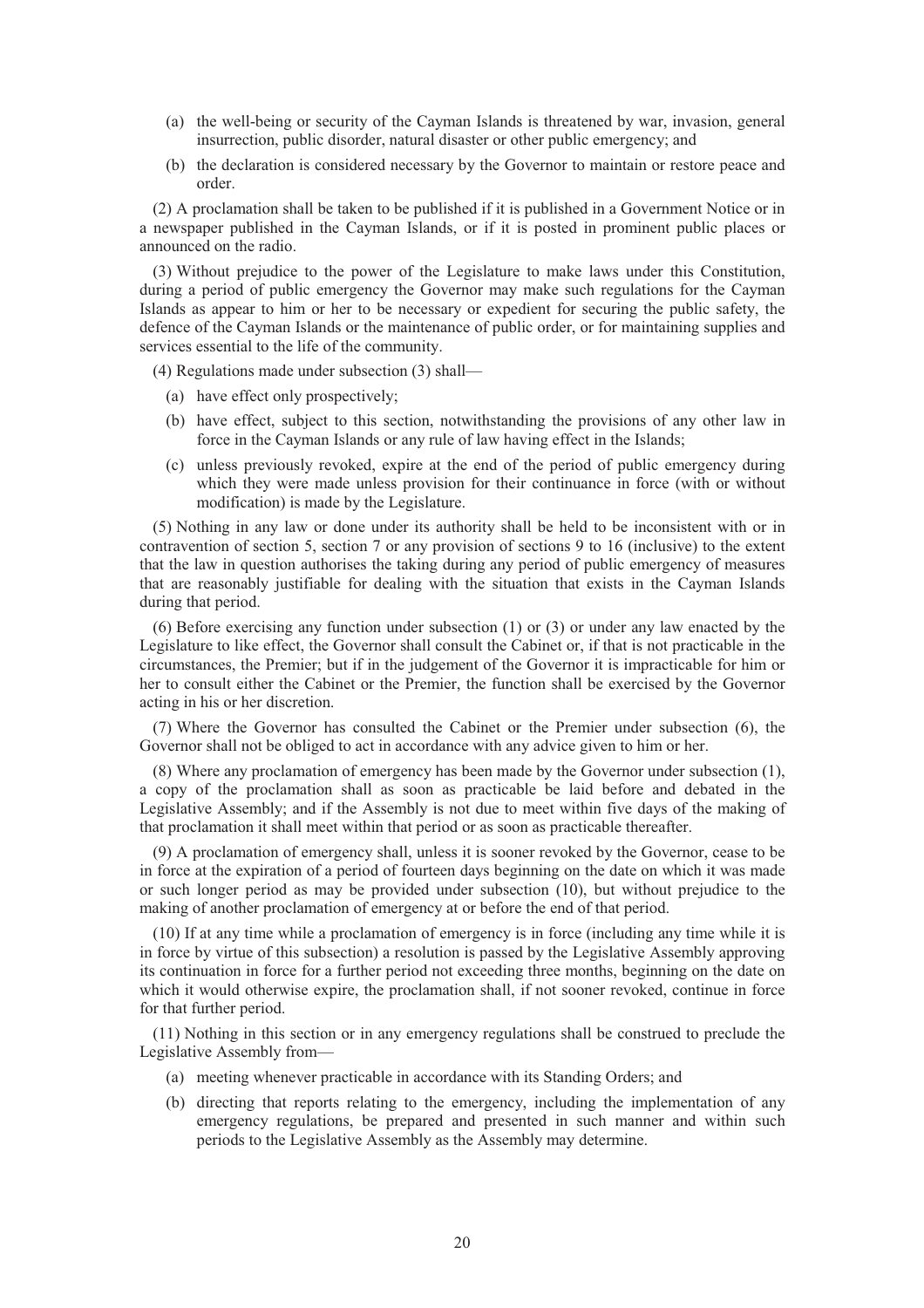(a) the well-being or security of the Cayman Islands is threatened by war, invasion, general insurrection, public disorder, natural disaster or other public emergency; and

(b) the declaration is considered necessary by the Governor to maintain or restore peace and order.

(2) A proclamation shall be taken to be published if it is published in a Government Notice or in a newspaper published in the Cayman Islands, or if it is posted in prominent public places or announced on the radio.

(3) Without prejudice to the power of the Legislature to make laws under this Constitution, during a period of public emergency the Governor may make such regulations for the Cayman Islands as appear to him or her to be necessary or expedient for securing the public safety, the defence of the Cayman Islands or the maintenance of public order, or for maintaining supplies and services essential to the life of the community.

(4) Regulations made under subsection (3) shall—

(a) have effect only prospectively;

(b) have effect, subject to this section, notwithstanding the provisions of any other law in force in the Cayman Islands or any rule of law having effect in the Islands;

(c) unless previously revoked, expire at the end of the period of public emergency during which they were made unless provision for their continuance in force (with or without modification) is made by the Legislature.

(5) Nothing in any law or done under its authority shall be held to be inconsistent with or in contravention of section 5, section 7 or any provision of sections 9 to 16 (inclusive) to the extent that the law in question authorises the taking during any period of public emergency of measures that are reasonably justifiable for dealing with the situation that exists in the Cayman Islands during that period.

(6) Before exercising any function under subsection (1) or (3) or under any law enacted by the Legislature to like effect, the Governor shall consult the Cabinet or, if that is not practicable in the circumstances, the Premier; but if in the judgement of the Governor it is impracticable for him or her to consult either the Cabinet or the Premier, the function shall be exercised by the Governor acting in his or her discretion.

(7) Where the Governor has consulted the Cabinet or the Premier under subsection (6), the Governor shall not be obliged to act in accordance with any advice given to him or her.

(8) Where any proclamation of emergency has been made by the Governor under subsection (1), a copy of the proclamation shall as soon as practicable be laid before and debated in the Legislative Assembly; and if the Assembly is not due to meet within five days of the making of that proclamation it shall meet within that period or as soon as practicable thereafter.

(9) A proclamation of emergency shall, unless it is sooner revoked by the Governor, cease to be in force at the expiration of a period of fourteen days beginning on the date on which it was made or such longer period as may be provided under subsection (10), but without prejudice to the making of another proclamation of emergency at or before the end of that period.

(10) If at any time while a proclamation of emergency is in force (including any time while it is in force by virtue of this subsection) a resolution is passed by the Legislative Assembly approving its continuation in force for a further period not exceeding three months, beginning on the date on which it would otherwise expire, the proclamation shall, if not sooner revoked, continue in force for that further period.

(11) Nothing in this section or in any emergency regulations shall be construed to preclude the Legislative Assembly from—

(a) meeting whenever practicable in accordance with its Standing Orders; and

(b) directing that reports relating to the emergency, including the implementation of any emergency regulations, be prepared and presented in such manner and within such periods to the Legislative Assembly as the Assembly may determine.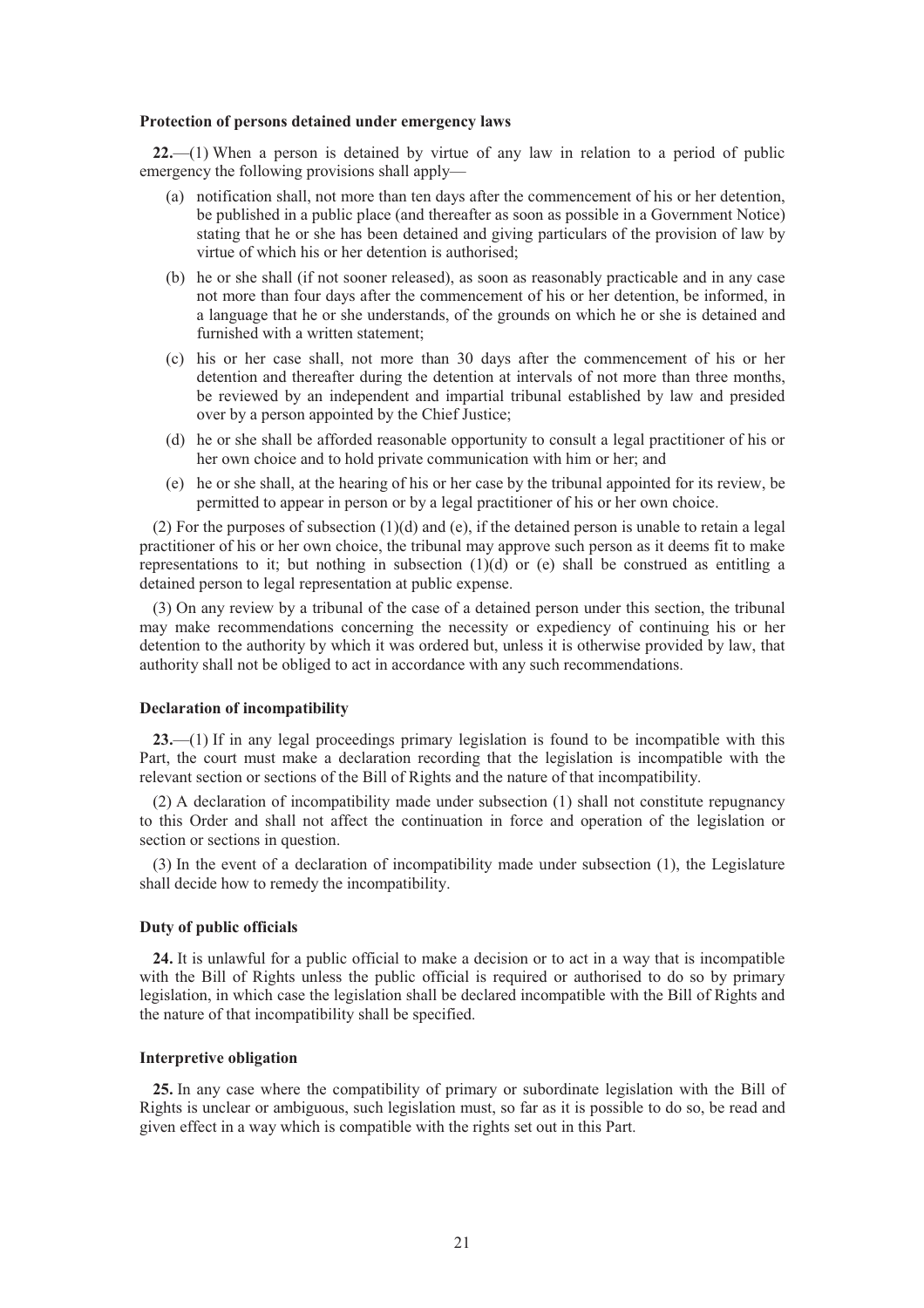**Protection of persons detained under emergency laws**

**22.**—(1) When a person is detained by virtue of any law in relation to a period of public emergency the following provisions shall apply—

(a) notification shall, not more than ten days after the commencement of his or her detention, be published in a public place (and thereafter as soon as possible in a Government Notice) stating that he or she has been detained and giving particulars of the provision of law by virtue of which his or her detention is authorised;

(b) he or she shall (if not sooner released), as soon as reasonably practicable and in any case not more than four days after the commencement of his or her detention, be informed, in a language that he or she understands, of the grounds on which he or she is detained and furnished with a written statement;

(c) his or her case shall, not more than 30 days after the commencement of his or her detention and thereafter during the detention at intervals of not more than three months, be reviewed by an independent and impartial tribunal established by law and presided over by a person appointed by the Chief Justice;

(d) he or she shall be afforded reasonable opportunity to consult a legal practitioner of his or her own choice and to hold private communication with him or her; and

(e) he or she shall, at the hearing of his or her case by the tribunal appointed for its review, be permitted to appear in person or by a legal practitioner of his or her own choice.

(2) For the purposes of subsection (1)(d) and (e), if the detained person is unable to retain a legal practitioner of his or her own choice, the tribunal may approve such person as it deems fit to make representations to it; but nothing in subsection (1)(d) or (e) shall be construed as entitling a detained person to legal representation at public expense.

(3) On any review by a tribunal of the case of a detained person under this section, the tribunal may make recommendations concerning the necessity or expediency of continuing his or her detention to the authority by which it was ordered but, unless it is otherwise provided by law, that authority shall not be obliged to act in accordance with any such recommendations.

**Declaration of incompatibility**

**23.**—(1) If in any legal proceedings primary legislation is found to be incompatible with this Part, the court must make a declaration recording that the legislation is incompatible with the relevant section or sections of the Bill of Rights and the nature of that incompatibility.

(2) A declaration of incompatibility made under subsection (1) shall not constitute repugnancy to this Order and shall not affect the continuation in force and operation of the legislation or section or sections in question.

(3) In the event of a declaration of incompatibility made under subsection (1), the Legislature shall decide how to remedy the incompatibility.

**Duty of public officials**

**24.** It is unlawful for a public official to make a decision or to act in a way that is incompatible with the Bill of Rights unless the public official is required or authorised to do so by primary legislation, in which case the legislation shall be declared incompatible with the Bill of Rights and the nature of that incompatibility shall be specified.

**Interpretive obligation**

**25.** In any case where the compatibility of primary or subordinate legislation with the Bill of Rights is unclear or ambiguous, such legislation must, so far as it is possible to do so, be read and given effect in a way which is compatible with the rights set out in this Part.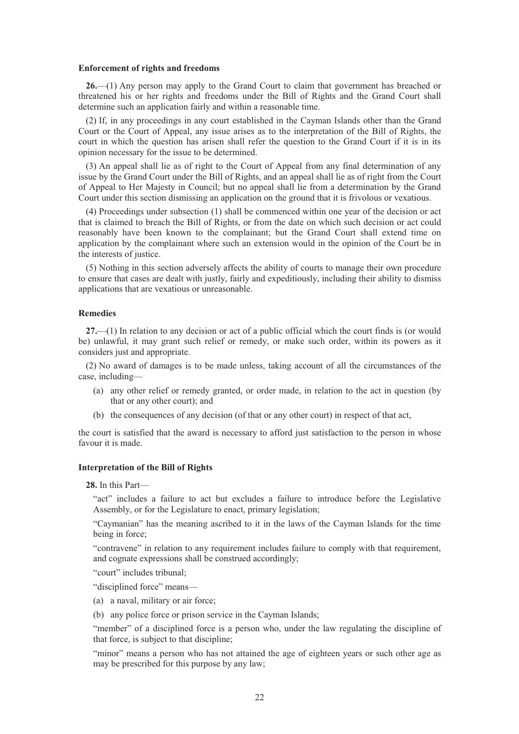**Enforcement of rights and freedoms**

**26.**—(1) Any person may apply to the Grand Court to claim that government has breached or threatened his or her rights and freedoms under the Bill of Rights and the Grand Court shall determine such an application fairly and within a reasonable time.

(2) If, in any proceedings in any court established in the Cayman Islands other than the Grand Court or the Court of Appeal, any issue arises as to the interpretation of the Bill of Rights, the court in which the question has arisen shall refer the question to the Grand Court if it is in its opinion necessary for the issue to be determined.

(3) An appeal shall lie as of right to the Court of Appeal from any final determination of any issue by the Grand Court under the Bill of Rights, and an appeal shall lie as of right from the Court of Appeal to Her Majesty in Council; but no appeal shall lie from a determination by the Grand Court under this section dismissing an application on the ground that it is frivolous or vexatious.

(4) Proceedings under subsection (1) shall be commenced within one year of the decision or act that is claimed to breach the Bill of Rights, or from the date on which such decision or act could reasonably have been known to the complainant; but the Grand Court shall extend time on application by the complainant where such an extension would in the opinion of the Court be in the interests of justice.

(5) Nothing in this section adversely affects the ability of courts to manage their own procedure to ensure that cases are dealt with justly, fairly and expeditiously, including their ability to dismiss applications that are vexatious or unreasonable.

**Remedies**

**27.**—(1) In relation to any decision or act of a public official which the court finds is (or would be) unlawful, it may grant such relief or remedy, or make such order, within its powers as it considers just and appropriate.

(2) No award of damages is to be made unless, taking account of all the circumstances of the case, including—

(a) any other relief or remedy granted, or order made, in relation to the act in question (by that or any other court); and

(b) the consequences of any decision (of that or any other court) in respect of that act,

the court is satisfied that the award is necessary to afford just satisfaction to the person in whose favour it is made.

**Interpretation of the Bill of Rights**

**28.** In this Part—

"act" includes a failure to act but excludes a failure to introduce before the Legislative Assembly, or for the Legislature to enact, primary legislation;

"Caymanian" has the meaning ascribed to it in the laws of the Cayman Islands for the time being in force;

"contravene" in relation to any requirement includes failure to comply with that requirement, and cognate expressions shall be construed accordingly;

"court" includes tribunal;

"disciplined force" means—

(a) a naval, military or air force;

(b) any police force or prison service in the Cayman Islands;

"member" of a disciplined force is a person who, under the law regulating the discipline of that force, is subject to that discipline;

"minor" means a person who has not attained the age of eighteen years or such other age as may be prescribed for this purpose by any law;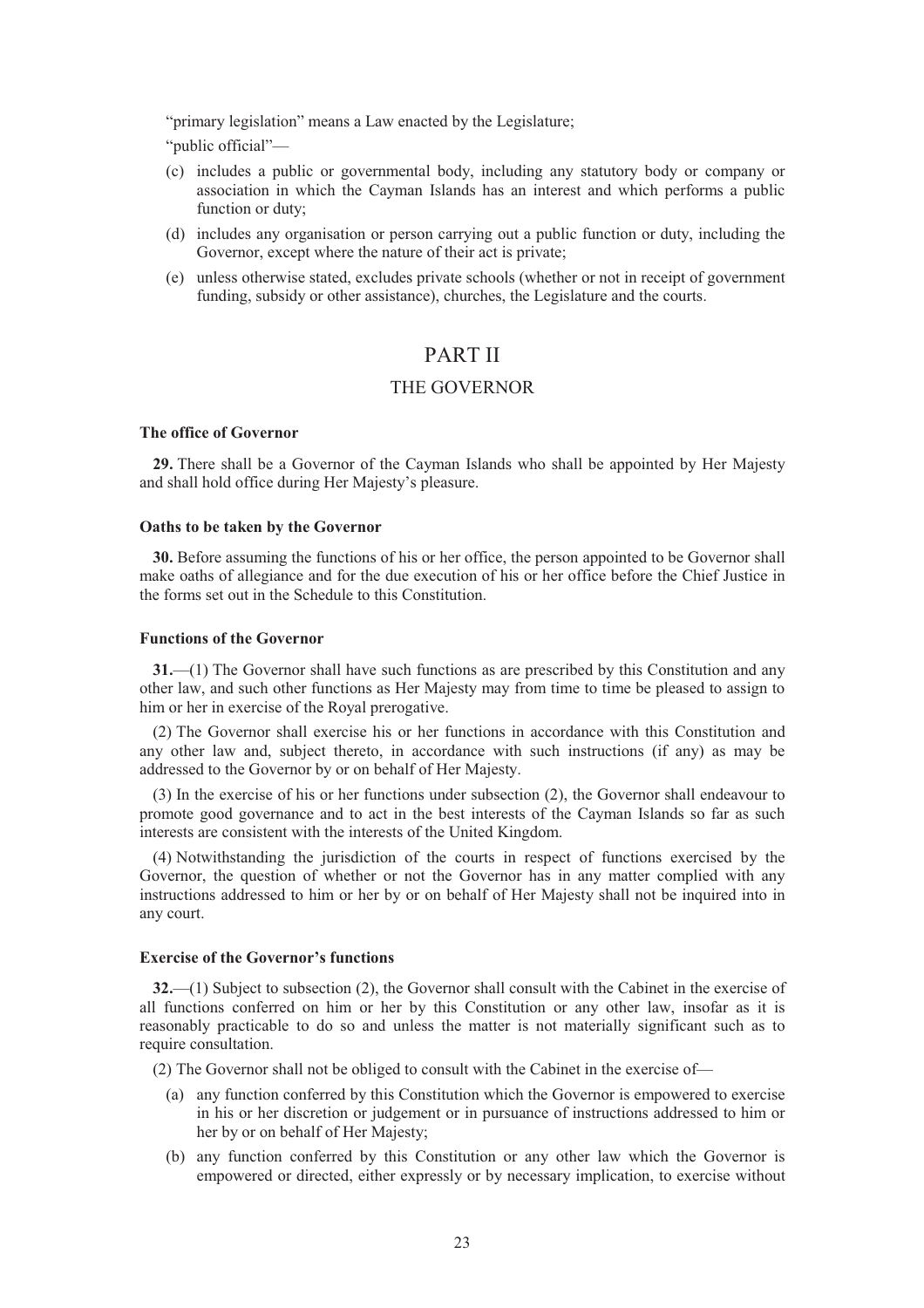"primary legislation" means a Law enacted by the Legislature;

"public official"—

- (c) includes a public or governmental body, including any statutory body or company or association in which the Cayman Islands has an interest and which performs a public function or duty;
- (d) includes any organisation or person carrying out a public function or duty, including the Governor, except where the nature of their act is private;
- (e) unless otherwise stated, excludes private schools (whether or not in receipt of government funding, subsidy or other assistance), churches, the Legislature and the courts.

# PART II

## THE GOVERNOR

**The office of Governor**

**29.** There shall be a Governor of the Cayman Islands who shall be appointed by Her Majesty and shall hold office during Her Majesty's pleasure.

**Oaths to be taken by the Governor**

**30.** Before assuming the functions of his or her office, the person appointed to be Governor shall make oaths of allegiance and for the due execution of his or her office before the Chief Justice in the forms set out in the Schedule to this Constitution.

**Functions of the Governor**

**31.**—(1) The Governor shall have such functions as are prescribed by this Constitution and any other law, and such other functions as Her Majesty may from time to time be pleased to assign to him or her in exercise of the Royal prerogative.

(2) The Governor shall exercise his or her functions in accordance with this Constitution and any other law and, subject thereto, in accordance with such instructions (if any) as may be addressed to the Governor by or on behalf of Her Majesty.

(3) In the exercise of his or her functions under subsection (2), the Governor shall endeavour to promote good governance and to act in the best interests of the Cayman Islands so far as such interests are consistent with the interests of the United Kingdom.

(4) Notwithstanding the jurisdiction of the courts in respect of functions exercised by the Governor, the question of whether or not the Governor has in any matter complied with any instructions addressed to him or her by or on behalf of Her Majesty shall not be inquired into in any court.

**Exercise of the Governor's functions**

**32.**—(1) Subject to subsection (2), the Governor shall consult with the Cabinet in the exercise of all functions conferred on him or her by this Constitution or any other law, insofar as it is reasonably practicable to do so and unless the matter is not materially significant such as to require consultation.

(2) The Governor shall not be obliged to consult with the Cabinet in the exercise of—

- (a) any function conferred by this Constitution which the Governor is empowered to exercise in his or her discretion or judgement or in pursuance of instructions addressed to him or her by or on behalf of Her Majesty;
- (b) any function conferred by this Constitution or any other law which the Governor is empowered or directed, either expressly or by necessary implication, to exercise without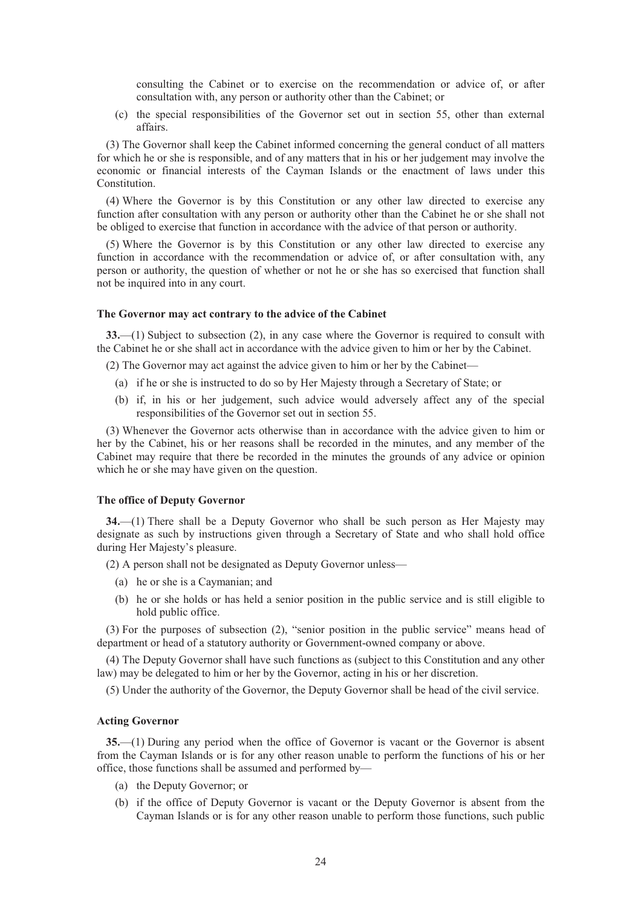consulting the Cabinet or to exercise on the recommendation or advice of, or after consultation with, any person or authority other than the Cabinet; or

(c) the special responsibilities of the Governor set out in section 55, other than external affairs.

(3) The Governor shall keep the Cabinet informed concerning the general conduct of all matters for which he or she is responsible, and of any matters that in his or her judgement may involve the economic or financial interests of the Cayman Islands or the enactment of laws under this Constitution.

(4) Where the Governor is by this Constitution or any other law directed to exercise any function after consultation with any person or authority other than the Cabinet he or she shall not be obliged to exercise that function in accordance with the advice of that person or authority.

(5) Where the Governor is by this Constitution or any other law directed to exercise any function in accordance with the recommendation or advice of, or after consultation with, any person or authority, the question of whether or not he or she has so exercised that function shall not be inquired into in any court.

**The Governor may act contrary to the advice of the Cabinet**

**33.**—(1) Subject to subsection (2), in any case where the Governor is required to consult with the Cabinet he or she shall act in accordance with the advice given to him or her by the Cabinet.

(2) The Governor may act against the advice given to him or her by the Cabinet—

(a) if he or she is instructed to do so by Her Majesty through a Secretary of State; or

(b) if, in his or her judgement, such advice would adversely affect any of the special responsibilities of the Governor set out in section 55.

(3) Whenever the Governor acts otherwise than in accordance with the advice given to him or her by the Cabinet, his or her reasons shall be recorded in the minutes, and any member of the Cabinet may require that there be recorded in the minutes the grounds of any advice or opinion which he or she may have given on the question.

**The office of Deputy Governor**

**34.**—(1) There shall be a Deputy Governor who shall be such person as Her Majesty may designate as such by instructions given through a Secretary of State and who shall hold office during Her Majesty's pleasure.

(2) A person shall not be designated as Deputy Governor unless—

(a) he or she is a Caymanian; and

(b) he or she holds or has held a senior position in the public service and is still eligible to hold public office.

(3) For the purposes of subsection (2), "senior position in the public service" means head of department or head of a statutory authority or Government-owned company or above.

(4) The Deputy Governor shall have such functions as (subject to this Constitution and any other law) may be delegated to him or her by the Governor, acting in his or her discretion.

(5) Under the authority of the Governor, the Deputy Governor shall be head of the civil service.

**Acting Governor**

**35.**—(1) During any period when the office of Governor is vacant or the Governor is absent from the Cayman Islands or is for any other reason unable to perform the functions of his or her office, those functions shall be assumed and performed by—

(a) the Deputy Governor; or

(b) if the office of Deputy Governor is vacant or the Deputy Governor is absent from the Cayman Islands or is for any other reason unable to perform those functions, such public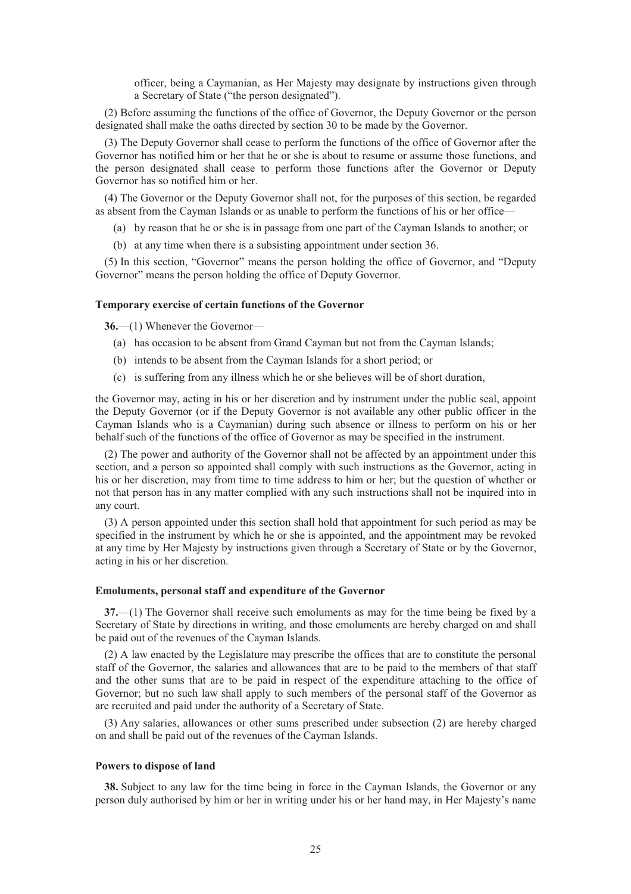officer, being a Caymanian, as Her Majesty may designate by instructions given through a Secretary of State ("the person designated").

(2) Before assuming the functions of the office of Governor, the Deputy Governor or the person designated shall make the oaths directed by section 30 to be made by the Governor.

(3) The Deputy Governor shall cease to perform the functions of the office of Governor after the Governor has notified him or her that he or she is about to resume or assume those functions, and the person designated shall cease to perform those functions after the Governor or Deputy Governor has so notified him or her.

(4) The Governor or the Deputy Governor shall not, for the purposes of this section, be regarded as absent from the Cayman Islands or as unable to perform the functions of his or her office—

(a) by reason that he or she is in passage from one part of the Cayman Islands to another; or

(b) at any time when there is a subsisting appointment under section 36.

(5) In this section, "Governor" means the person holding the office of Governor, and "Deputy Governor" means the person holding the office of Deputy Governor.

#### Temporary exercise of certain functions of the Governor

**36.**—(1) Whenever the Governor—

(a) has occasion to be absent from Grand Cayman but not from the Cayman Islands;

(b) intends to be absent from the Cayman Islands for a short period; or

(c) is suffering from any illness which he or she believes will be of short duration,

the Governor may, acting in his or her discretion and by instrument under the public seal, appoint the Deputy Governor (or if the Deputy Governor is not available any other public officer in the Cayman Islands who is a Caymanian) during such absence or illness to perform on his or her behalf such of the functions of the office of Governor as may be specified in the instrument.

(2) The power and authority of the Governor shall not be affected by an appointment under this section, and a person so appointed shall comply with such instructions as the Governor, acting in his or her discretion, may from time to time address to him or her; but the question of whether or not that person has in any matter complied with any such instructions shall not be inquired into in any court.

(3) A person appointed under this section shall hold that appointment for such period as may be specified in the instrument by which he or she is appointed, and the appointment may be revoked at any time by Her Majesty by instructions given through a Secretary of State or by the Governor, acting in his or her discretion.

#### Emoluments, personal staff and expenditure of the Governor

**37.**—(1) The Governor shall receive such emoluments as may for the time being be fixed by a Secretary of State by directions in writing, and those emoluments are hereby charged on and shall be paid out of the revenues of the Cayman Islands.

(2) A law enacted by the Legislature may prescribe the offices that are to constitute the personal staff of the Governor, the salaries and allowances that are to be paid to the members of that staff and the other sums that are to be paid in respect of the expenditure attaching to the office of Governor; but no such law shall apply to such members of the personal staff of the Governor as are recruited and paid under the authority of a Secretary of State.

(3) Any salaries, allowances or other sums prescribed under subsection (2) are hereby charged on and shall be paid out of the revenues of the Cayman Islands.

#### Powers to dispose of land

**38.** Subject to any law for the time being in force in the Cayman Islands, the Governor or any person duly authorised by him or her in writing under his or her hand may, in Her Majesty's name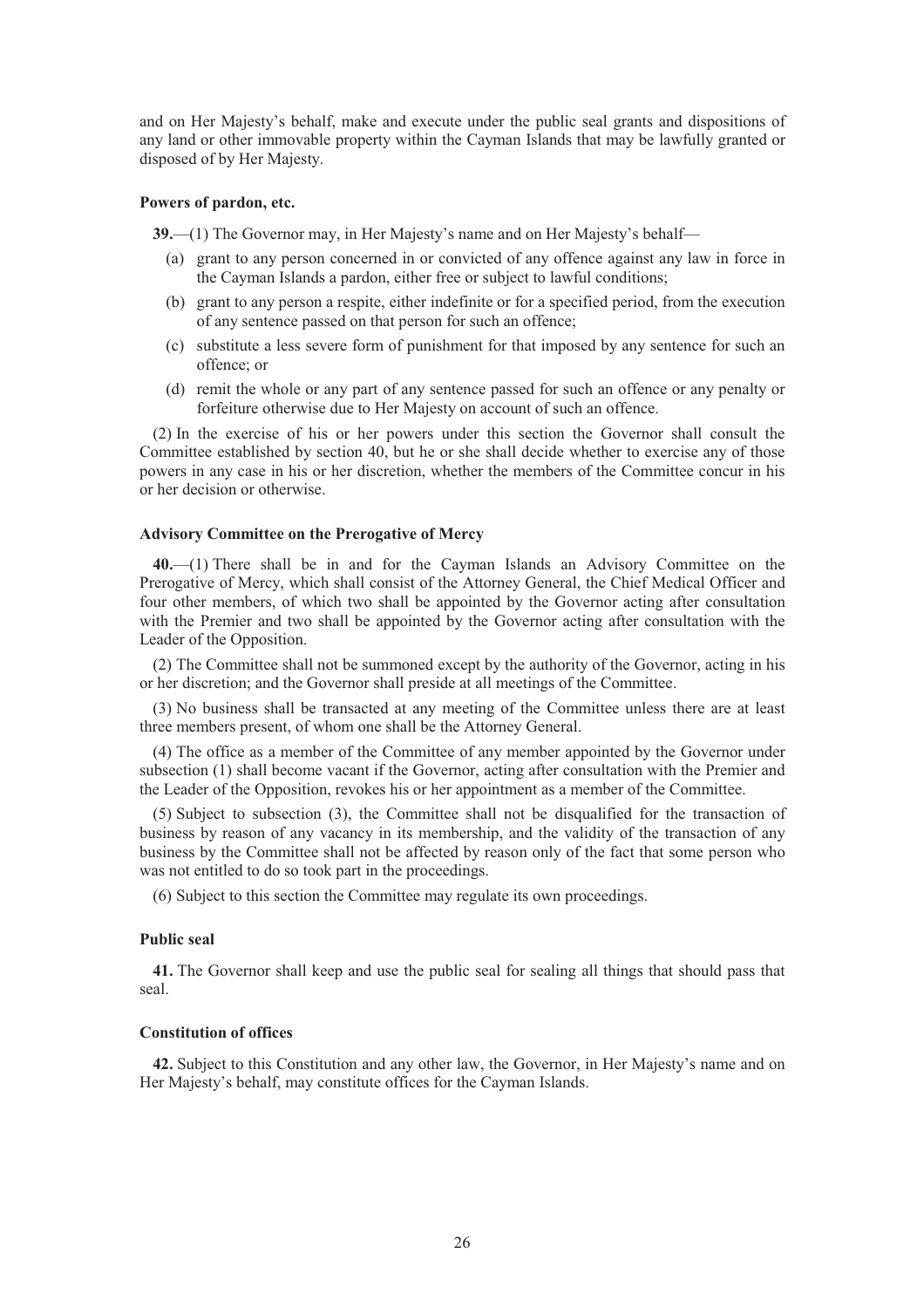and on Her Majesty's behalf, make and execute under the public seal grants and dispositions of any land or other immovable property within the Cayman Islands that may be lawfully granted or disposed of by Her Majesty.

**Powers of pardon, etc.**

**39.**—(1) The Governor may, in Her Majesty's name and on Her Majesty's behalf—

(a) grant to any person concerned in or convicted of any offence against any law in force in the Cayman Islands a pardon, either free or subject to lawful conditions;

(b) grant to any person a respite, either indefinite or for a specified period, from the execution of any sentence passed on that person for such an offence;

(c) substitute a less severe form of punishment for that imposed by any sentence for such an offence; or

(d) remit the whole or any part of any sentence passed for such an offence or any penalty or forfeiture otherwise due to Her Majesty on account of such an offence.

(2) In the exercise of his or her powers under this section the Governor shall consult the Committee established by section 40, but he or she shall decide whether to exercise any of those powers in any case in his or her discretion, whether the members of the Committee concur in his or her decision or otherwise.

**Advisory Committee on the Prerogative of Mercy**

**40.**—(1) There shall be in and for the Cayman Islands an Advisory Committee on the Prerogative of Mercy, which shall consist of the Attorney General, the Chief Medical Officer and four other members, of which two shall be appointed by the Governor acting after consultation with the Premier and two shall be appointed by the Governor acting after consultation with the Leader of the Opposition.

(2) The Committee shall not be summoned except by the authority of the Governor, acting in his or her discretion; and the Governor shall preside at all meetings of the Committee.

(3) No business shall be transacted at any meeting of the Committee unless there are at least three members present, of whom one shall be the Attorney General.

(4) The office as a member of the Committee of any member appointed by the Governor under subsection (1) shall become vacant if the Governor, acting after consultation with the Premier and the Leader of the Opposition, revokes his or her appointment as a member of the Committee.

(5) Subject to subsection (3), the Committee shall not be disqualified for the transaction of business by reason of any vacancy in its membership, and the validity of the transaction of any business by the Committee shall not be affected by reason only of the fact that some person who was not entitled to do so took part in the proceedings.

(6) Subject to this section the Committee may regulate its own proceedings.

**Public seal**

**41.** The Governor shall keep and use the public seal for sealing all things that should pass that seal.

**Constitution of offices**

**42.** Subject to this Constitution and any other law, the Governor, in Her Majesty's name and on Her Majesty's behalf, may constitute offices for the Cayman Islands.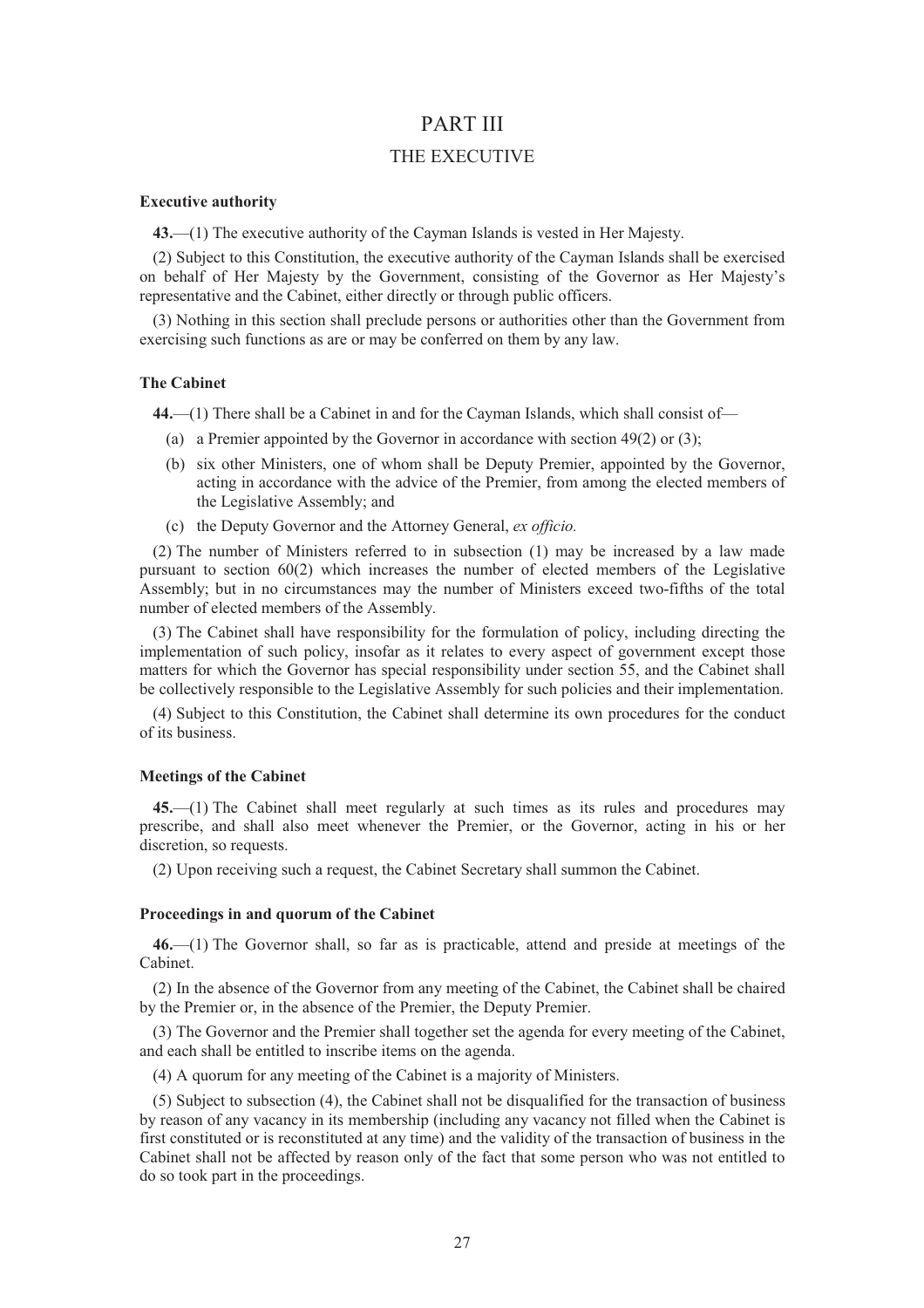# PART III

## THE EXECUTIVE

**Executive authority**

**43.**—(1) The executive authority of the Cayman Islands is vested in Her Majesty.

(2) Subject to this Constitution, the executive authority of the Cayman Islands shall be exercised on behalf of Her Majesty by the Government, consisting of the Governor as Her Majesty's representative and the Cabinet, either directly or through public officers.

(3) Nothing in this section shall preclude persons or authorities other than the Government from exercising such functions as are or may be conferred on them by any law.

**The Cabinet**

**44.**—(1) There shall be a Cabinet in and for the Cayman Islands, which shall consist of—

(a) a Premier appointed by the Governor in accordance with section 49(2) or (3);

(b) six other Ministers, one of whom shall be Deputy Premier, appointed by the Governor, acting in accordance with the advice of the Premier, from among the elected members of the Legislative Assembly; and

(c) the Deputy Governor and the Attorney General, *ex officio.*

(2) The number of Ministers referred to in subsection (1) may be increased by a law made pursuant to section 60(2) which increases the number of elected members of the Legislative Assembly; but in no circumstances may the number of Ministers exceed two-fifths of the total number of elected members of the Assembly.

(3) The Cabinet shall have responsibility for the formulation of policy, including directing the implementation of such policy, insofar as it relates to every aspect of government except those matters for which the Governor has special responsibility under section 55, and the Cabinet shall be collectively responsible to the Legislative Assembly for such policies and their implementation.

(4) Subject to this Constitution, the Cabinet shall determine its own procedures for the conduct of its business.

**Meetings of the Cabinet**

**45.**—(1) The Cabinet shall meet regularly at such times as its rules and procedures may prescribe, and shall also meet whenever the Premier, or the Governor, acting in his or her discretion, so requests.

(2) Upon receiving such a request, the Cabinet Secretary shall summon the Cabinet.

**Proceedings in and quorum of the Cabinet**

**46.**—(1) The Governor shall, so far as is practicable, attend and preside at meetings of the Cabinet.

(2) In the absence of the Governor from any meeting of the Cabinet, the Cabinet shall be chaired by the Premier or, in the absence of the Premier, the Deputy Premier.

(3) The Governor and the Premier shall together set the agenda for every meeting of the Cabinet, and each shall be entitled to inscribe items on the agenda.

(4) A quorum for any meeting of the Cabinet is a majority of Ministers.

(5) Subject to subsection (4), the Cabinet shall not be disqualified for the transaction of business by reason of any vacancy in its membership (including any vacancy not filled when the Cabinet is first constituted or is reconstituted at any time) and the validity of the transaction of business in the Cabinet shall not be affected by reason only of the fact that some person who was not entitled to do so took part in the proceedings.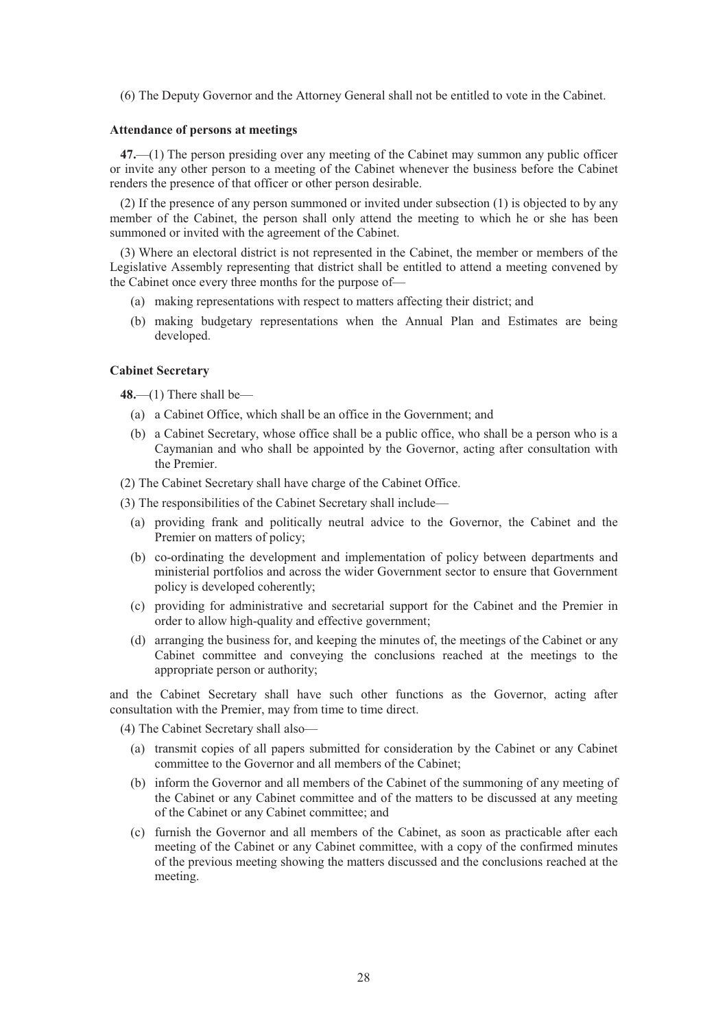(6) The Deputy Governor and the Attorney General shall not be entitled to vote in the Cabinet.

**Attendance of persons at meetings**

**47.**—(1) The person presiding over any meeting of the Cabinet may summon any public officer or invite any other person to a meeting of the Cabinet whenever the business before the Cabinet renders the presence of that officer or other person desirable.

(2) If the presence of any person summoned or invited under subsection (1) is objected to by any member of the Cabinet, the person shall only attend the meeting to which he or she has been summoned or invited with the agreement of the Cabinet.

(3) Where an electoral district is not represented in the Cabinet, the member or members of the Legislative Assembly representing that district shall be entitled to attend a meeting convened by the Cabinet once every three months for the purpose of—

- (a) making representations with respect to matters affecting their district; and
- (b) making budgetary representations when the Annual Plan and Estimates are being developed.

**Cabinet Secretary**

**48.**—(1) There shall be—

- (a) a Cabinet Office, which shall be an office in the Government; and
- (b) a Cabinet Secretary, whose office shall be a public office, who shall be a person who is a Caymanian and who shall be appointed by the Governor, acting after consultation with the Premier.

(2) The Cabinet Secretary shall have charge of the Cabinet Office.

(3) The responsibilities of the Cabinet Secretary shall include—

- (a) providing frank and politically neutral advice to the Governor, the Cabinet and the Premier on matters of policy;
- (b) co-ordinating the development and implementation of policy between departments and ministerial portfolios and across the wider Government sector to ensure that Government policy is developed coherently;
- (c) providing for administrative and secretarial support for the Cabinet and the Premier in order to allow high-quality and effective government;
- (d) arranging the business for, and keeping the minutes of, the meetings of the Cabinet or any Cabinet committee and conveying the conclusions reached at the meetings to the appropriate person or authority;

and the Cabinet Secretary shall have such other functions as the Governor, acting after consultation with the Premier, may from time to time direct.

(4) The Cabinet Secretary shall also—

- (a) transmit copies of all papers submitted for consideration by the Cabinet or any Cabinet committee to the Governor and all members of the Cabinet;
- (b) inform the Governor and all members of the Cabinet of the summoning of any meeting of the Cabinet or any Cabinet committee and of the matters to be discussed at any meeting of the Cabinet or any Cabinet committee; and
- (c) furnish the Governor and all members of the Cabinet, as soon as practicable after each meeting of the Cabinet or any Cabinet committee, with a copy of the confirmed minutes of the previous meeting showing the matters discussed and the conclusions reached at the meeting.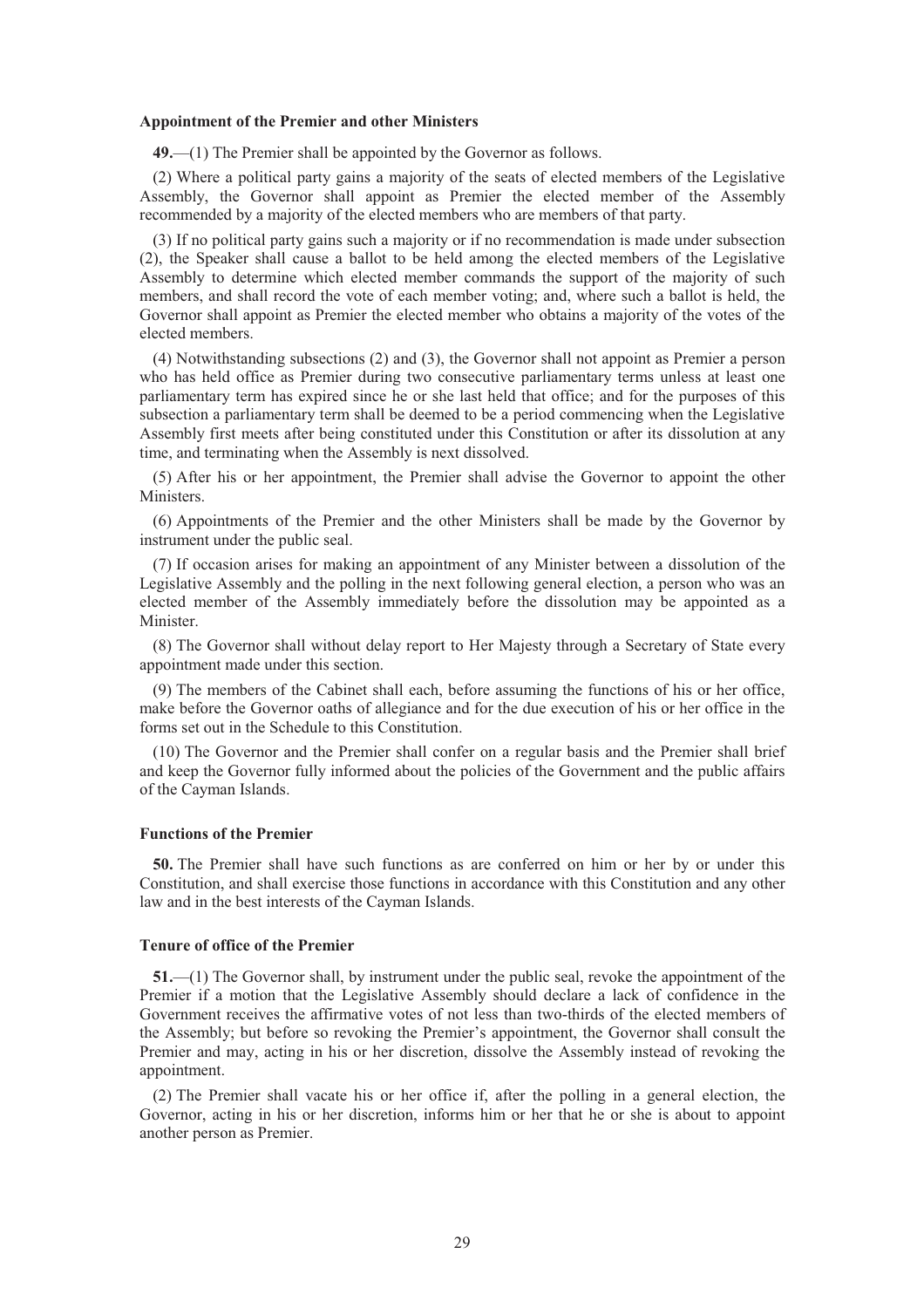**Appointment of the Premier and other Ministers**

**49.**—(1) The Premier shall be appointed by the Governor as follows.

(2) Where a political party gains a majority of the seats of elected members of the Legislative Assembly, the Governor shall appoint as Premier the elected member of the Assembly recommended by a majority of the elected members who are members of that party.

(3) If no political party gains such a majority or if no recommendation is made under subsection (2), the Speaker shall cause a ballot to be held among the elected members of the Legislative Assembly to determine which elected member commands the support of the majority of such members, and shall record the vote of each member voting; and, where such a ballot is held, the Governor shall appoint as Premier the elected member who obtains a majority of the votes of the elected members.

(4) Notwithstanding subsections (2) and (3), the Governor shall not appoint as Premier a person who has held office as Premier during two consecutive parliamentary terms unless at least one parliamentary term has expired since he or she last held that office; and for the purposes of this subsection a parliamentary term shall be deemed to be a period commencing when the Legislative Assembly first meets after being constituted under this Constitution or after its dissolution at any time, and terminating when the Assembly is next dissolved.

(5) After his or her appointment, the Premier shall advise the Governor to appoint the other Ministers.

(6) Appointments of the Premier and the other Ministers shall be made by the Governor by instrument under the public seal.

(7) If occasion arises for making an appointment of any Minister between a dissolution of the Legislative Assembly and the polling in the next following general election, a person who was an elected member of the Assembly immediately before the dissolution may be appointed as a Minister.

(8) The Governor shall without delay report to Her Majesty through a Secretary of State every appointment made under this section.

(9) The members of the Cabinet shall each, before assuming the functions of his or her office, make before the Governor oaths of allegiance and for the due execution of his or her office in the forms set out in the Schedule to this Constitution.

(10) The Governor and the Premier shall confer on a regular basis and the Premier shall brief and keep the Governor fully informed about the policies of the Government and the public affairs of the Cayman Islands.

**Functions of the Premier**

**50.** The Premier shall have such functions as are conferred on him or her by or under this Constitution, and shall exercise those functions in accordance with this Constitution and any other law and in the best interests of the Cayman Islands.

**Tenure of office of the Premier**

**51.**—(1) The Governor shall, by instrument under the public seal, revoke the appointment of the Premier if a motion that the Legislative Assembly should declare a lack of confidence in the Government receives the affirmative votes of not less than two-thirds of the elected members of the Assembly; but before so revoking the Premier's appointment, the Governor shall consult the Premier and may, acting in his or her discretion, dissolve the Assembly instead of revoking the appointment.

(2) The Premier shall vacate his or her office if, after the polling in a general election, the Governor, acting in his or her discretion, informs him or her that he or she is about to appoint another person as Premier.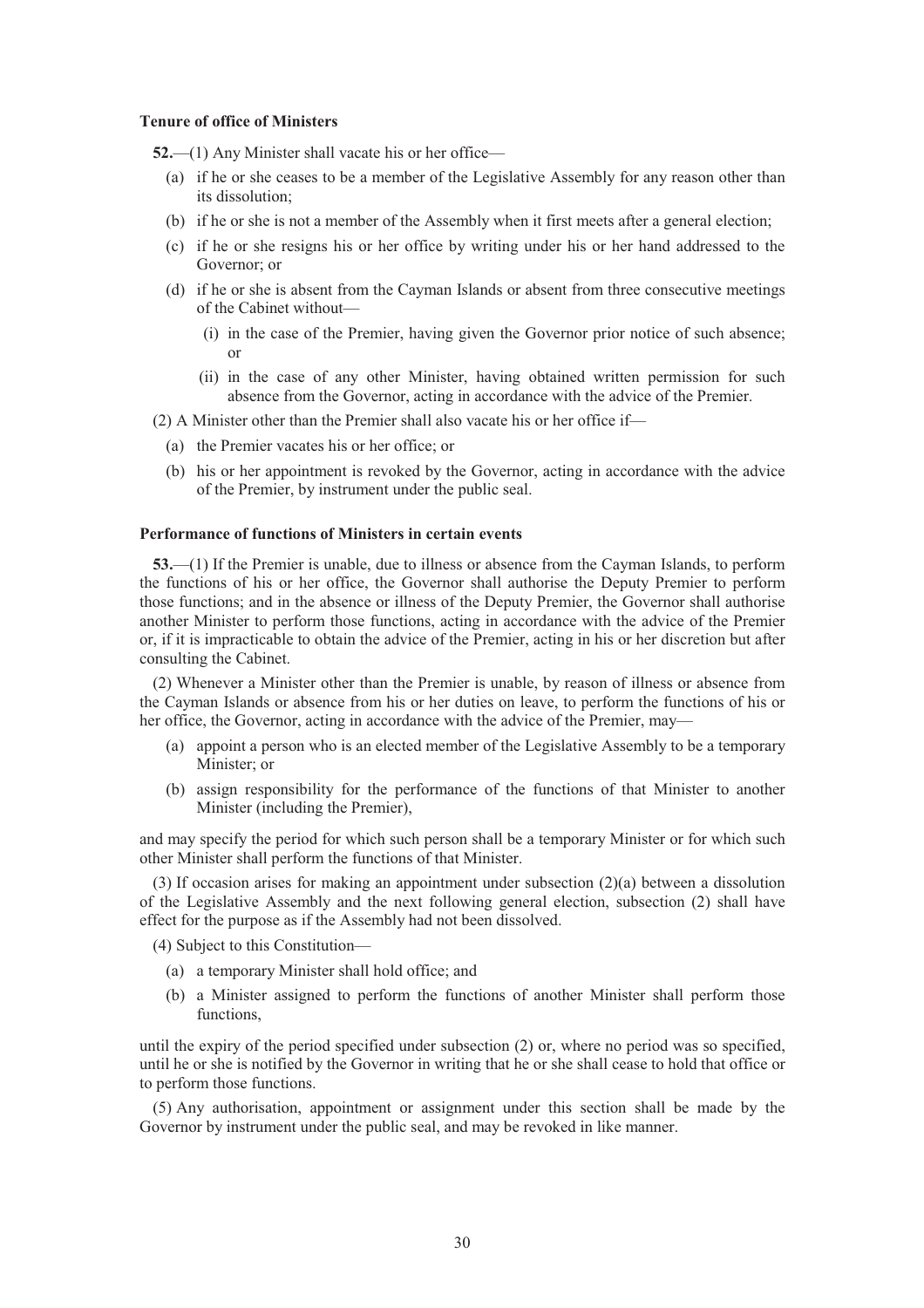### Tenure of office of Ministers

**52.**—(1) Any Minister shall vacate his or her office—

(a) if he or she ceases to be a member of the Legislative Assembly for any reason other than its dissolution;

(b) if he or she is not a member of the Assembly when it first meets after a general election;

(c) if he or she resigns his or her office by writing under his or her hand addressed to the Governor; or

(d) if he or she is absent from the Cayman Islands or absent from three consecutive meetings of the Cabinet without—

  (i) in the case of the Premier, having given the Governor prior notice of such absence; or

  (ii) in the case of any other Minister, having obtained written permission for such absence from the Governor, acting in accordance with the advice of the Premier.

(2) A Minister other than the Premier shall also vacate his or her office if—

(a) the Premier vacates his or her office; or

(b) his or her appointment is revoked by the Governor, acting in accordance with the advice of the Premier, by instrument under the public seal.

### Performance of functions of Ministers in certain events

**53.**—(1) If the Premier is unable, due to illness or absence from the Cayman Islands, to perform the functions of his or her office, the Governor shall authorise the Deputy Premier to perform those functions; and in the absence or illness of the Deputy Premier, the Governor shall authorise another Minister to perform those functions, acting in accordance with the advice of the Premier or, if it is impracticable to obtain the advice of the Premier, acting in his or her discretion but after consulting the Cabinet.

(2) Whenever a Minister other than the Premier is unable, by reason of illness or absence from the Cayman Islands or absence from his or her duties on leave, to perform the functions of his or her office, the Governor, acting in accordance with the advice of the Premier, may—

(a) appoint a person who is an elected member of the Legislative Assembly to be a temporary Minister; or

(b) assign responsibility for the performance of the functions of that Minister to another Minister (including the Premier),

and may specify the period for which such person shall be a temporary Minister or for which such other Minister shall perform the functions of that Minister.

(3) If occasion arises for making an appointment under subsection (2)(a) between a dissolution of the Legislative Assembly and the next following general election, subsection (2) shall have effect for the purpose as if the Assembly had not been dissolved.

(4) Subject to this Constitution—

(a) a temporary Minister shall hold office; and

(b) a Minister assigned to perform the functions of another Minister shall perform those functions,

until the expiry of the period specified under subsection (2) or, where no period was so specified, until he or she is notified by the Governor in writing that he or she shall cease to hold that office or to perform those functions.

(5) Any authorisation, appointment or assignment under this section shall be made by the Governor by instrument under the public seal, and may be revoked in like manner.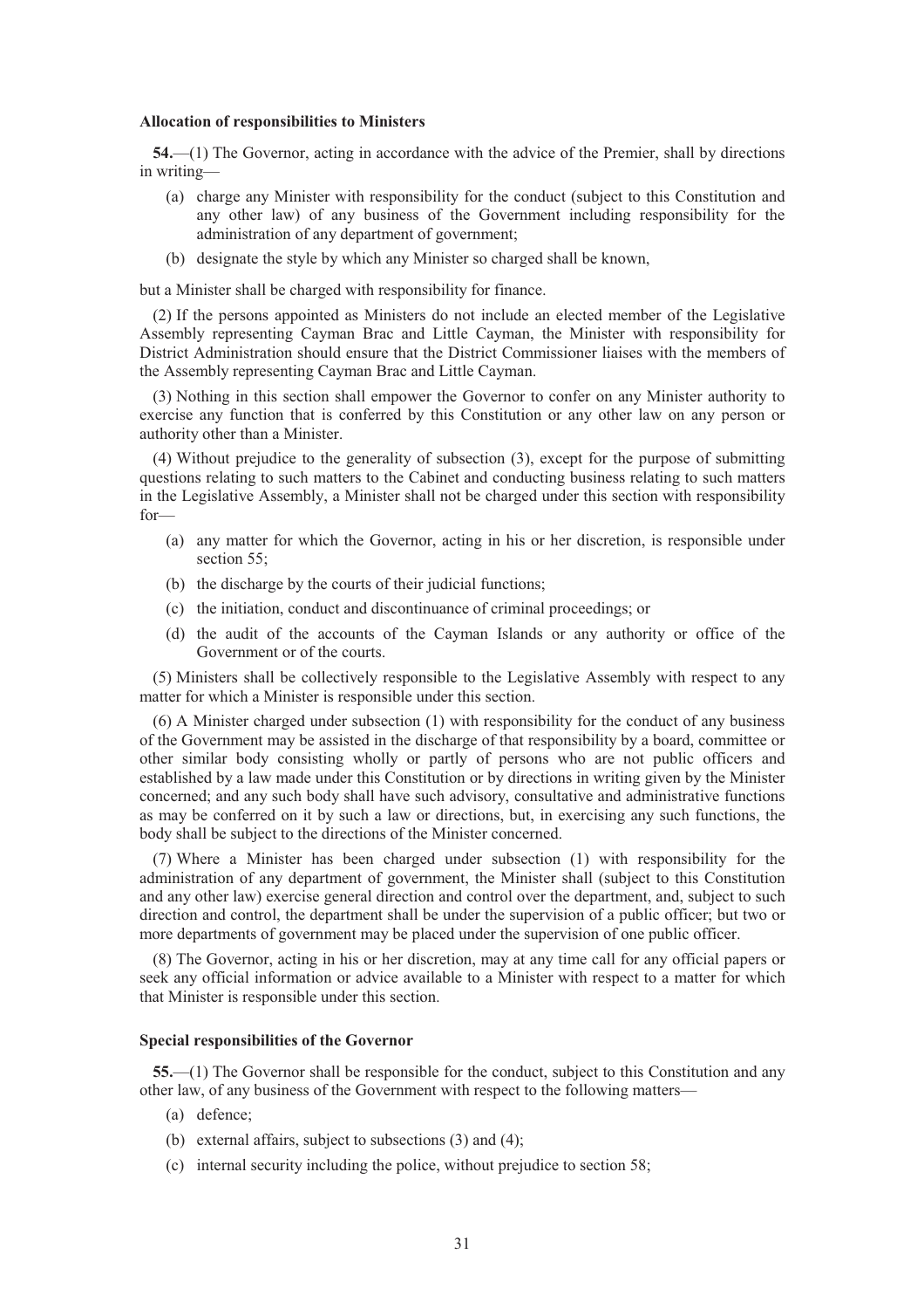**Allocation of responsibilities to Ministers**

**54.**—(1) The Governor, acting in accordance with the advice of the Premier, shall by directions in writing—

- (a) charge any Minister with responsibility for the conduct (subject to this Constitution and any other law) of any business of the Government including responsibility for the administration of any department of government;
- (b) designate the style by which any Minister so charged shall be known,

but a Minister shall be charged with responsibility for finance.

(2) If the persons appointed as Ministers do not include an elected member of the Legislative Assembly representing Cayman Brac and Little Cayman, the Minister with responsibility for District Administration should ensure that the District Commissioner liaises with the members of the Assembly representing Cayman Brac and Little Cayman.

(3) Nothing in this section shall empower the Governor to confer on any Minister authority to exercise any function that is conferred by this Constitution or any other law on any person or authority other than a Minister.

(4) Without prejudice to the generality of subsection (3), except for the purpose of submitting questions relating to such matters to the Cabinet and conducting business relating to such matters in the Legislative Assembly, a Minister shall not be charged under this section with responsibility for—

- (a) any matter for which the Governor, acting in his or her discretion, is responsible under section 55;
- (b) the discharge by the courts of their judicial functions;
- (c) the initiation, conduct and discontinuance of criminal proceedings; or
- (d) the audit of the accounts of the Cayman Islands or any authority or office of the Government or of the courts.

(5) Ministers shall be collectively responsible to the Legislative Assembly with respect to any matter for which a Minister is responsible under this section.

(6) A Minister charged under subsection (1) with responsibility for the conduct of any business of the Government may be assisted in the discharge of that responsibility by a board, committee or other similar body consisting wholly or partly of persons who are not public officers and established by a law made under this Constitution or by directions in writing given by the Minister concerned; and any such body shall have such advisory, consultative and administrative functions as may be conferred on it by such a law or directions, but, in exercising any such functions, the body shall be subject to the directions of the Minister concerned.

(7) Where a Minister has been charged under subsection (1) with responsibility for the administration of any department of government, the Minister shall (subject to this Constitution and any other law) exercise general direction and control over the department, and, subject to such direction and control, the department shall be under the supervision of a public officer; but two or more departments of government may be placed under the supervision of one public officer.

(8) The Governor, acting in his or her discretion, may at any time call for any official papers or seek any official information or advice available to a Minister with respect to a matter for which that Minister is responsible under this section.

**Special responsibilities of the Governor**

**55.**—(1) The Governor shall be responsible for the conduct, subject to this Constitution and any other law, of any business of the Government with respect to the following matters—

- (a) defence;
- (b) external affairs, subject to subsections (3) and (4);
- (c) internal security including the police, without prejudice to section 58;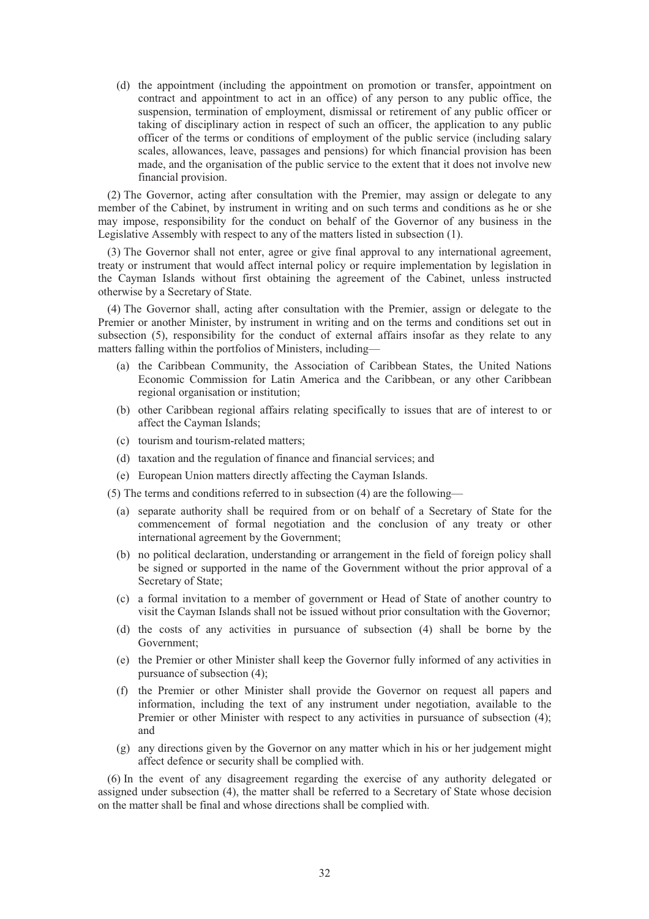(d) the appointment (including the appointment on promotion or transfer, appointment on contract and appointment to act in an office) of any person to any public office, the suspension, termination of employment, dismissal or retirement of any public officer or taking of disciplinary action in respect of such an officer, the application to any public officer of the terms or conditions of employment of the public service (including salary scales, allowances, leave, passages and pensions) for which financial provision has been made, and the organisation of the public service to the extent that it does not involve new financial provision.

(2) The Governor, acting after consultation with the Premier, may assign or delegate to any member of the Cabinet, by instrument in writing and on such terms and conditions as he or she may impose, responsibility for the conduct on behalf of the Governor of any business in the Legislative Assembly with respect to any of the matters listed in subsection (1).

(3) The Governor shall not enter, agree or give final approval to any international agreement, treaty or instrument that would affect internal policy or require implementation by legislation in the Cayman Islands without first obtaining the agreement of the Cabinet, unless instructed otherwise by a Secretary of State.

(4) The Governor shall, acting after consultation with the Premier, assign or delegate to the Premier or another Minister, by instrument in writing and on the terms and conditions set out in subsection (5), responsibility for the conduct of external affairs insofar as they relate to any matters falling within the portfolios of Ministers, including—

(a) the Caribbean Community, the Association of Caribbean States, the United Nations Economic Commission for Latin America and the Caribbean, or any other Caribbean regional organisation or institution;

(b) other Caribbean regional affairs relating specifically to issues that are of interest to or affect the Cayman Islands;

(c) tourism and tourism-related matters;

(d) taxation and the regulation of finance and financial services; and

(e) European Union matters directly affecting the Cayman Islands.

(5) The terms and conditions referred to in subsection (4) are the following—

(a) separate authority shall be required from or on behalf of a Secretary of State for the commencement of formal negotiation and the conclusion of any treaty or other international agreement by the Government;

(b) no political declaration, understanding or arrangement in the field of foreign policy shall be signed or supported in the name of the Government without the prior approval of a Secretary of State;

(c) a formal invitation to a member of government or Head of State of another country to visit the Cayman Islands shall not be issued without prior consultation with the Governor;

(d) the costs of any activities in pursuance of subsection (4) shall be borne by the Government;

(e) the Premier or other Minister shall keep the Governor fully informed of any activities in pursuance of subsection (4);

(f) the Premier or other Minister shall provide the Governor on request all papers and information, including the text of any instrument under negotiation, available to the Premier or other Minister with respect to any activities in pursuance of subsection (4); and

(g) any directions given by the Governor on any matter which in his or her judgement might affect defence or security shall be complied with.

(6) In the event of any disagreement regarding the exercise of any authority delegated or assigned under subsection (4), the matter shall be referred to a Secretary of State whose decision on the matter shall be final and whose directions shall be complied with.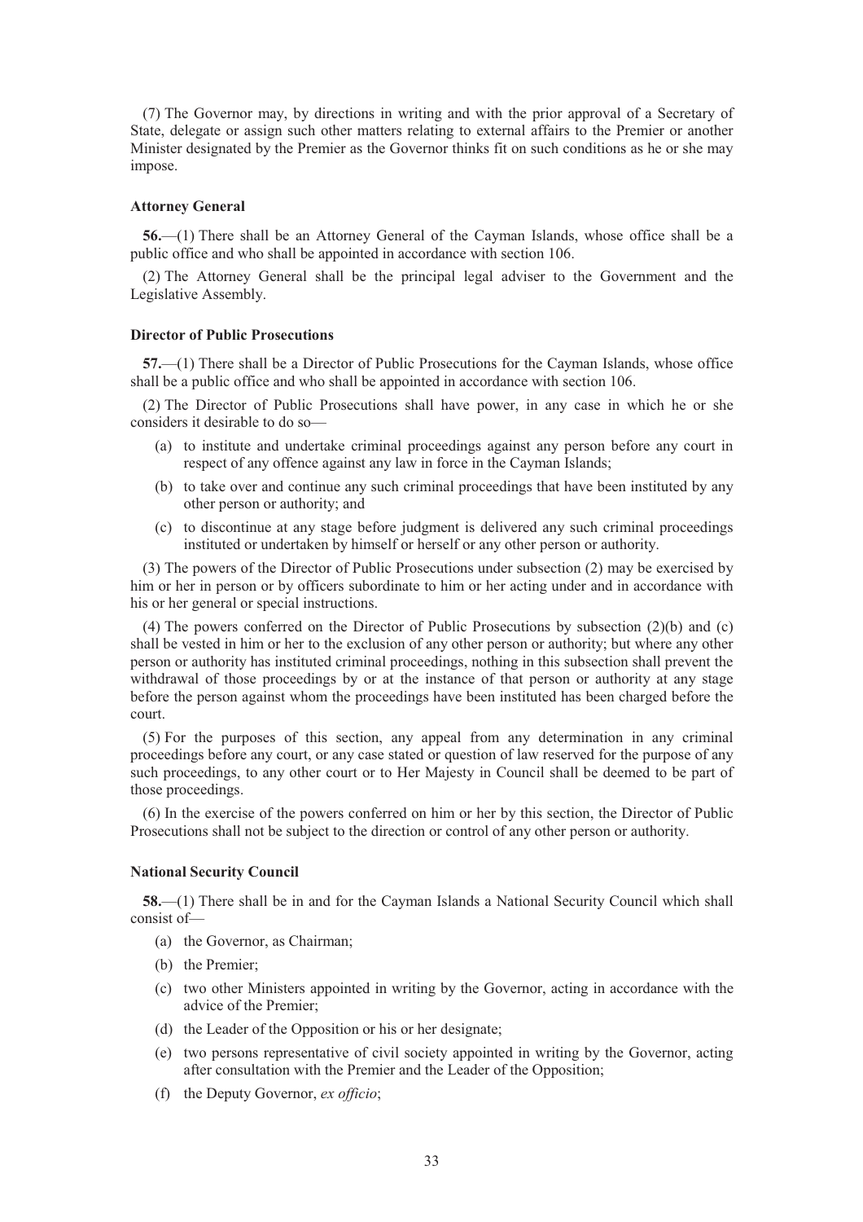(7) The Governor may, by directions in writing and with the prior approval of a Secretary of State, delegate or assign such other matters relating to external affairs to the Premier or another Minister designated by the Premier as the Governor thinks fit on such conditions as he or she may impose.

**Attorney General**

**56.**—(1) There shall be an Attorney General of the Cayman Islands, whose office shall be a public office and who shall be appointed in accordance with section 106.

(2) The Attorney General shall be the principal legal adviser to the Government and the Legislative Assembly.

**Director of Public Prosecutions**

**57.**—(1) There shall be a Director of Public Prosecutions for the Cayman Islands, whose office shall be a public office and who shall be appointed in accordance with section 106.

(2) The Director of Public Prosecutions shall have power, in any case in which he or she considers it desirable to do so—

- (a) to institute and undertake criminal proceedings against any person before any court in respect of any offence against any law in force in the Cayman Islands;
- (b) to take over and continue any such criminal proceedings that have been instituted by any other person or authority; and
- (c) to discontinue at any stage before judgment is delivered any such criminal proceedings instituted or undertaken by himself or herself or any other person or authority.

(3) The powers of the Director of Public Prosecutions under subsection (2) may be exercised by him or her in person or by officers subordinate to him or her acting under and in accordance with his or her general or special instructions.

(4) The powers conferred on the Director of Public Prosecutions by subsection (2)(b) and (c) shall be vested in him or her to the exclusion of any other person or authority; but where any other person or authority has instituted criminal proceedings, nothing in this subsection shall prevent the withdrawal of those proceedings by or at the instance of that person or authority at any stage before the person against whom the proceedings have been instituted has been charged before the court.

(5) For the purposes of this section, any appeal from any determination in any criminal proceedings before any court, or any case stated or question of law reserved for the purpose of any such proceedings, to any other court or to Her Majesty in Council shall be deemed to be part of those proceedings.

(6) In the exercise of the powers conferred on him or her by this section, the Director of Public Prosecutions shall not be subject to the direction or control of any other person or authority.

**National Security Council**

**58.**—(1) There shall be in and for the Cayman Islands a National Security Council which shall consist of—

- (a) the Governor, as Chairman;
- (b) the Premier;
- (c) two other Ministers appointed in writing by the Governor, acting in accordance with the advice of the Premier;
- (d) the Leader of the Opposition or his or her designate;
- (e) two persons representative of civil society appointed in writing by the Governor, acting after consultation with the Premier and the Leader of the Opposition;
- (f) the Deputy Governor, *ex officio*;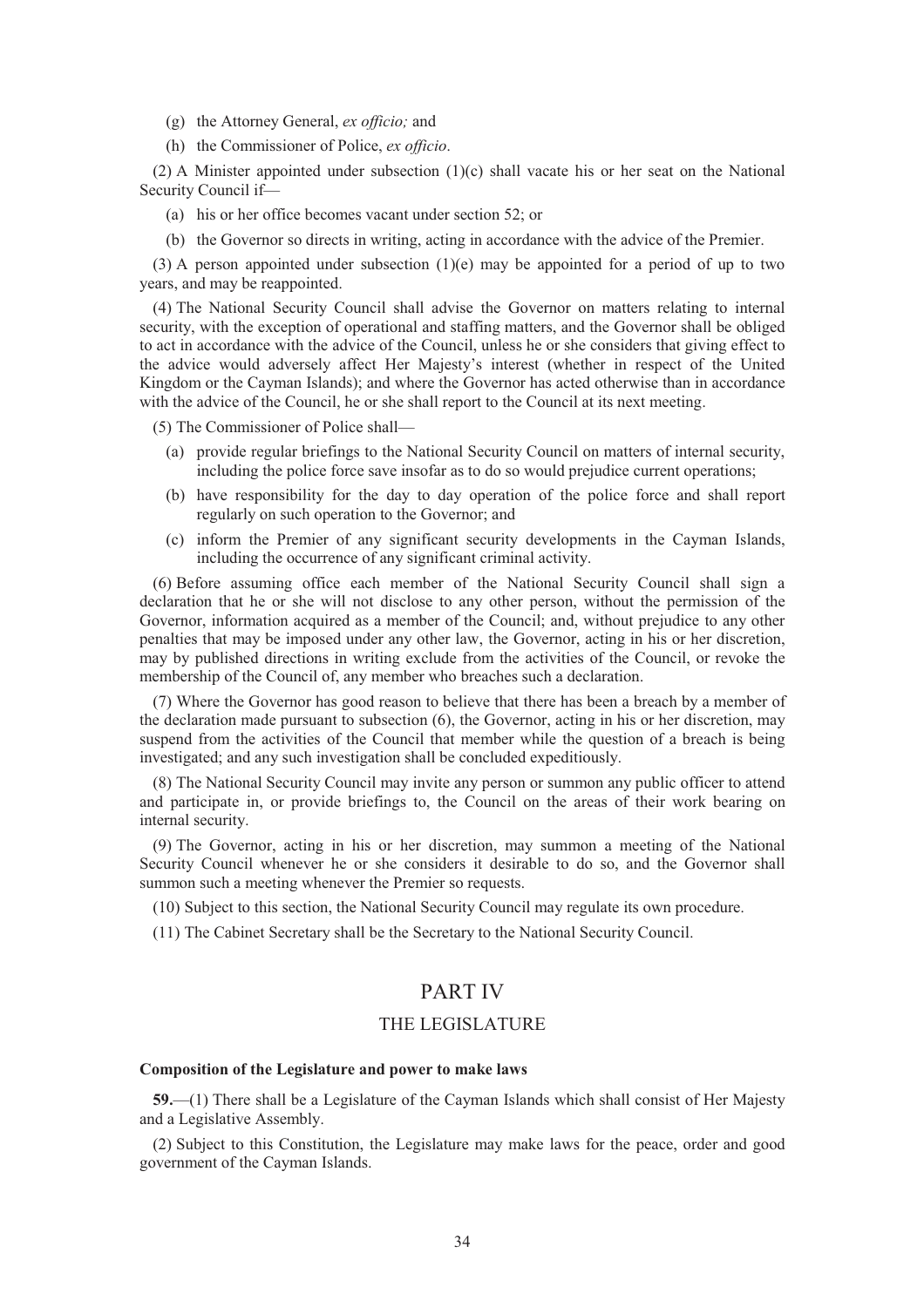(g) the Attorney General, *ex officio;* and

(h) the Commissioner of Police, *ex officio*.

(2) A Minister appointed under subsection (1)(c) shall vacate his or her seat on the National Security Council if—

(a) his or her office becomes vacant under section 52; or

(b) the Governor so directs in writing, acting in accordance with the advice of the Premier.

(3) A person appointed under subsection (1)(e) may be appointed for a period of up to two years, and may be reappointed.

(4) The National Security Council shall advise the Governor on matters relating to internal security, with the exception of operational and staffing matters, and the Governor shall be obliged to act in accordance with the advice of the Council, unless he or she considers that giving effect to the advice would adversely affect Her Majesty's interest (whether in respect of the United Kingdom or the Cayman Islands); and where the Governor has acted otherwise than in accordance with the advice of the Council, he or she shall report to the Council at its next meeting.

(5) The Commissioner of Police shall—

(a) provide regular briefings to the National Security Council on matters of internal security, including the police force save insofar as to do so would prejudice current operations;

(b) have responsibility for the day to day operation of the police force and shall report regularly on such operation to the Governor; and

(c) inform the Premier of any significant security developments in the Cayman Islands, including the occurrence of any significant criminal activity.

(6) Before assuming office each member of the National Security Council shall sign a declaration that he or she will not disclose to any other person, without the permission of the Governor, information acquired as a member of the Council; and, without prejudice to any other penalties that may be imposed under any other law, the Governor, acting in his or her discretion, may by published directions in writing exclude from the activities of the Council, or revoke the membership of the Council of, any member who breaches such a declaration.

(7) Where the Governor has good reason to believe that there has been a breach by a member of the declaration made pursuant to subsection (6), the Governor, acting in his or her discretion, may suspend from the activities of the Council that member while the question of a breach is being investigated; and any such investigation shall be concluded expeditiously.

(8) The National Security Council may invite any person or summon any public officer to attend and participate in, or provide briefings to, the Council on the areas of their work bearing on internal security.

(9) The Governor, acting in his or her discretion, may summon a meeting of the National Security Council whenever he or she considers it desirable to do so, and the Governor shall summon such a meeting whenever the Premier so requests.

(10) Subject to this section, the National Security Council may regulate its own procedure.

(11) The Cabinet Secretary shall be the Secretary to the National Security Council.

# PART IV

## THE LEGISLATURE

### Composition of the Legislature and power to make laws

**59.**—(1) There shall be a Legislature of the Cayman Islands which shall consist of Her Majesty and a Legislative Assembly.

(2) Subject to this Constitution, the Legislature may make laws for the peace, order and good government of the Cayman Islands.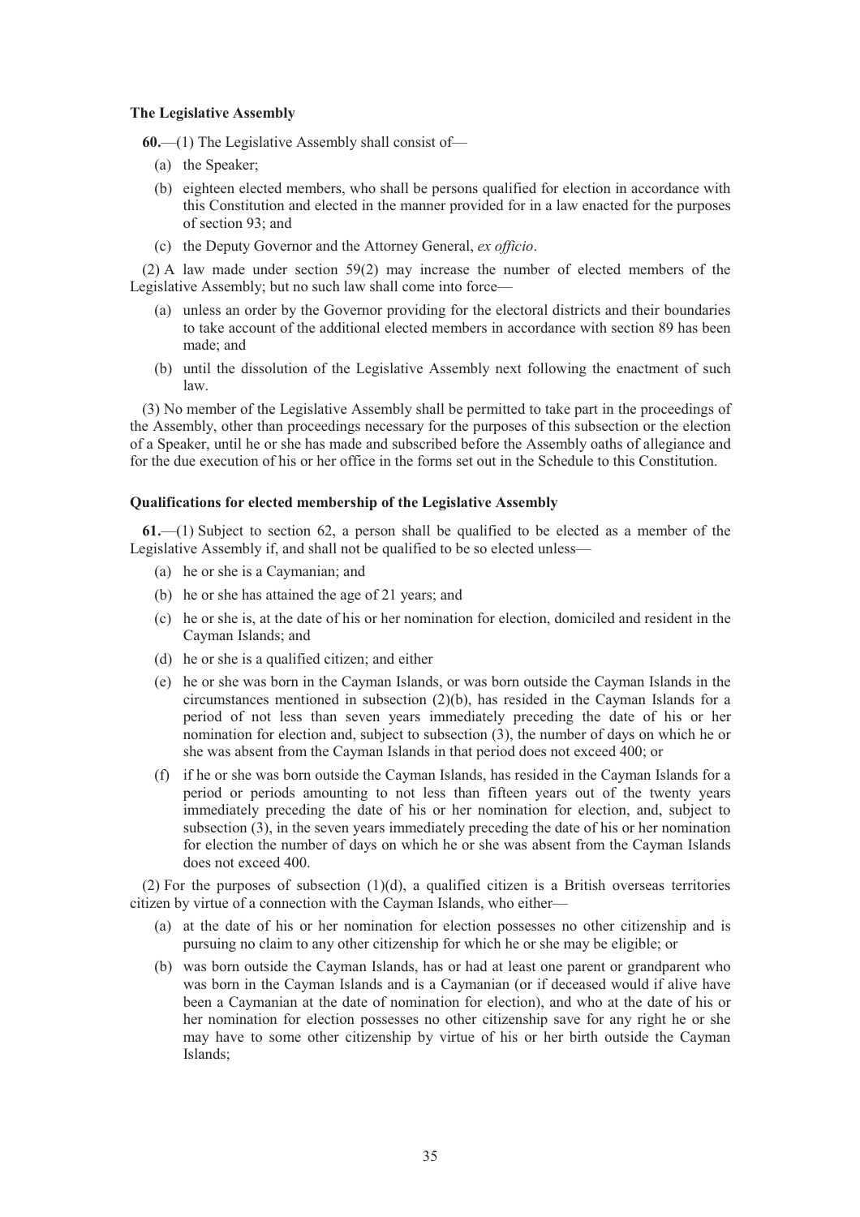**The Legislative Assembly**

**60.**—(1) The Legislative Assembly shall consist of—

(a) the Speaker;

(b) eighteen elected members, who shall be persons qualified for election in accordance with this Constitution and elected in the manner provided for in a law enacted for the purposes of section 93; and

(c) the Deputy Governor and the Attorney General, *ex officio*.

(2) A law made under section 59(2) may increase the number of elected members of the Legislative Assembly; but no such law shall come into force—

(a) unless an order by the Governor providing for the electoral districts and their boundaries to take account of the additional elected members in accordance with section 89 has been made; and

(b) until the dissolution of the Legislative Assembly next following the enactment of such law.

(3) No member of the Legislative Assembly shall be permitted to take part in the proceedings of the Assembly, other than proceedings necessary for the purposes of this subsection or the election of a Speaker, until he or she has made and subscribed before the Assembly oaths of allegiance and for the due execution of his or her office in the forms set out in the Schedule to this Constitution.

**Qualifications for elected membership of the Legislative Assembly**

**61.**—(1) Subject to section 62, a person shall be qualified to be elected as a member of the Legislative Assembly if, and shall not be qualified to be so elected unless—

(a) he or she is a Caymanian; and

(b) he or she has attained the age of 21 years; and

(c) he or she is, at the date of his or her nomination for election, domiciled and resident in the Cayman Islands; and

(d) he or she is a qualified citizen; and either

(e) he or she was born in the Cayman Islands, or was born outside the Cayman Islands in the circumstances mentioned in subsection (2)(b), has resided in the Cayman Islands for a period of not less than seven years immediately preceding the date of his or her nomination for election and, subject to subsection (3), the number of days on which he or she was absent from the Cayman Islands in that period does not exceed 400; or

(f) if he or she was born outside the Cayman Islands, has resided in the Cayman Islands for a period or periods amounting to not less than fifteen years out of the twenty years immediately preceding the date of his or her nomination for election, and, subject to subsection (3), in the seven years immediately preceding the date of his or her nomination for election the number of days on which he or she was absent from the Cayman Islands does not exceed 400.

(2) For the purposes of subsection (1)(d), a qualified citizen is a British overseas territories citizen by virtue of a connection with the Cayman Islands, who either—

(a) at the date of his or her nomination for election possesses no other citizenship and is pursuing no claim to any other citizenship for which he or she may be eligible; or

(b) was born outside the Cayman Islands, has or had at least one parent or grandparent who was born in the Cayman Islands and is a Caymanian (or if deceased would if alive have been a Caymanian at the date of nomination for election), and who at the date of his or her nomination for election possesses no other citizenship save for any right he or she may have to some other citizenship by virtue of his or her birth outside the Cayman Islands;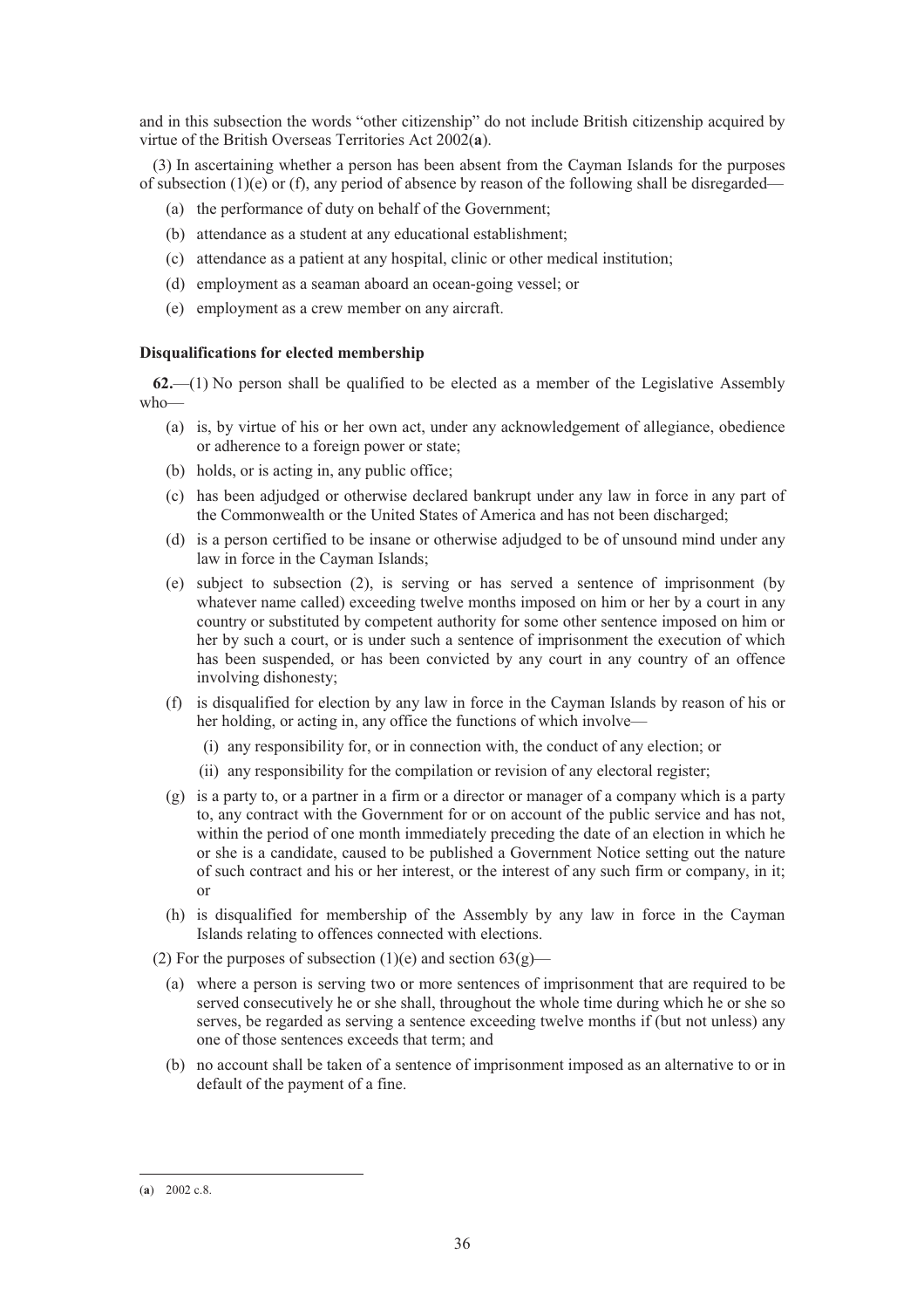and in this subsection the words "other citizenship" do not include British citizenship acquired by virtue of the British Overseas Territories Act 2002([a]).

(3) In ascertaining whether a person has been absent from the Cayman Islands for the purposes of subsection (1)(e) or (f), any period of absence by reason of the following shall be disregarded—

- (a) the performance of duty on behalf of the Government;
- (b) attendance as a student at any educational establishment;
- (c) attendance as a patient at any hospital, clinic or other medical institution;
- (d) employment as a seaman aboard an ocean-going vessel; or
- (e) employment as a crew member on any aircraft.

**Disqualifications for elected membership**

**62.**—(1) No person shall be qualified to be elected as a member of the Legislative Assembly who—

- (a) is, by virtue of his or her own act, under any acknowledgement of allegiance, obedience or adherence to a foreign power or state;
- (b) holds, or is acting in, any public office;
- (c) has been adjudged or otherwise declared bankrupt under any law in force in any part of the Commonwealth or the United States of America and has not been discharged;
- (d) is a person certified to be insane or otherwise adjudged to be of unsound mind under any law in force in the Cayman Islands;
- (e) subject to subsection (2), is serving or has served a sentence of imprisonment (by whatever name called) exceeding twelve months imposed on him or her by a court in any country or substituted by competent authority for some other sentence imposed on him or her by such a court, or is under such a sentence of imprisonment the execution of which has been suspended, or has been convicted by any court in any country of an offence involving dishonesty;
- (f) is disqualified for election by any law in force in the Cayman Islands by reason of his or her holding, or acting in, any office the functions of which involve—
  - (i) any responsibility for, or in connection with, the conduct of any election; or
  - (ii) any responsibility for the compilation or revision of any electoral register;
- (g) is a party to, or a partner in a firm or a director or manager of a company which is a party to, any contract with the Government for or on account of the public service and has not, within the period of one month immediately preceding the date of an election in which he or she is a candidate, caused to be published a Government Notice setting out the nature of such contract and his or her interest, or the interest of any such firm or company, in it; or
- (h) is disqualified for membership of the Assembly by any law in force in the Cayman Islands relating to offences connected with elections.

(2) For the purposes of subsection (1)(e) and section 63(g)—

- (a) where a person is serving two or more sentences of imprisonment that are required to be served consecutively he or she shall, throughout the whole time during which he or she so serves, be regarded as serving a sentence exceeding twelve months if (but not unless) any one of those sentences exceeds that term; and
- (b) no account shall be taken of a sentence of imprisonment imposed as an alternative to or in default of the payment of a fine.

---

([a]) 2002 c.8.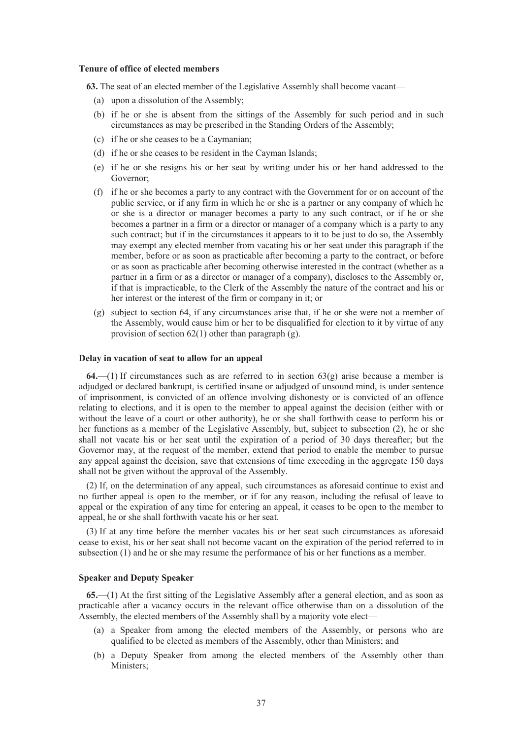**Tenure of office of elected members**

**63.** The seat of an elected member of the Legislative Assembly shall become vacant—

(a) upon a dissolution of the Assembly;

(b) if he or she is absent from the sittings of the Assembly for such period and in such circumstances as may be prescribed in the Standing Orders of the Assembly;

(c) if he or she ceases to be a Caymanian;

(d) if he or she ceases to be resident in the Cayman Islands;

(e) if he or she resigns his or her seat by writing under his or her hand addressed to the Governor;

(f) if he or she becomes a party to any contract with the Government for or on account of the public service, or if any firm in which he or she is a partner or any company of which he or she is a director or manager becomes a party to any such contract, or if he or she becomes a partner in a firm or a director or manager of a company which is a party to any such contract; but if in the circumstances it appears to it to be just to do so, the Assembly may exempt any elected member from vacating his or her seat under this paragraph if the member, before or as soon as practicable after becoming a party to the contract, or before or as soon as practicable after becoming otherwise interested in the contract (whether as a partner in a firm or as a director or manager of a company), discloses to the Assembly or, if that is impracticable, to the Clerk of the Assembly the nature of the contract and his or her interest or the interest of the firm or company in it; or

(g) subject to section 64, if any circumstances arise that, if he or she were not a member of the Assembly, would cause him or her to be disqualified for election to it by virtue of any provision of section 62(1) other than paragraph (g).

**Delay in vacation of seat to allow for an appeal**

**64.**—(1) If circumstances such as are referred to in section 63(g) arise because a member is adjudged or declared bankrupt, is certified insane or adjudged of unsound mind, is under sentence of imprisonment, is convicted of an offence involving dishonesty or is convicted of an offence relating to elections, and it is open to the member to appeal against the decision (either with or without the leave of a court or other authority), he or she shall forthwith cease to perform his or her functions as a member of the Legislative Assembly, but, subject to subsection (2), he or she shall not vacate his or her seat until the expiration of a period of 30 days thereafter; but the Governor may, at the request of the member, extend that period to enable the member to pursue any appeal against the decision, save that extensions of time exceeding in the aggregate 150 days shall not be given without the approval of the Assembly.

(2) If, on the determination of any appeal, such circumstances as aforesaid continue to exist and no further appeal is open to the member, or if for any reason, including the refusal of leave to appeal or the expiration of any time for entering an appeal, it ceases to be open to the member to appeal, he or she shall forthwith vacate his or her seat.

(3) If at any time before the member vacates his or her seat such circumstances as aforesaid cease to exist, his or her seat shall not become vacant on the expiration of the period referred to in subsection (1) and he or she may resume the performance of his or her functions as a member.

**Speaker and Deputy Speaker**

**65.**—(1) At the first sitting of the Legislative Assembly after a general election, and as soon as practicable after a vacancy occurs in the relevant office otherwise than on a dissolution of the Assembly, the elected members of the Assembly shall by a majority vote elect—

(a) a Speaker from among the elected members of the Assembly, or persons who are qualified to be elected as members of the Assembly, other than Ministers; and

(b) a Deputy Speaker from among the elected members of the Assembly other than Ministers;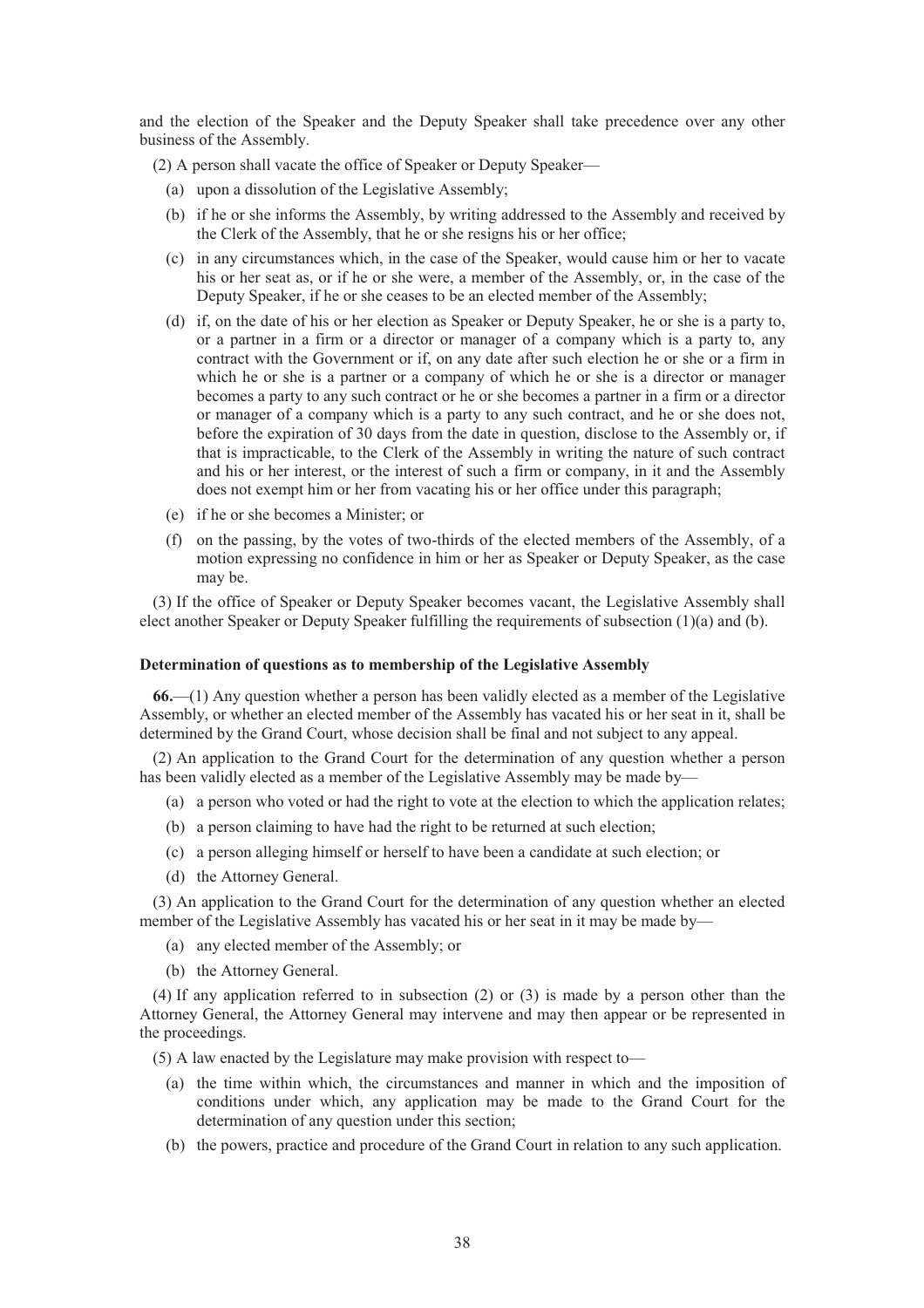and the election of the Speaker and the Deputy Speaker shall take precedence over any other business of the Assembly.

(2) A person shall vacate the office of Speaker or Deputy Speaker—

- (a) upon a dissolution of the Legislative Assembly;
- (b) if he or she informs the Assembly, by writing addressed to the Assembly and received by the Clerk of the Assembly, that he or she resigns his or her office;
- (c) in any circumstances which, in the case of the Speaker, would cause him or her to vacate his or her seat as, or if he or she were, a member of the Assembly, or, in the case of the Deputy Speaker, if he or she ceases to be an elected member of the Assembly;
- (d) if, on the date of his or her election as Speaker or Deputy Speaker, he or she is a party to, or a partner in a firm or a director or manager of a company which is a party to, any contract with the Government or if, on any date after such election he or she or a firm in which he or she is a partner or a company of which he or she is a director or manager becomes a party to any such contract or he or she becomes a partner in a firm or a director or manager of a company which is a party to any such contract, and he or she does not, before the expiration of 30 days from the date in question, disclose to the Assembly or, if that is impracticable, to the Clerk of the Assembly in writing the nature of such contract and his or her interest, or the interest of such a firm or company, in it and the Assembly does not exempt him or her from vacating his or her office under this paragraph;
- (e) if he or she becomes a Minister; or
- (f) on the passing, by the votes of two-thirds of the elected members of the Assembly, of a motion expressing no confidence in him or her as Speaker or Deputy Speaker, as the case may be.

(3) If the office of Speaker or Deputy Speaker becomes vacant, the Legislative Assembly shall elect another Speaker or Deputy Speaker fulfilling the requirements of subsection (1)(a) and (b).

**Determination of questions as to membership of the Legislative Assembly**

**66.**—(1) Any question whether a person has been validly elected as a member of the Legislative Assembly, or whether an elected member of the Assembly has vacated his or her seat in it, shall be determined by the Grand Court, whose decision shall be final and not subject to any appeal.

(2) An application to the Grand Court for the determination of any question whether a person has been validly elected as a member of the Legislative Assembly may be made by—

- (a) a person who voted or had the right to vote at the election to which the application relates;
- (b) a person claiming to have had the right to be returned at such election;
- (c) a person alleging himself or herself to have been a candidate at such election; or
- (d) the Attorney General.

(3) An application to the Grand Court for the determination of any question whether an elected member of the Legislative Assembly has vacated his or her seat in it may be made by—

- (a) any elected member of the Assembly; or
- (b) the Attorney General.

(4) If any application referred to in subsection (2) or (3) is made by a person other than the Attorney General, the Attorney General may intervene and may then appear or be represented in the proceedings.

(5) A law enacted by the Legislature may make provision with respect to—

- (a) the time within which, the circumstances and manner in which and the imposition of conditions under which, any application may be made to the Grand Court for the determination of any question under this section;
- (b) the powers, practice and procedure of the Grand Court in relation to any such application.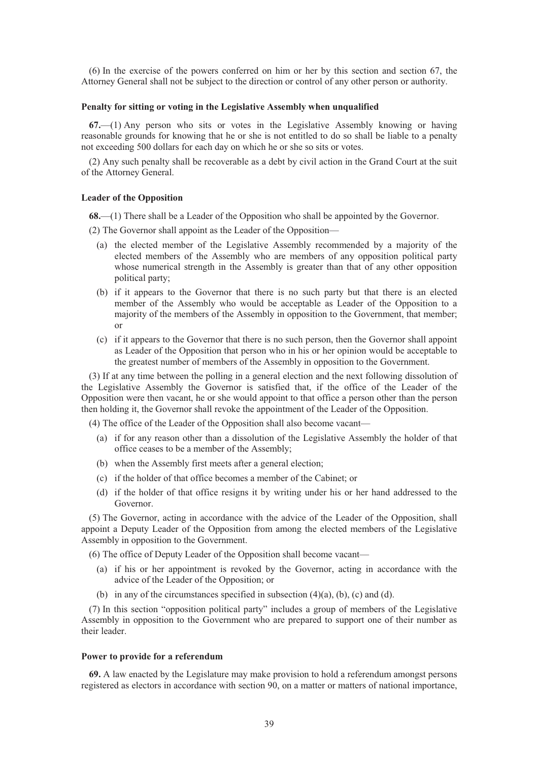(6) In the exercise of the powers conferred on him or her by this section and section 67, the Attorney General shall not be subject to the direction or control of any other person or authority.

**Penalty for sitting or voting in the Legislative Assembly when unqualified**

**67.**—(1) Any person who sits or votes in the Legislative Assembly knowing or having reasonable grounds for knowing that he or she is not entitled to do so shall be liable to a penalty not exceeding 500 dollars for each day on which he or she so sits or votes.

(2) Any such penalty shall be recoverable as a debt by civil action in the Grand Court at the suit of the Attorney General.

**Leader of the Opposition**

**68.**—(1) There shall be a Leader of the Opposition who shall be appointed by the Governor.

(2) The Governor shall appoint as the Leader of the Opposition—

(a) the elected member of the Legislative Assembly recommended by a majority of the elected members of the Assembly who are members of any opposition political party whose numerical strength in the Assembly is greater than that of any other opposition political party;

(b) if it appears to the Governor that there is no such party but that there is an elected member of the Assembly who would be acceptable as Leader of the Opposition to a majority of the members of the Assembly in opposition to the Government, that member; or

(c) if it appears to the Governor that there is no such person, then the Governor shall appoint as Leader of the Opposition that person who in his or her opinion would be acceptable to the greatest number of members of the Assembly in opposition to the Government.

(3) If at any time between the polling in a general election and the next following dissolution of the Legislative Assembly the Governor is satisfied that, if the office of the Leader of the Opposition were then vacant, he or she would appoint to that office a person other than the person then holding it, the Governor shall revoke the appointment of the Leader of the Opposition.

(4) The office of the Leader of the Opposition shall also become vacant—

(a) if for any reason other than a dissolution of the Legislative Assembly the holder of that office ceases to be a member of the Assembly;

(b) when the Assembly first meets after a general election;

(c) if the holder of that office becomes a member of the Cabinet; or

(d) if the holder of that office resigns it by writing under his or her hand addressed to the Governor.

(5) The Governor, acting in accordance with the advice of the Leader of the Opposition, shall appoint a Deputy Leader of the Opposition from among the elected members of the Legislative Assembly in opposition to the Government.

(6) The office of Deputy Leader of the Opposition shall become vacant—

(a) if his or her appointment is revoked by the Governor, acting in accordance with the advice of the Leader of the Opposition; or

(b) in any of the circumstances specified in subsection (4)(a), (b), (c) and (d).

(7) In this section "opposition political party" includes a group of members of the Legislative Assembly in opposition to the Government who are prepared to support one of their number as their leader.

**Power to provide for a referendum**

**69.** A law enacted by the Legislature may make provision to hold a referendum amongst persons registered as electors in accordance with section 90, on a matter or matters of national importance,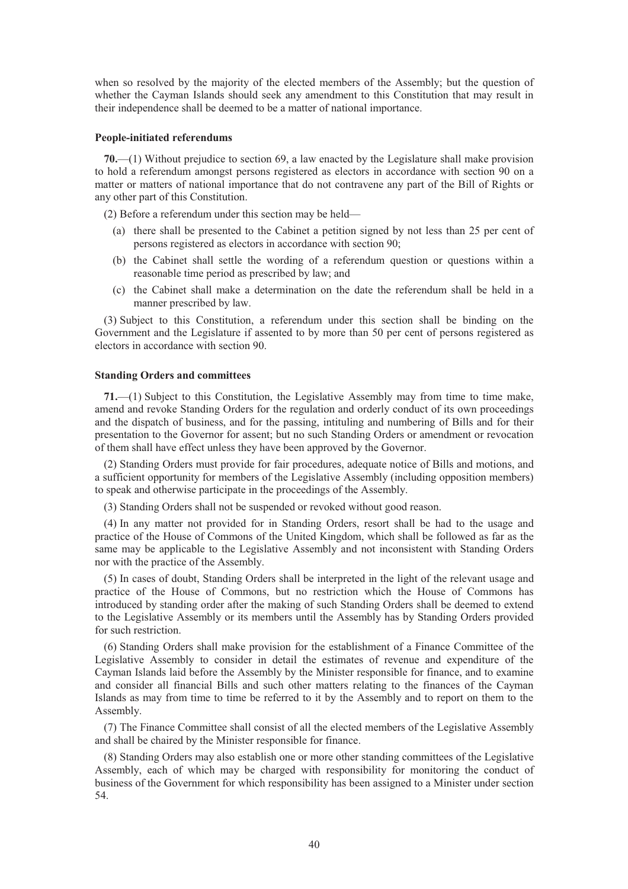when so resolved by the majority of the elected members of the Assembly; but the question of whether the Cayman Islands should seek any amendment to this Constitution that may result in their independence shall be deemed to be a matter of national importance.

**People-initiated referendums**

**70.**—(1) Without prejudice to section 69, a law enacted by the Legislature shall make provision to hold a referendum amongst persons registered as electors in accordance with section 90 on a matter or matters of national importance that do not contravene any part of the Bill of Rights or any other part of this Constitution.

(2) Before a referendum under this section may be held—

- (a) there shall be presented to the Cabinet a petition signed by not less than 25 per cent of persons registered as electors in accordance with section 90;
- (b) the Cabinet shall settle the wording of a referendum question or questions within a reasonable time period as prescribed by law; and
- (c) the Cabinet shall make a determination on the date the referendum shall be held in a manner prescribed by law.

(3) Subject to this Constitution, a referendum under this section shall be binding on the Government and the Legislature if assented to by more than 50 per cent of persons registered as electors in accordance with section 90.

**Standing Orders and committees**

**71.**—(1) Subject to this Constitution, the Legislative Assembly may from time to time make, amend and revoke Standing Orders for the regulation and orderly conduct of its own proceedings and the dispatch of business, and for the passing, intituling and numbering of Bills and for their presentation to the Governor for assent; but no such Standing Orders or amendment or revocation of them shall have effect unless they have been approved by the Governor.

(2) Standing Orders must provide for fair procedures, adequate notice of Bills and motions, and a sufficient opportunity for members of the Legislative Assembly (including opposition members) to speak and otherwise participate in the proceedings of the Assembly.

(3) Standing Orders shall not be suspended or revoked without good reason.

(4) In any matter not provided for in Standing Orders, resort shall be had to the usage and practice of the House of Commons of the United Kingdom, which shall be followed as far as the same may be applicable to the Legislative Assembly and not inconsistent with Standing Orders nor with the practice of the Assembly.

(5) In cases of doubt, Standing Orders shall be interpreted in the light of the relevant usage and practice of the House of Commons, but no restriction which the House of Commons has introduced by standing order after the making of such Standing Orders shall be deemed to extend to the Legislative Assembly or its members until the Assembly has by Standing Orders provided for such restriction.

(6) Standing Orders shall make provision for the establishment of a Finance Committee of the Legislative Assembly to consider in detail the estimates of revenue and expenditure of the Cayman Islands laid before the Assembly by the Minister responsible for finance, and to examine and consider all financial Bills and such other matters relating to the finances of the Cayman Islands as may from time to time be referred to it by the Assembly and to report on them to the Assembly.

(7) The Finance Committee shall consist of all the elected members of the Legislative Assembly and shall be chaired by the Minister responsible for finance.

(8) Standing Orders may also establish one or more other standing committees of the Legislative Assembly, each of which may be charged with responsibility for monitoring the conduct of business of the Government for which responsibility has been assigned to a Minister under section 54.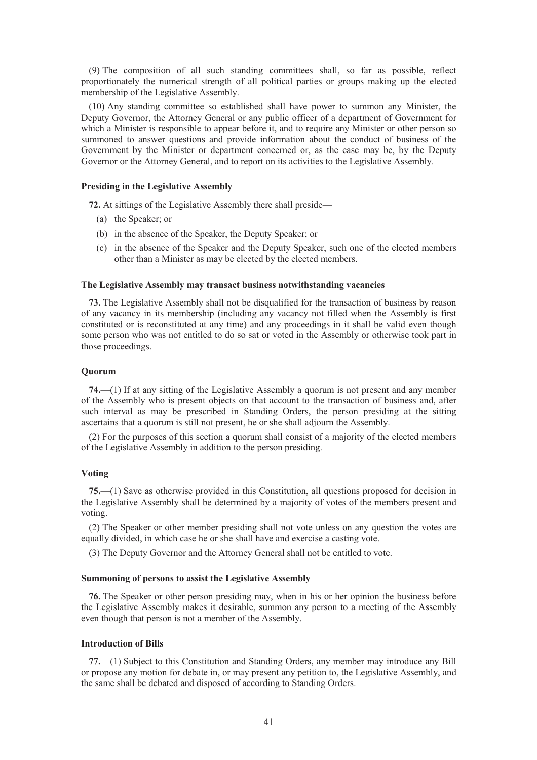(9) The composition of all such standing committees shall, so far as possible, reflect proportionately the numerical strength of all political parties or groups making up the elected membership of the Legislative Assembly.

(10) Any standing committee so established shall have power to summon any Minister, the Deputy Governor, the Attorney General or any public officer of a department of Government for which a Minister is responsible to appear before it, and to require any Minister or other person so summoned to answer questions and provide information about the conduct of business of the Government by the Minister or department concerned or, as the case may be, by the Deputy Governor or the Attorney General, and to report on its activities to the Legislative Assembly.

**Presiding in the Legislative Assembly**

**72.** At sittings of the Legislative Assembly there shall preside—

(a) the Speaker; or

(b) in the absence of the Speaker, the Deputy Speaker; or

(c) in the absence of the Speaker and the Deputy Speaker, such one of the elected members other than a Minister as may be elected by the elected members.

**The Legislative Assembly may transact business notwithstanding vacancies**

**73.** The Legislative Assembly shall not be disqualified for the transaction of business by reason of any vacancy in its membership (including any vacancy not filled when the Assembly is first constituted or is reconstituted at any time) and any proceedings in it shall be valid even though some person who was not entitled to do so sat or voted in the Assembly or otherwise took part in those proceedings.

**Quorum**

**74.**—(1) If at any sitting of the Legislative Assembly a quorum is not present and any member of the Assembly who is present objects on that account to the transaction of business and, after such interval as may be prescribed in Standing Orders, the person presiding at the sitting ascertains that a quorum is still not present, he or she shall adjourn the Assembly.

(2) For the purposes of this section a quorum shall consist of a majority of the elected members of the Legislative Assembly in addition to the person presiding.

**Voting**

**75.**—(1) Save as otherwise provided in this Constitution, all questions proposed for decision in the Legislative Assembly shall be determined by a majority of votes of the members present and voting.

(2) The Speaker or other member presiding shall not vote unless on any question the votes are equally divided, in which case he or she shall have and exercise a casting vote.

(3) The Deputy Governor and the Attorney General shall not be entitled to vote.

**Summoning of persons to assist the Legislative Assembly**

**76.** The Speaker or other person presiding may, when in his or her opinion the business before the Legislative Assembly makes it desirable, summon any person to a meeting of the Assembly even though that person is not a member of the Assembly.

**Introduction of Bills**

**77.**—(1) Subject to this Constitution and Standing Orders, any member may introduce any Bill or propose any motion for debate in, or may present any petition to, the Legislative Assembly, and the same shall be debated and disposed of according to Standing Orders.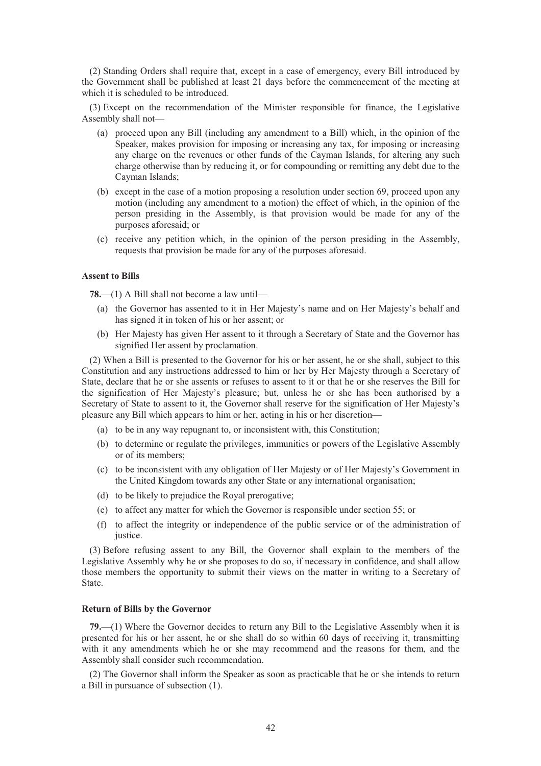(2) Standing Orders shall require that, except in a case of emergency, every Bill introduced by the Government shall be published at least 21 days before the commencement of the meeting at which it is scheduled to be introduced.

(3) Except on the recommendation of the Minister responsible for finance, the Legislative Assembly shall not—

- (a) proceed upon any Bill (including any amendment to a Bill) which, in the opinion of the Speaker, makes provision for imposing or increasing any tax, for imposing or increasing any charge on the revenues or other funds of the Cayman Islands, for altering any such charge otherwise than by reducing it, or for compounding or remitting any debt due to the Cayman Islands;
- (b) except in the case of a motion proposing a resolution under section 69, proceed upon any motion (including any amendment to a motion) the effect of which, in the opinion of the person presiding in the Assembly, is that provision would be made for any of the purposes aforesaid; or
- (c) receive any petition which, in the opinion of the person presiding in the Assembly, requests that provision be made for any of the purposes aforesaid.

#### Assent to Bills

**78.**—(1) A Bill shall not become a law until—

- (a) the Governor has assented to it in Her Majesty's name and on Her Majesty's behalf and has signed it in token of his or her assent; or
- (b) Her Majesty has given Her assent to it through a Secretary of State and the Governor has signified Her assent by proclamation.

(2) When a Bill is presented to the Governor for his or her assent, he or she shall, subject to this Constitution and any instructions addressed to him or her by Her Majesty through a Secretary of State, declare that he or she assents or refuses to assent to it or that he or she reserves the Bill for the signification of Her Majesty's pleasure; but, unless he or she has been authorised by a Secretary of State to assent to it, the Governor shall reserve for the signification of Her Majesty's pleasure any Bill which appears to him or her, acting in his or her discretion—

- (a) to be in any way repugnant to, or inconsistent with, this Constitution;
- (b) to determine or regulate the privileges, immunities or powers of the Legislative Assembly or of its members;
- (c) to be inconsistent with any obligation of Her Majesty or of Her Majesty's Government in the United Kingdom towards any other State or any international organisation;
- (d) to be likely to prejudice the Royal prerogative;
- (e) to affect any matter for which the Governor is responsible under section 55; or
- (f) to affect the integrity or independence of the public service or of the administration of justice.

(3) Before refusing assent to any Bill, the Governor shall explain to the members of the Legislative Assembly why he or she proposes to do so, if necessary in confidence, and shall allow those members the opportunity to submit their views on the matter in writing to a Secretary of State.

#### Return of Bills by the Governor

**79.**—(1) Where the Governor decides to return any Bill to the Legislative Assembly when it is presented for his or her assent, he or she shall do so within 60 days of receiving it, transmitting with it any amendments which he or she may recommend and the reasons for them, and the Assembly shall consider such recommendation.

(2) The Governor shall inform the Speaker as soon as practicable that he or she intends to return a Bill in pursuance of subsection (1).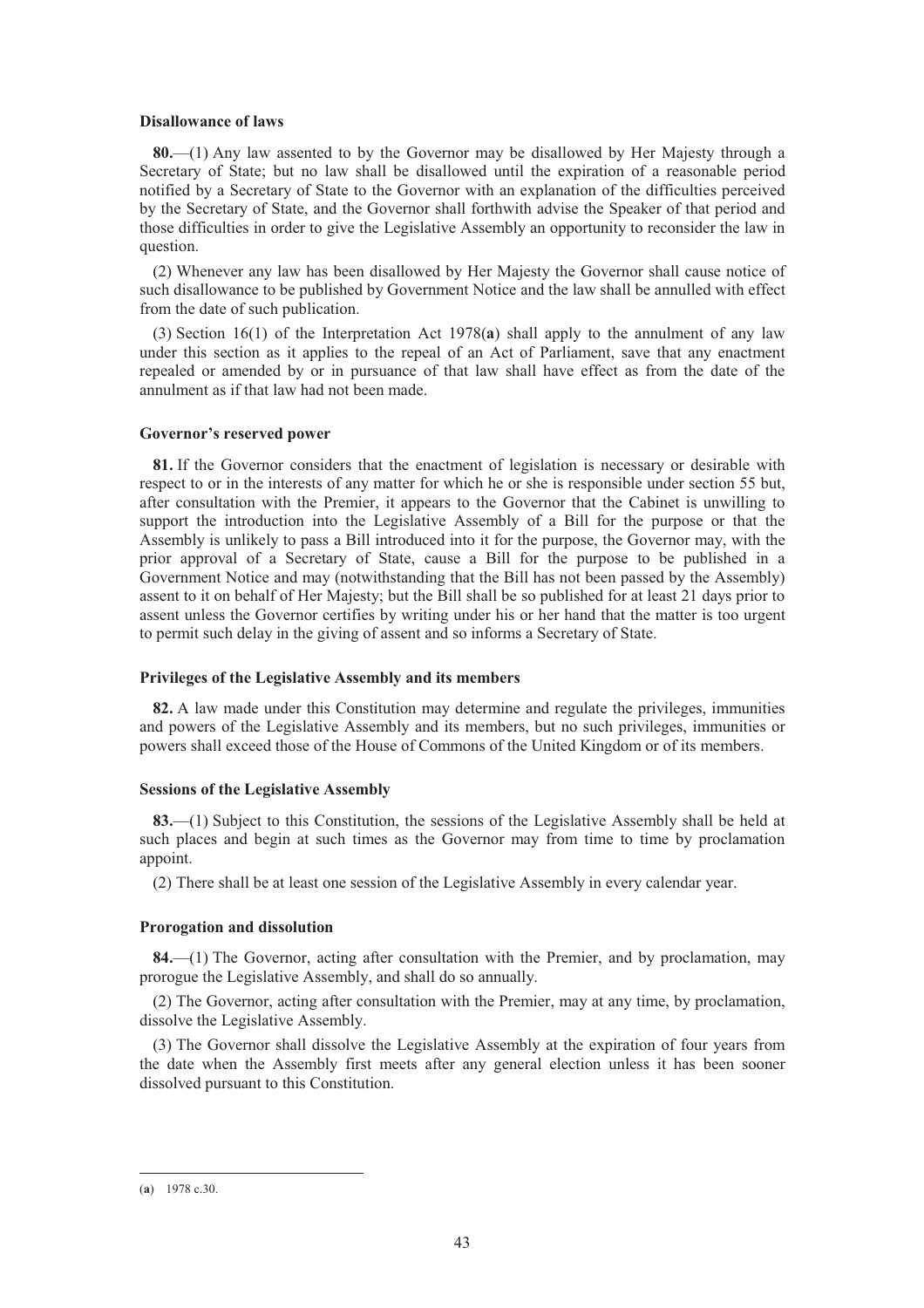**Disallowance of laws**

**80.**—(1) Any law assented to by the Governor may be disallowed by Her Majesty through a Secretary of State; but no law shall be disallowed until the expiration of a reasonable period notified by a Secretary of State to the Governor with an explanation of the difficulties perceived by the Secretary of State, and the Governor shall forthwith advise the Speaker of that period and those difficulties in order to give the Legislative Assembly an opportunity to reconsider the law in question.

(2) Whenever any law has been disallowed by Her Majesty the Governor shall cause notice of such disallowance to be published by Government Notice and the law shall be annulled with effect from the date of such publication.

(3) Section 16(1) of the Interpretation Act 1978(**a**) shall apply to the annulment of any law under this section as it applies to the repeal of an Act of Parliament, save that any enactment repealed or amended by or in pursuance of that law shall have effect as from the date of the annulment as if that law had not been made.

**Governor's reserved power**

**81.** If the Governor considers that the enactment of legislation is necessary or desirable with respect to or in the interests of any matter for which he or she is responsible under section 55 but, after consultation with the Premier, it appears to the Governor that the Cabinet is unwilling to support the introduction into the Legislative Assembly of a Bill for the purpose or that the Assembly is unlikely to pass a Bill introduced into it for the purpose, the Governor may, with the prior approval of a Secretary of State, cause a Bill for the purpose to be published in a Government Notice and may (notwithstanding that the Bill has not been passed by the Assembly) assent to it on behalf of Her Majesty; but the Bill shall be so published for at least 21 days prior to assent unless the Governor certifies by writing under his or her hand that the matter is too urgent to permit such delay in the giving of assent and so informs a Secretary of State.

**Privileges of the Legislative Assembly and its members**

**82.** A law made under this Constitution may determine and regulate the privileges, immunities and powers of the Legislative Assembly and its members, but no such privileges, immunities or powers shall exceed those of the House of Commons of the United Kingdom or of its members.

**Sessions of the Legislative Assembly**

**83.**—(1) Subject to this Constitution, the sessions of the Legislative Assembly shall be held at such places and begin at such times as the Governor may from time to time by proclamation appoint.

(2) There shall be at least one session of the Legislative Assembly in every calendar year.

**Prorogation and dissolution**

**84.**—(1) The Governor, acting after consultation with the Premier, and by proclamation, may prorogue the Legislative Assembly, and shall do so annually.

(2) The Governor, acting after consultation with the Premier, may at any time, by proclamation, dissolve the Legislative Assembly.

(3) The Governor shall dissolve the Legislative Assembly at the expiration of four years from the date when the Assembly first meets after any general election unless it has been sooner dissolved pursuant to this Constitution.

---

(**a**) 1978 c.30.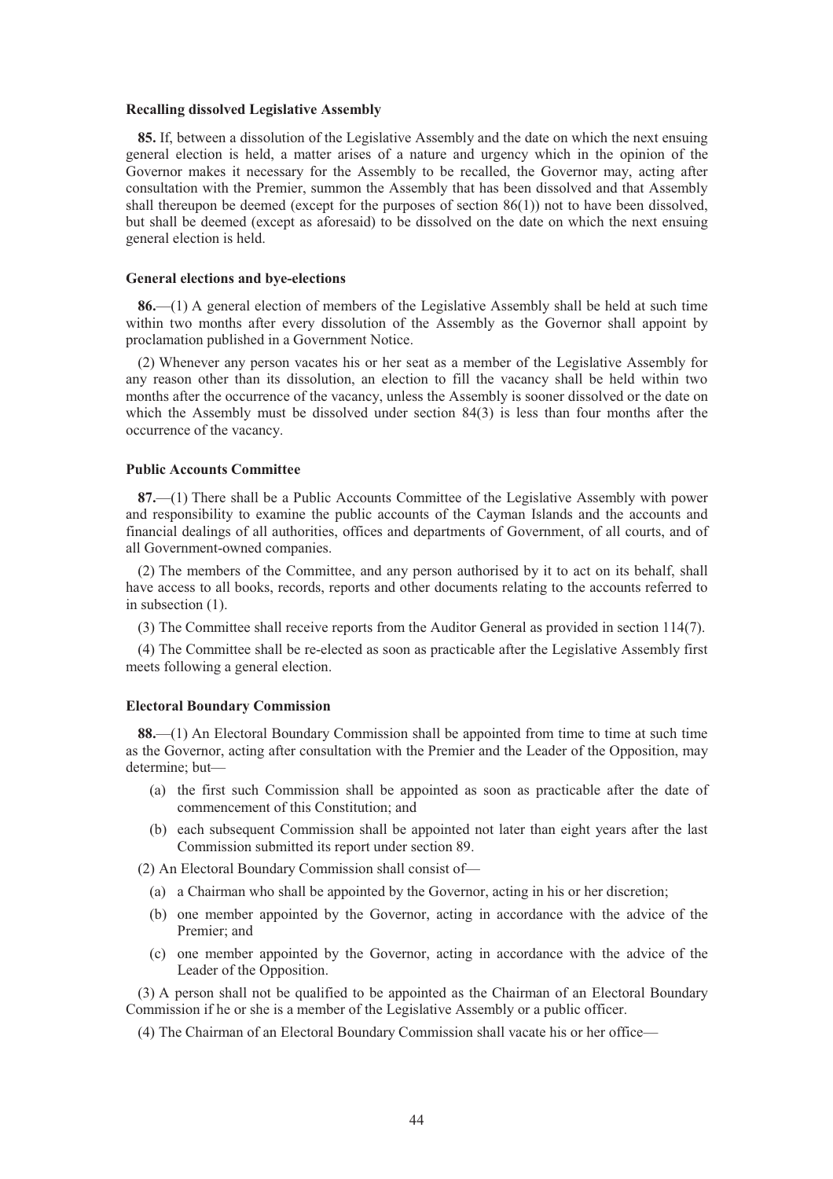**Recalling dissolved Legislative Assembly**

**85.** If, between a dissolution of the Legislative Assembly and the date on which the next ensuing general election is held, a matter arises of a nature and urgency which in the opinion of the Governor makes it necessary for the Assembly to be recalled, the Governor may, acting after consultation with the Premier, summon the Assembly that has been dissolved and that Assembly shall thereupon be deemed (except for the purposes of section 86(1)) not to have been dissolved, but shall be deemed (except as aforesaid) to be dissolved on the date on which the next ensuing general election is held.

**General elections and bye-elections**

**86.**—(1) A general election of members of the Legislative Assembly shall be held at such time within two months after every dissolution of the Assembly as the Governor shall appoint by proclamation published in a Government Notice.

(2) Whenever any person vacates his or her seat as a member of the Legislative Assembly for any reason other than its dissolution, an election to fill the vacancy shall be held within two months after the occurrence of the vacancy, unless the Assembly is sooner dissolved or the date on which the Assembly must be dissolved under section 84(3) is less than four months after the occurrence of the vacancy.

**Public Accounts Committee**

**87.**—(1) There shall be a Public Accounts Committee of the Legislative Assembly with power and responsibility to examine the public accounts of the Cayman Islands and the accounts and financial dealings of all authorities, offices and departments of Government, of all courts, and of all Government-owned companies.

(2) The members of the Committee, and any person authorised by it to act on its behalf, shall have access to all books, records, reports and other documents relating to the accounts referred to in subsection (1).

(3) The Committee shall receive reports from the Auditor General as provided in section 114(7).

(4) The Committee shall be re-elected as soon as practicable after the Legislative Assembly first meets following a general election.

**Electoral Boundary Commission**

**88.**—(1) An Electoral Boundary Commission shall be appointed from time to time at such time as the Governor, acting after consultation with the Premier and the Leader of the Opposition, may determine; but—

(a) the first such Commission shall be appointed as soon as practicable after the date of commencement of this Constitution; and

(b) each subsequent Commission shall be appointed not later than eight years after the last Commission submitted its report under section 89.

(2) An Electoral Boundary Commission shall consist of—

(a) a Chairman who shall be appointed by the Governor, acting in his or her discretion;

(b) one member appointed by the Governor, acting in accordance with the advice of the Premier; and

(c) one member appointed by the Governor, acting in accordance with the advice of the Leader of the Opposition.

(3) A person shall not be qualified to be appointed as the Chairman of an Electoral Boundary Commission if he or she is a member of the Legislative Assembly or a public officer.

(4) The Chairman of an Electoral Boundary Commission shall vacate his or her office—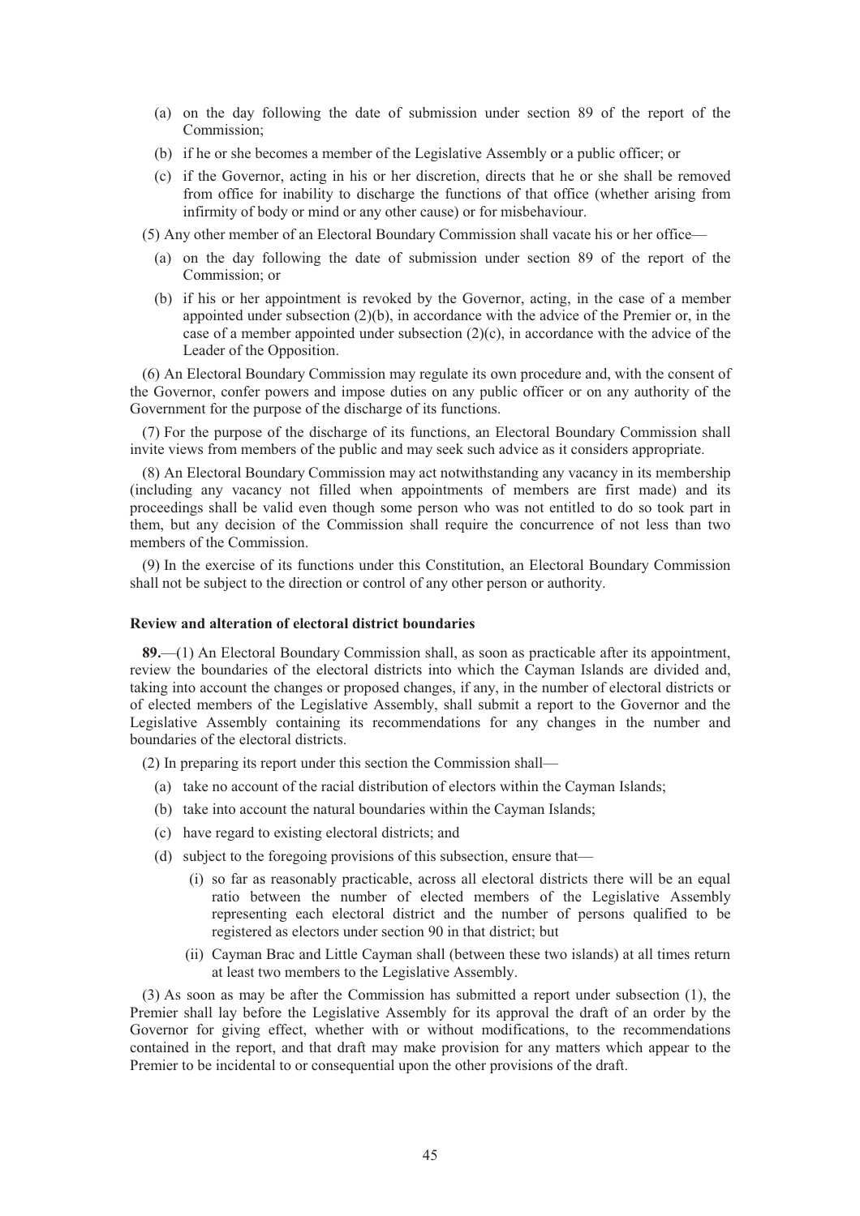(a) on the day following the date of submission under section 89 of the report of the Commission;

(b) if he or she becomes a member of the Legislative Assembly or a public officer; or

(c) if the Governor, acting in his or her discretion, directs that he or she shall be removed from office for inability to discharge the functions of that office (whether arising from infirmity of body or mind or any other cause) or for misbehaviour.

(5) Any other member of an Electoral Boundary Commission shall vacate his or her office—

(a) on the day following the date of submission under section 89 of the report of the Commission; or

(b) if his or her appointment is revoked by the Governor, acting, in the case of a member appointed under subsection (2)(b), in accordance with the advice of the Premier or, in the case of a member appointed under subsection (2)(c), in accordance with the advice of the Leader of the Opposition.

(6) An Electoral Boundary Commission may regulate its own procedure and, with the consent of the Governor, confer powers and impose duties on any public officer or on any authority of the Government for the purpose of the discharge of its functions.

(7) For the purpose of the discharge of its functions, an Electoral Boundary Commission shall invite views from members of the public and may seek such advice as it considers appropriate.

(8) An Electoral Boundary Commission may act notwithstanding any vacancy in its membership (including any vacancy not filled when appointments of members are first made) and its proceedings shall be valid even though some person who was not entitled to do so took part in them, but any decision of the Commission shall require the concurrence of not less than two members of the Commission.

(9) In the exercise of its functions under this Constitution, an Electoral Boundary Commission shall not be subject to the direction or control of any other person or authority.

**Review and alteration of electoral district boundaries**

**89.**—(1) An Electoral Boundary Commission shall, as soon as practicable after its appointment, review the boundaries of the electoral districts into which the Cayman Islands are divided and, taking into account the changes or proposed changes, if any, in the number of electoral districts or of elected members of the Legislative Assembly, shall submit a report to the Governor and the Legislative Assembly containing its recommendations for any changes in the number and boundaries of the electoral districts.

(2) In preparing its report under this section the Commission shall—

(a) take no account of the racial distribution of electors within the Cayman Islands;

(b) take into account the natural boundaries within the Cayman Islands;

(c) have regard to existing electoral districts; and

(d) subject to the foregoing provisions of this subsection, ensure that—

(i) so far as reasonably practicable, across all electoral districts there will be an equal ratio between the number of elected members of the Legislative Assembly representing each electoral district and the number of persons qualified to be registered as electors under section 90 in that district; but

(ii) Cayman Brac and Little Cayman shall (between these two islands) at all times return at least two members to the Legislative Assembly.

(3) As soon as may be after the Commission has submitted a report under subsection (1), the Premier shall lay before the Legislative Assembly for its approval the draft of an order by the Governor for giving effect, whether with or without modifications, to the recommendations contained in the report, and that draft may make provision for any matters which appear to the Premier to be incidental to or consequential upon the other provisions of the draft.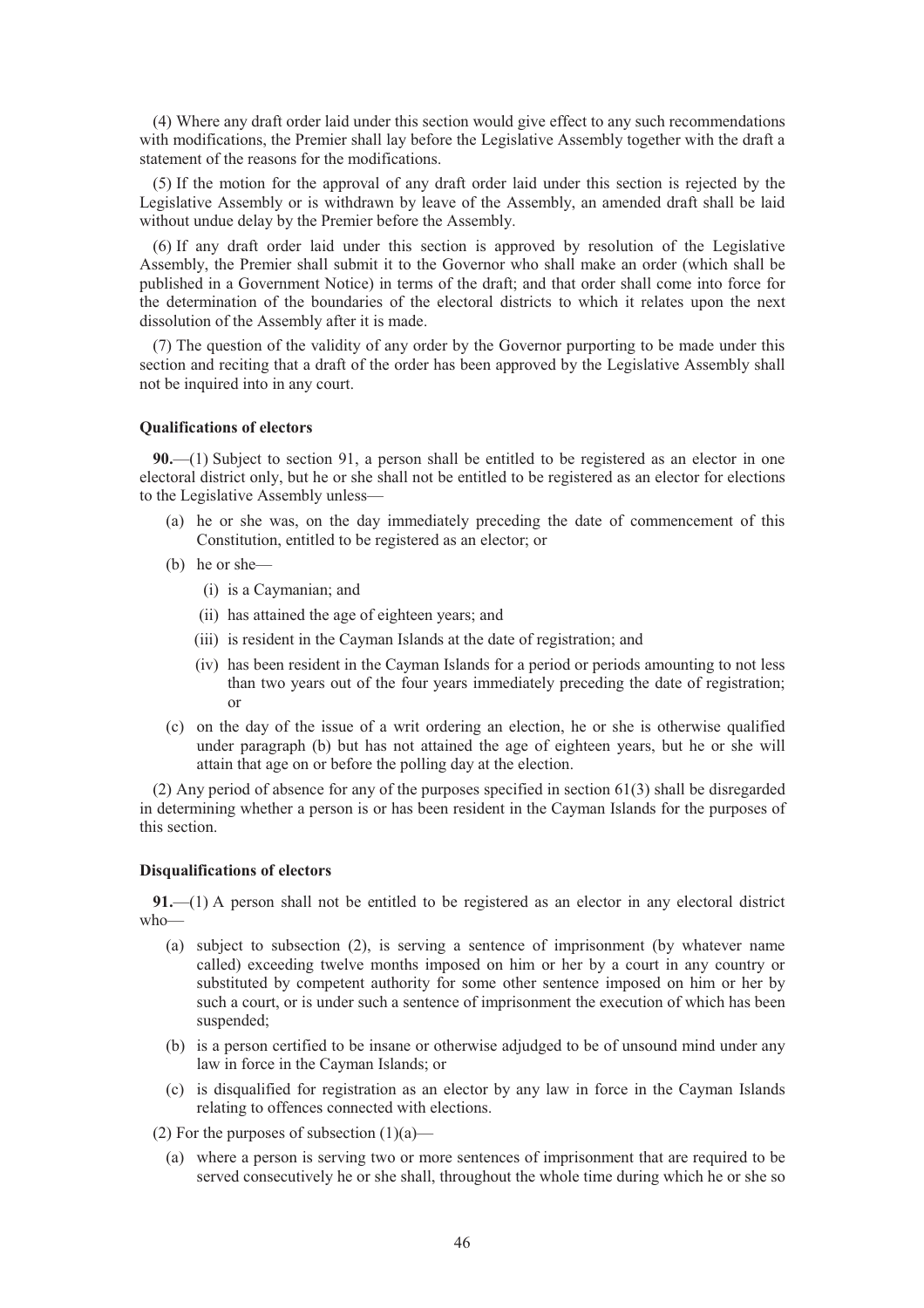(4) Where any draft order laid under this section would give effect to any such recommendations with modifications, the Premier shall lay before the Legislative Assembly together with the draft a statement of the reasons for the modifications.

(5) If the motion for the approval of any draft order laid under this section is rejected by the Legislative Assembly or is withdrawn by leave of the Assembly, an amended draft shall be laid without undue delay by the Premier before the Assembly.

(6) If any draft order laid under this section is approved by resolution of the Legislative Assembly, the Premier shall submit it to the Governor who shall make an order (which shall be published in a Government Notice) in terms of the draft; and that order shall come into force for the determination of the boundaries of the electoral districts to which it relates upon the next dissolution of the Assembly after it is made.

(7) The question of the validity of any order by the Governor purporting to be made under this section and reciting that a draft of the order has been approved by the Legislative Assembly shall not be inquired into in any court.

**Qualifications of electors**

**90.**—(1) Subject to section 91, a person shall be entitled to be registered as an elector in one electoral district only, but he or she shall not be entitled to be registered as an elector for elections to the Legislative Assembly unless—

- (a) he or she was, on the day immediately preceding the date of commencement of this Constitution, entitled to be registered as an elector; or
- (b) he or she—
  - (i) is a Caymanian; and
  - (ii) has attained the age of eighteen years; and
  - (iii) is resident in the Cayman Islands at the date of registration; and
  - (iv) has been resident in the Cayman Islands for a period or periods amounting to not less than two years out of the four years immediately preceding the date of registration; or
- (c) on the day of the issue of a writ ordering an election, he or she is otherwise qualified under paragraph (b) but has not attained the age of eighteen years, but he or she will attain that age on or before the polling day at the election.

(2) Any period of absence for any of the purposes specified in section 61(3) shall be disregarded in determining whether a person is or has been resident in the Cayman Islands for the purposes of this section.

**Disqualifications of electors**

**91.**—(1) A person shall not be entitled to be registered as an elector in any electoral district who—

- (a) subject to subsection (2), is serving a sentence of imprisonment (by whatever name called) exceeding twelve months imposed on him or her by a court in any country or substituted by competent authority for some other sentence imposed on him or her by such a court, or is under such a sentence of imprisonment the execution of which has been suspended;
- (b) is a person certified to be insane or otherwise adjudged to be of unsound mind under any law in force in the Cayman Islands; or
- (c) is disqualified for registration as an elector by any law in force in the Cayman Islands relating to offences connected with elections.

(2) For the purposes of subsection (1)(a)—

- (a) where a person is serving two or more sentences of imprisonment that are required to be served consecutively he or she shall, throughout the whole time during which he or she so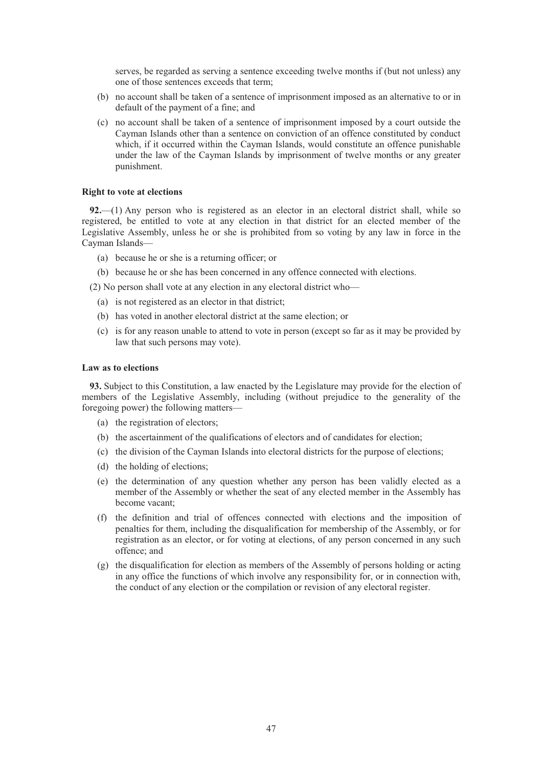serves, be regarded as serving a sentence exceeding twelve months if (but not unless) any one of those sentences exceeds that term;

(b) no account shall be taken of a sentence of imprisonment imposed as an alternative to or in default of the payment of a fine; and

(c) no account shall be taken of a sentence of imprisonment imposed by a court outside the Cayman Islands other than a sentence on conviction of an offence constituted by conduct which, if it occurred within the Cayman Islands, would constitute an offence punishable under the law of the Cayman Islands by imprisonment of twelve months or any greater punishment.

#### Right to vote at elections

**92.**—(1) Any person who is registered as an elector in an electoral district shall, while so registered, be entitled to vote at any election in that district for an elected member of the Legislative Assembly, unless he or she is prohibited from so voting by any law in force in the Cayman Islands—

(a) because he or she is a returning officer; or

(b) because he or she has been concerned in any offence connected with elections.

(2) No person shall vote at any election in any electoral district who—

(a) is not registered as an elector in that district;

(b) has voted in another electoral district at the same election; or

(c) is for any reason unable to attend to vote in person (except so far as it may be provided by law that such persons may vote).

#### Law as to elections

**93.** Subject to this Constitution, a law enacted by the Legislature may provide for the election of members of the Legislative Assembly, including (without prejudice to the generality of the foregoing power) the following matters—

(a) the registration of electors;

(b) the ascertainment of the qualifications of electors and of candidates for election;

(c) the division of the Cayman Islands into electoral districts for the purpose of elections;

(d) the holding of elections;

(e) the determination of any question whether any person has been validly elected as a member of the Assembly or whether the seat of any elected member in the Assembly has become vacant;

(f) the definition and trial of offences connected with elections and the imposition of penalties for them, including the disqualification for membership of the Assembly, or for registration as an elector, or for voting at elections, of any person concerned in any such offence; and

(g) the disqualification for election as members of the Assembly of persons holding or acting in any office the functions of which involve any responsibility for, or in connection with, the conduct of any election or the compilation or revision of any electoral register.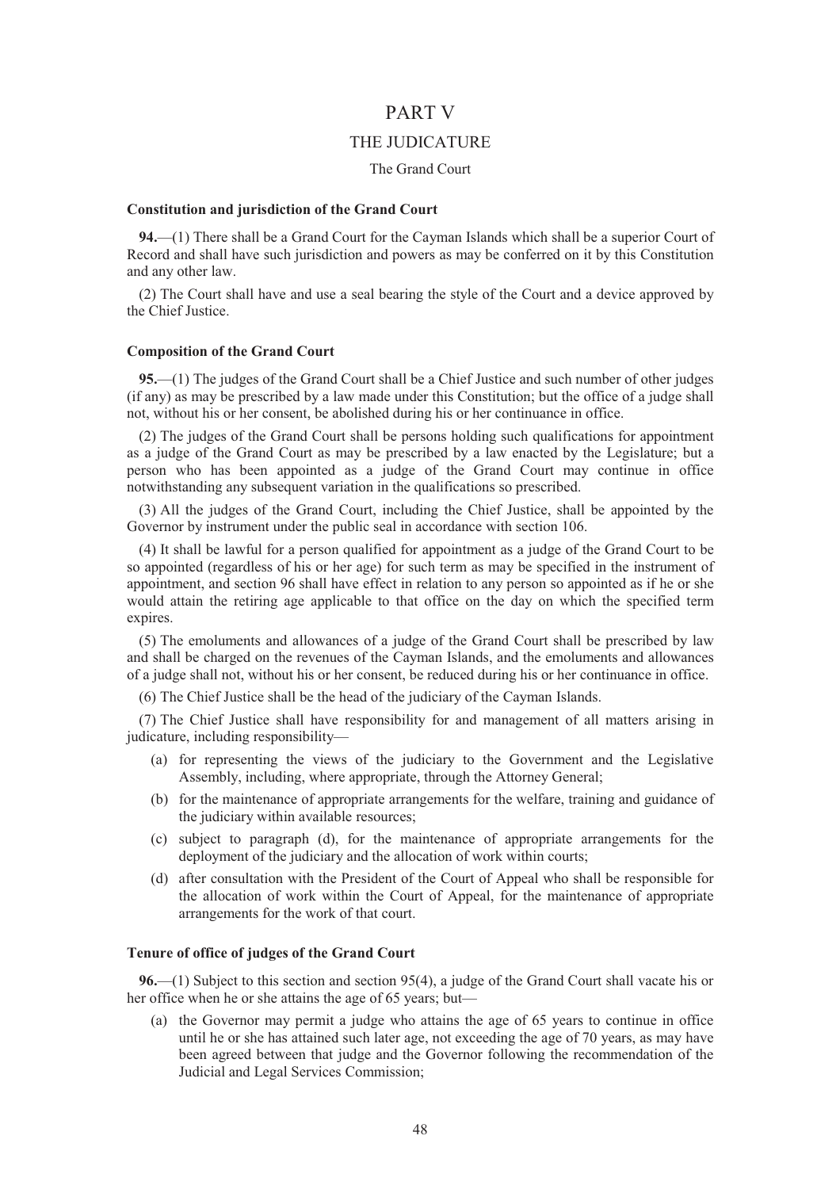# PART V

## THE JUDICATURE

### The Grand Court

**Constitution and jurisdiction of the Grand Court**

**94.**—(1) There shall be a Grand Court for the Cayman Islands which shall be a superior Court of Record and shall have such jurisdiction and powers as may be conferred on it by this Constitution and any other law.

(2) The Court shall have and use a seal bearing the style of the Court and a device approved by the Chief Justice.

**Composition of the Grand Court**

**95.**—(1) The judges of the Grand Court shall be a Chief Justice and such number of other judges (if any) as may be prescribed by a law made under this Constitution; but the office of a judge shall not, without his or her consent, be abolished during his or her continuance in office.

(2) The judges of the Grand Court shall be persons holding such qualifications for appointment as a judge of the Grand Court as may be prescribed by a law enacted by the Legislature; but a person who has been appointed as a judge of the Grand Court may continue in office notwithstanding any subsequent variation in the qualifications so prescribed.

(3) All the judges of the Grand Court, including the Chief Justice, shall be appointed by the Governor by instrument under the public seal in accordance with section 106.

(4) It shall be lawful for a person qualified for appointment as a judge of the Grand Court to be so appointed (regardless of his or her age) for such term as may be specified in the instrument of appointment, and section 96 shall have effect in relation to any person so appointed as if he or she would attain the retiring age applicable to that office on the day on which the specified term expires.

(5) The emoluments and allowances of a judge of the Grand Court shall be prescribed by law and shall be charged on the revenues of the Cayman Islands, and the emoluments and allowances of a judge shall not, without his or her consent, be reduced during his or her continuance in office.

(6) The Chief Justice shall be the head of the judiciary of the Cayman Islands.

(7) The Chief Justice shall have responsibility for and management of all matters arising in judicature, including responsibility—

- (a) for representing the views of the judiciary to the Government and the Legislative Assembly, including, where appropriate, through the Attorney General;
- (b) for the maintenance of appropriate arrangements for the welfare, training and guidance of the judiciary within available resources;
- (c) subject to paragraph (d), for the maintenance of appropriate arrangements for the deployment of the judiciary and the allocation of work within courts;
- (d) after consultation with the President of the Court of Appeal who shall be responsible for the allocation of work within the Court of Appeal, for the maintenance of appropriate arrangements for the work of that court.

**Tenure of office of judges of the Grand Court**

**96.**—(1) Subject to this section and section 95(4), a judge of the Grand Court shall vacate his or her office when he or she attains the age of 65 years; but—

- (a) the Governor may permit a judge who attains the age of 65 years to continue in office until he or she has attained such later age, not exceeding the age of 70 years, as may have been agreed between that judge and the Governor following the recommendation of the Judicial and Legal Services Commission;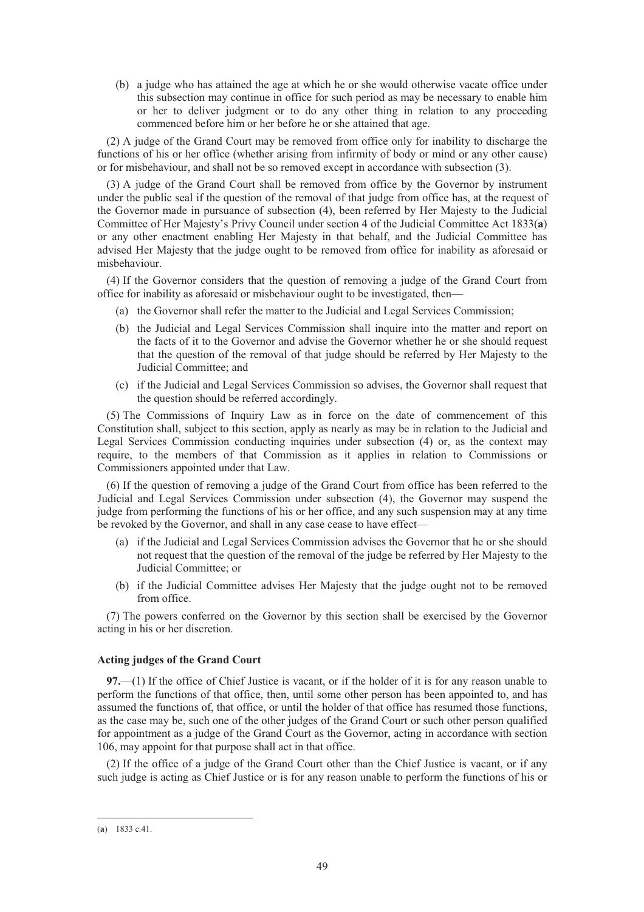(b) a judge who has attained the age at which he or she would otherwise vacate office under this subsection may continue in office for such period as may be necessary to enable him or her to deliver judgment or to do any other thing in relation to any proceeding commenced before him or her before he or she attained that age.

(2) A judge of the Grand Court may be removed from office only for inability to discharge the functions of his or her office (whether arising from infirmity of body or mind or any other cause) or for misbehaviour, and shall not be so removed except in accordance with subsection (3).

(3) A judge of the Grand Court shall be removed from office by the Governor by instrument under the public seal if the question of the removal of that judge from office has, at the request of the Governor made in pursuance of subsection (4), been referred by Her Majesty to the Judicial Committee of Her Majesty's Privy Council under section 4 of the Judicial Committee Act 1833(**a**) or any other enactment enabling Her Majesty in that behalf, and the Judicial Committee has advised Her Majesty that the judge ought to be removed from office for inability as aforesaid or misbehaviour.

(4) If the Governor considers that the question of removing a judge of the Grand Court from office for inability as aforesaid or misbehaviour ought to be investigated, then—

(a) the Governor shall refer the matter to the Judicial and Legal Services Commission;

(b) the Judicial and Legal Services Commission shall inquire into the matter and report on the facts of it to the Governor and advise the Governor whether he or she should request that the question of the removal of that judge should be referred by Her Majesty to the Judicial Committee; and

(c) if the Judicial and Legal Services Commission so advises, the Governor shall request that the question should be referred accordingly.

(5) The Commissions of Inquiry Law as in force on the date of commencement of this Constitution shall, subject to this section, apply as nearly as may be in relation to the Judicial and Legal Services Commission conducting inquiries under subsection (4) or, as the context may require, to the members of that Commission as it applies in relation to Commissions or Commissioners appointed under that Law.

(6) If the question of removing a judge of the Grand Court from office has been referred to the Judicial and Legal Services Commission under subsection (4), the Governor may suspend the judge from performing the functions of his or her office, and any such suspension may at any time be revoked by the Governor, and shall in any case cease to have effect—

(a) if the Judicial and Legal Services Commission advises the Governor that he or she should not request that the question of the removal of the judge be referred by Her Majesty to the Judicial Committee; or

(b) if the Judicial Committee advises Her Majesty that the judge ought not to be removed from office.

(7) The powers conferred on the Governor by this section shall be exercised by the Governor acting in his or her discretion.

**Acting judges of the Grand Court**

**97.**—(1) If the office of Chief Justice is vacant, or if the holder of it is for any reason unable to perform the functions of that office, then, until some other person has been appointed to, and has assumed the functions of, that office, or until the holder of that office has resumed those functions, as the case may be, such one of the other judges of the Grand Court or such other person qualified for appointment as a judge of the Grand Court as the Governor, acting in accordance with section 106, may appoint for that purpose shall act in that office.

(2) If the office of a judge of the Grand Court other than the Chief Justice is vacant, or if any such judge is acting as Chief Justice or is for any reason unable to perform the functions of his or

(**a**) 1833 c.41.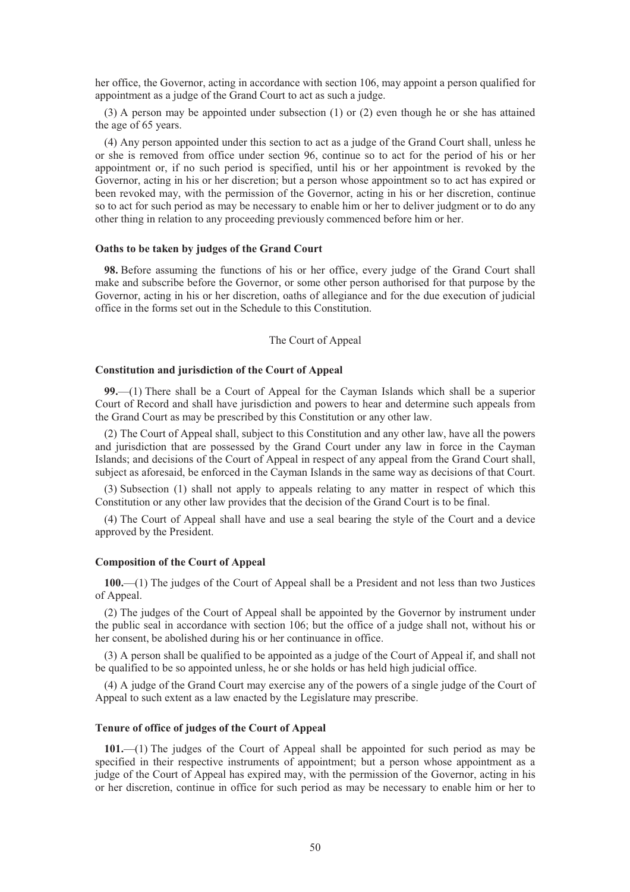her office, the Governor, acting in accordance with section 106, may appoint a person qualified for appointment as a judge of the Grand Court to act as such a judge.

(3) A person may be appointed under subsection (1) or (2) even though he or she has attained the age of 65 years.

(4) Any person appointed under this section to act as a judge of the Grand Court shall, unless he or she is removed from office under section 96, continue so to act for the period of his or her appointment or, if no such period is specified, until his or her appointment is revoked by the Governor, acting in his or her discretion; but a person whose appointment so to act has expired or been revoked may, with the permission of the Governor, acting in his or her discretion, continue so to act for such period as may be necessary to enable him or her to deliver judgment or to do any other thing in relation to any proceeding previously commenced before him or her.

**Oaths to be taken by judges of the Grand Court**

**98.** Before assuming the functions of his or her office, every judge of the Grand Court shall make and subscribe before the Governor, or some other person authorised for that purpose by the Governor, acting in his or her discretion, oaths of allegiance and for the due execution of judicial office in the forms set out in the Schedule to this Constitution.

The Court of Appeal

**Constitution and jurisdiction of the Court of Appeal**

**99.**—(1) There shall be a Court of Appeal for the Cayman Islands which shall be a superior Court of Record and shall have jurisdiction and powers to hear and determine such appeals from the Grand Court as may be prescribed by this Constitution or any other law.

(2) The Court of Appeal shall, subject to this Constitution and any other law, have all the powers and jurisdiction that are possessed by the Grand Court under any law in force in the Cayman Islands; and decisions of the Court of Appeal in respect of any appeal from the Grand Court shall, subject as aforesaid, be enforced in the Cayman Islands in the same way as decisions of that Court.

(3) Subsection (1) shall not apply to appeals relating to any matter in respect of which this Constitution or any other law provides that the decision of the Grand Court is to be final.

(4) The Court of Appeal shall have and use a seal bearing the style of the Court and a device approved by the President.

**Composition of the Court of Appeal**

**100.**—(1) The judges of the Court of Appeal shall be a President and not less than two Justices of Appeal.

(2) The judges of the Court of Appeal shall be appointed by the Governor by instrument under the public seal in accordance with section 106; but the office of a judge shall not, without his or her consent, be abolished during his or her continuance in office.

(3) A person shall be qualified to be appointed as a judge of the Court of Appeal if, and shall not be qualified to be so appointed unless, he or she holds or has held high judicial office.

(4) A judge of the Grand Court may exercise any of the powers of a single judge of the Court of Appeal to such extent as a law enacted by the Legislature may prescribe.

**Tenure of office of judges of the Court of Appeal**

**101.**—(1) The judges of the Court of Appeal shall be appointed for such period as may be specified in their respective instruments of appointment; but a person whose appointment as a judge of the Court of Appeal has expired may, with the permission of the Governor, acting in his or her discretion, continue in office for such period as may be necessary to enable him or her to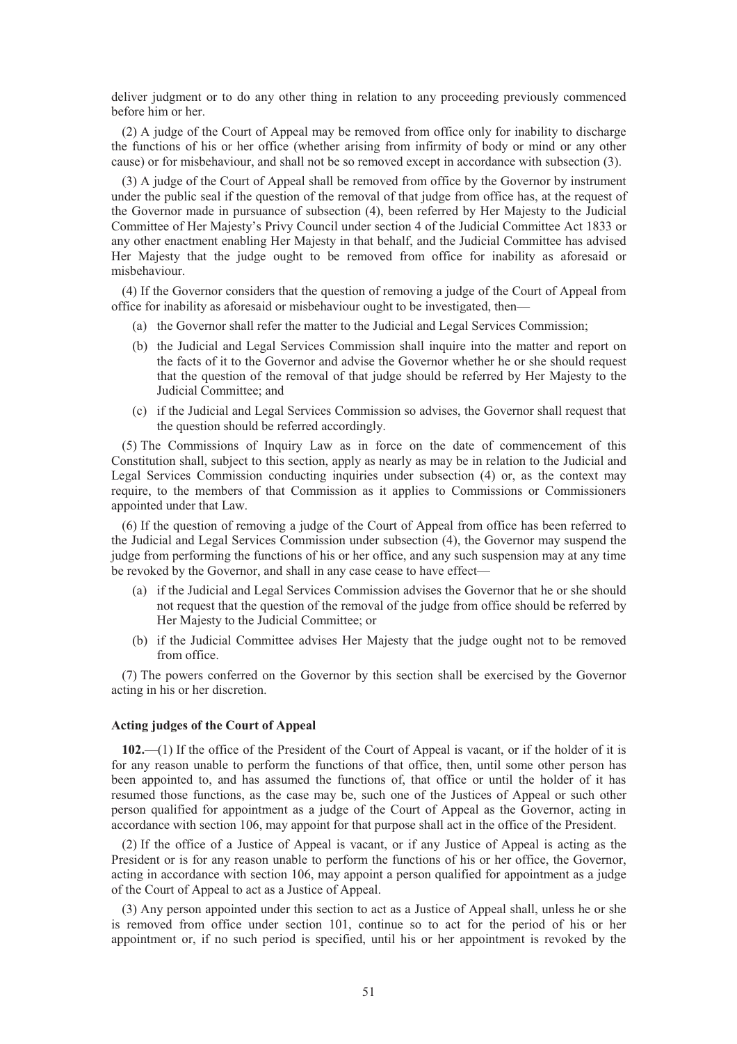deliver judgment or to do any other thing in relation to any proceeding previously commenced before him or her.

(2) A judge of the Court of Appeal may be removed from office only for inability to discharge the functions of his or her office (whether arising from infirmity of body or mind or any other cause) or for misbehaviour, and shall not be so removed except in accordance with subsection (3).

(3) A judge of the Court of Appeal shall be removed from office by the Governor by instrument under the public seal if the question of the removal of that judge from office has, at the request of the Governor made in pursuance of subsection (4), been referred by Her Majesty to the Judicial Committee of Her Majesty's Privy Council under section 4 of the Judicial Committee Act 1833 or any other enactment enabling Her Majesty in that behalf, and the Judicial Committee has advised Her Majesty that the judge ought to be removed from office for inability as aforesaid or misbehaviour.

(4) If the Governor considers that the question of removing a judge of the Court of Appeal from office for inability as aforesaid or misbehaviour ought to be investigated, then—

(a) the Governor shall refer the matter to the Judicial and Legal Services Commission;

(b) the Judicial and Legal Services Commission shall inquire into the matter and report on the facts of it to the Governor and advise the Governor whether he or she should request that the question of the removal of that judge should be referred by Her Majesty to the Judicial Committee; and

(c) if the Judicial and Legal Services Commission so advises, the Governor shall request that the question should be referred accordingly.

(5) The Commissions of Inquiry Law as in force on the date of commencement of this Constitution shall, subject to this section, apply as nearly as may be in relation to the Judicial and Legal Services Commission conducting inquiries under subsection (4) or, as the context may require, to the members of that Commission as it applies to Commissions or Commissioners appointed under that Law.

(6) If the question of removing a judge of the Court of Appeal from office has been referred to the Judicial and Legal Services Commission under subsection (4), the Governor may suspend the judge from performing the functions of his or her office, and any such suspension may at any time be revoked by the Governor, and shall in any case cease to have effect—

(a) if the Judicial and Legal Services Commission advises the Governor that he or she should not request that the question of the removal of the judge from office should be referred by Her Majesty to the Judicial Committee; or

(b) if the Judicial Committee advises Her Majesty that the judge ought not to be removed from office.

(7) The powers conferred on the Governor by this section shall be exercised by the Governor acting in his or her discretion.

**Acting judges of the Court of Appeal**

**102.**—(1) If the office of the President of the Court of Appeal is vacant, or if the holder of it is for any reason unable to perform the functions of that office, then, until some other person has been appointed to, and has assumed the functions of, that office or until the holder of it has resumed those functions, as the case may be, such one of the Justices of Appeal or such other person qualified for appointment as a judge of the Court of Appeal as the Governor, acting in accordance with section 106, may appoint for that purpose shall act in the office of the President.

(2) If the office of a Justice of Appeal is vacant, or if any Justice of Appeal is acting as the President or is for any reason unable to perform the functions of his or her office, the Governor, acting in accordance with section 106, may appoint a person qualified for appointment as a judge of the Court of Appeal to act as a Justice of Appeal.

(3) Any person appointed under this section to act as a Justice of Appeal shall, unless he or she is removed from office under section 101, continue so to act for the period of his or her appointment or, if no such period is specified, until his or her appointment is revoked by the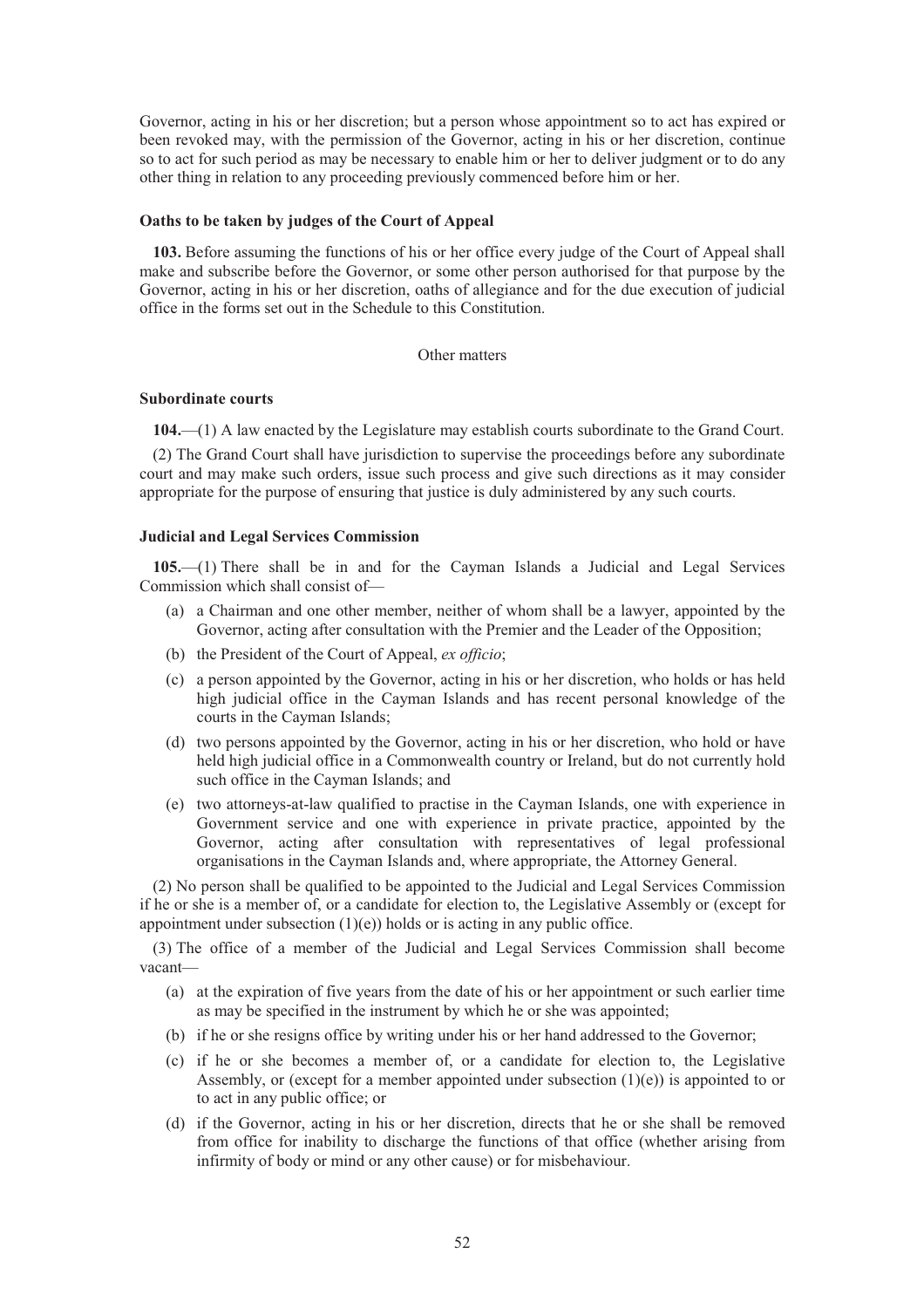Governor, acting in his or her discretion; but a person whose appointment so to act has expired or been revoked may, with the permission of the Governor, acting in his or her discretion, continue so to act for such period as may be necessary to enable him or her to deliver judgment or to do any other thing in relation to any proceeding previously commenced before him or her.

**Oaths to be taken by judges of the Court of Appeal**

**103.** Before assuming the functions of his or her office every judge of the Court of Appeal shall make and subscribe before the Governor, or some other person authorised for that purpose by the Governor, acting in his or her discretion, oaths of allegiance and for the due execution of judicial office in the forms set out in the Schedule to this Constitution.

Other matters

**Subordinate courts**

**104.**—(1) A law enacted by the Legislature may establish courts subordinate to the Grand Court.

(2) The Grand Court shall have jurisdiction to supervise the proceedings before any subordinate court and may make such orders, issue such process and give such directions as it may consider appropriate for the purpose of ensuring that justice is duly administered by any such courts.

**Judicial and Legal Services Commission**

**105.**—(1) There shall be in and for the Cayman Islands a Judicial and Legal Services Commission which shall consist of—

(a) a Chairman and one other member, neither of whom shall be a lawyer, appointed by the Governor, acting after consultation with the Premier and the Leader of the Opposition;

(b) the President of the Court of Appeal, *ex officio*;

(c) a person appointed by the Governor, acting in his or her discretion, who holds or has held high judicial office in the Cayman Islands and has recent personal knowledge of the courts in the Cayman Islands;

(d) two persons appointed by the Governor, acting in his or her discretion, who hold or have held high judicial office in a Commonwealth country or Ireland, but do not currently hold such office in the Cayman Islands; and

(e) two attorneys-at-law qualified to practise in the Cayman Islands, one with experience in Government service and one with experience in private practice, appointed by the Governor, acting after consultation with representatives of legal professional organisations in the Cayman Islands and, where appropriate, the Attorney General.

(2) No person shall be qualified to be appointed to the Judicial and Legal Services Commission if he or she is a member of, or a candidate for election to, the Legislative Assembly or (except for appointment under subsection (1)(e)) holds or is acting in any public office.

(3) The office of a member of the Judicial and Legal Services Commission shall become vacant—

(a) at the expiration of five years from the date of his or her appointment or such earlier time as may be specified in the instrument by which he or she was appointed;

(b) if he or she resigns office by writing under his or her hand addressed to the Governor;

(c) if he or she becomes a member of, or a candidate for election to, the Legislative Assembly, or (except for a member appointed under subsection (1)(e)) is appointed to or to act in any public office; or

(d) if the Governor, acting in his or her discretion, directs that he or she shall be removed from office for inability to discharge the functions of that office (whether arising from infirmity of body or mind or any other cause) or for misbehaviour.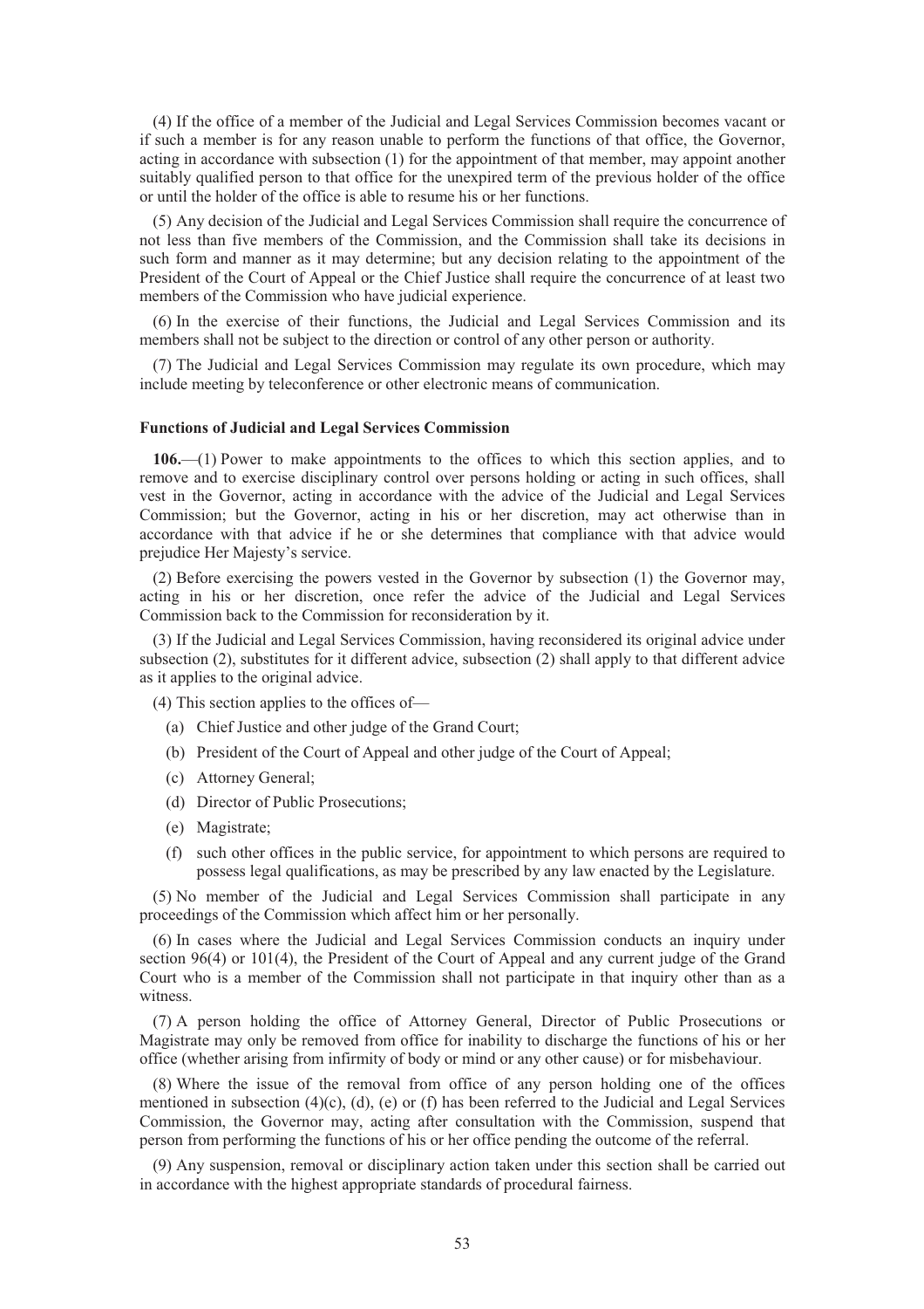(4) If the office of a member of the Judicial and Legal Services Commission becomes vacant or if such a member is for any reason unable to perform the functions of that office, the Governor, acting in accordance with subsection (1) for the appointment of that member, may appoint another suitably qualified person to that office for the unexpired term of the previous holder of the office or until the holder of the office is able to resume his or her functions.

(5) Any decision of the Judicial and Legal Services Commission shall require the concurrence of not less than five members of the Commission, and the Commission shall take its decisions in such form and manner as it may determine; but any decision relating to the appointment of the President of the Court of Appeal or the Chief Justice shall require the concurrence of at least two members of the Commission who have judicial experience.

(6) In the exercise of their functions, the Judicial and Legal Services Commission and its members shall not be subject to the direction or control of any other person or authority.

(7) The Judicial and Legal Services Commission may regulate its own procedure, which may include meeting by teleconference or other electronic means of communication.

**Functions of Judicial and Legal Services Commission**

**106.**—(1) Power to make appointments to the offices to which this section applies, and to remove and to exercise disciplinary control over persons holding or acting in such offices, shall vest in the Governor, acting in accordance with the advice of the Judicial and Legal Services Commission; but the Governor, acting in his or her discretion, may act otherwise than in accordance with that advice if he or she determines that compliance with that advice would prejudice Her Majesty's service.

(2) Before exercising the powers vested in the Governor by subsection (1) the Governor may, acting in his or her discretion, once refer the advice of the Judicial and Legal Services Commission back to the Commission for reconsideration by it.

(3) If the Judicial and Legal Services Commission, having reconsidered its original advice under subsection (2), substitutes for it different advice, subsection (2) shall apply to that different advice as it applies to the original advice.

(4) This section applies to the offices of—

(a) Chief Justice and other judge of the Grand Court;

(b) President of the Court of Appeal and other judge of the Court of Appeal;

(c) Attorney General;

(d) Director of Public Prosecutions;

(e) Magistrate;

(f) such other offices in the public service, for appointment to which persons are required to possess legal qualifications, as may be prescribed by any law enacted by the Legislature.

(5) No member of the Judicial and Legal Services Commission shall participate in any proceedings of the Commission which affect him or her personally.

(6) In cases where the Judicial and Legal Services Commission conducts an inquiry under section 96(4) or 101(4), the President of the Court of Appeal and any current judge of the Grand Court who is a member of the Commission shall not participate in that inquiry other than as a witness.

(7) A person holding the office of Attorney General, Director of Public Prosecutions or Magistrate may only be removed from office for inability to discharge the functions of his or her office (whether arising from infirmity of body or mind or any other cause) or for misbehaviour.

(8) Where the issue of the removal from office of any person holding one of the offices mentioned in subsection (4)(c), (d), (e) or (f) has been referred to the Judicial and Legal Services Commission, the Governor may, acting after consultation with the Commission, suspend that person from performing the functions of his or her office pending the outcome of the referral.

(9) Any suspension, removal or disciplinary action taken under this section shall be carried out in accordance with the highest appropriate standards of procedural fairness.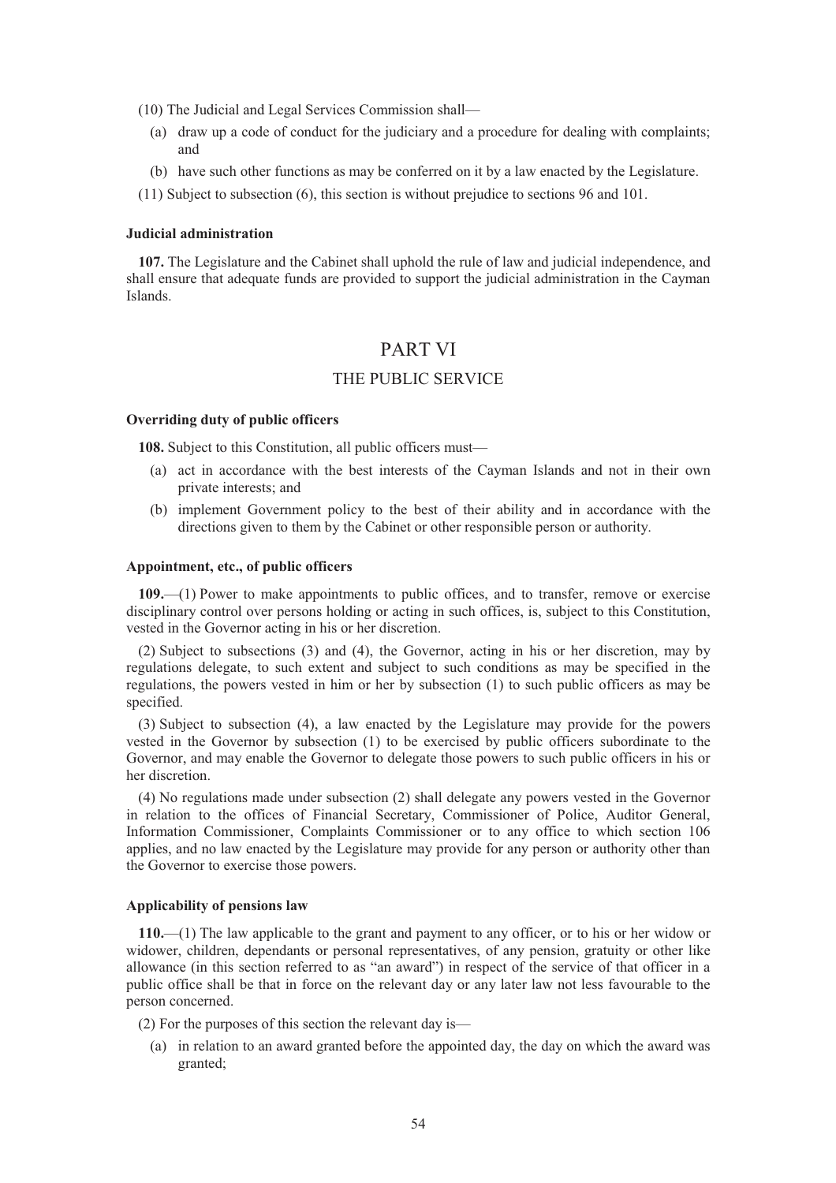(10) The Judicial and Legal Services Commission shall—

(a) draw up a code of conduct for the judiciary and a procedure for dealing with complaints; and

(b) have such other functions as may be conferred on it by a law enacted by the Legislature.

(11) Subject to subsection (6), this section is without prejudice to sections 96 and 101.

**Judicial administration**

**107.** The Legislature and the Cabinet shall uphold the rule of law and judicial independence, and shall ensure that adequate funds are provided to support the judicial administration in the Cayman Islands.

# PART VI

## THE PUBLIC SERVICE

**Overriding duty of public officers**

**108.** Subject to this Constitution, all public officers must—

(a) act in accordance with the best interests of the Cayman Islands and not in their own private interests; and

(b) implement Government policy to the best of their ability and in accordance with the directions given to them by the Cabinet or other responsible person or authority.

**Appointment, etc., of public officers**

**109.**—(1) Power to make appointments to public offices, and to transfer, remove or exercise disciplinary control over persons holding or acting in such offices, is, subject to this Constitution, vested in the Governor acting in his or her discretion.

(2) Subject to subsections (3) and (4), the Governor, acting in his or her discretion, may by regulations delegate, to such extent and subject to such conditions as may be specified in the regulations, the powers vested in him or her by subsection (1) to such public officers as may be specified.

(3) Subject to subsection (4), a law enacted by the Legislature may provide for the powers vested in the Governor by subsection (1) to be exercised by public officers subordinate to the Governor, and may enable the Governor to delegate those powers to such public officers in his or her discretion.

(4) No regulations made under subsection (2) shall delegate any powers vested in the Governor in relation to the offices of Financial Secretary, Commissioner of Police, Auditor General, Information Commissioner, Complaints Commissioner or to any office to which section 106 applies, and no law enacted by the Legislature may provide for any person or authority other than the Governor to exercise those powers.

**Applicability of pensions law**

**110.**—(1) The law applicable to the grant and payment to any officer, or to his or her widow or widower, children, dependants or personal representatives, of any pension, gratuity or other like allowance (in this section referred to as "an award") in respect of the service of that officer in a public office shall be that in force on the relevant day or any later law not less favourable to the person concerned.

(2) For the purposes of this section the relevant day is—

(a) in relation to an award granted before the appointed day, the day on which the award was granted;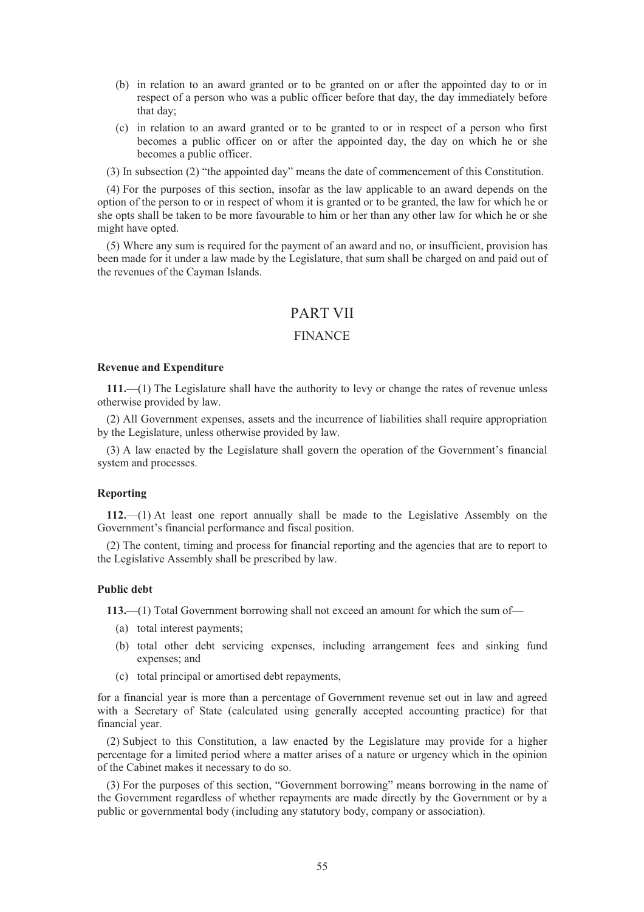(b) in relation to an award granted or to be granted on or after the appointed day to or in respect of a person who was a public officer before that day, the day immediately before that day;

(c) in relation to an award granted or to be granted to or in respect of a person who first becomes a public officer on or after the appointed day, the day on which he or she becomes a public officer.

(3) In subsection (2) "the appointed day" means the date of commencement of this Constitution.

(4) For the purposes of this section, insofar as the law applicable to an award depends on the option of the person to or in respect of whom it is granted or to be granted, the law for which he or she opts shall be taken to be more favourable to him or her than any other law for which he or she might have opted.

(5) Where any sum is required for the payment of an award and no, or insufficient, provision has been made for it under a law made by the Legislature, that sum shall be charged on and paid out of the revenues of the Cayman Islands.

# PART VII

## FINANCE

**Revenue and Expenditure**

**111.**—(1) The Legislature shall have the authority to levy or change the rates of revenue unless otherwise provided by law.

(2) All Government expenses, assets and the incurrence of liabilities shall require appropriation by the Legislature, unless otherwise provided by law.

(3) A law enacted by the Legislature shall govern the operation of the Government's financial system and processes.

**Reporting**

**112.**—(1) At least one report annually shall be made to the Legislative Assembly on the Government's financial performance and fiscal position.

(2) The content, timing and process for financial reporting and the agencies that are to report to the Legislative Assembly shall be prescribed by law.

**Public debt**

**113.**—(1) Total Government borrowing shall not exceed an amount for which the sum of—

(a) total interest payments;

(b) total other debt servicing expenses, including arrangement fees and sinking fund expenses; and

(c) total principal or amortised debt repayments,

for a financial year is more than a percentage of Government revenue set out in law and agreed with a Secretary of State (calculated using generally accepted accounting practice) for that financial year.

(2) Subject to this Constitution, a law enacted by the Legislature may provide for a higher percentage for a limited period where a matter arises of a nature or urgency which in the opinion of the Cabinet makes it necessary to do so.

(3) For the purposes of this section, "Government borrowing" means borrowing in the name of the Government regardless of whether repayments are made directly by the Government or by a public or governmental body (including any statutory body, company or association).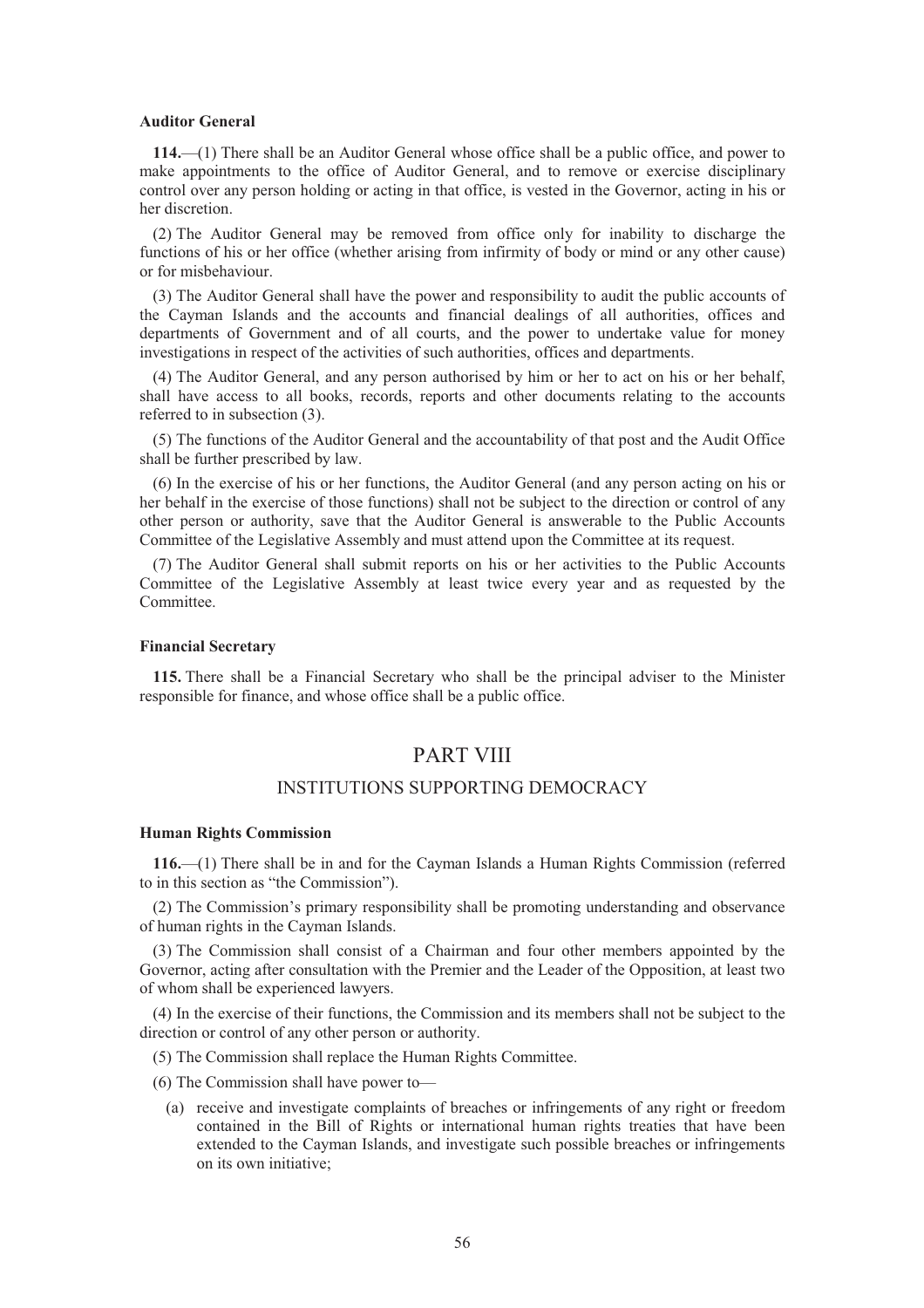**Auditor General**

**114.**—(1) There shall be an Auditor General whose office shall be a public office, and power to make appointments to the office of Auditor General, and to remove or exercise disciplinary control over any person holding or acting in that office, is vested in the Governor, acting in his or her discretion.

(2) The Auditor General may be removed from office only for inability to discharge the functions of his or her office (whether arising from infirmity of body or mind or any other cause) or for misbehaviour.

(3) The Auditor General shall have the power and responsibility to audit the public accounts of the Cayman Islands and the accounts and financial dealings of all authorities, offices and departments of Government and of all courts, and the power to undertake value for money investigations in respect of the activities of such authorities, offices and departments.

(4) The Auditor General, and any person authorised by him or her to act on his or her behalf, shall have access to all books, records, reports and other documents relating to the accounts referred to in subsection (3).

(5) The functions of the Auditor General and the accountability of that post and the Audit Office shall be further prescribed by law.

(6) In the exercise of his or her functions, the Auditor General (and any person acting on his or her behalf in the exercise of those functions) shall not be subject to the direction or control of any other person or authority, save that the Auditor General is answerable to the Public Accounts Committee of the Legislative Assembly and must attend upon the Committee at its request.

(7) The Auditor General shall submit reports on his or her activities to the Public Accounts Committee of the Legislative Assembly at least twice every year and as requested by the Committee.

**Financial Secretary**

**115.** There shall be a Financial Secretary who shall be the principal adviser to the Minister responsible for finance, and whose office shall be a public office.

# PART VIII

## INSTITUTIONS SUPPORTING DEMOCRACY

**Human Rights Commission**

**116.**—(1) There shall be in and for the Cayman Islands a Human Rights Commission (referred to in this section as "the Commission").

(2) The Commission's primary responsibility shall be promoting understanding and observance of human rights in the Cayman Islands.

(3) The Commission shall consist of a Chairman and four other members appointed by the Governor, acting after consultation with the Premier and the Leader of the Opposition, at least two of whom shall be experienced lawyers.

(4) In the exercise of their functions, the Commission and its members shall not be subject to the direction or control of any other person or authority.

(5) The Commission shall replace the Human Rights Committee.

(6) The Commission shall have power to—

(a) receive and investigate complaints of breaches or infringements of any right or freedom contained in the Bill of Rights or international human rights treaties that have been extended to the Cayman Islands, and investigate such possible breaches or infringements on its own initiative;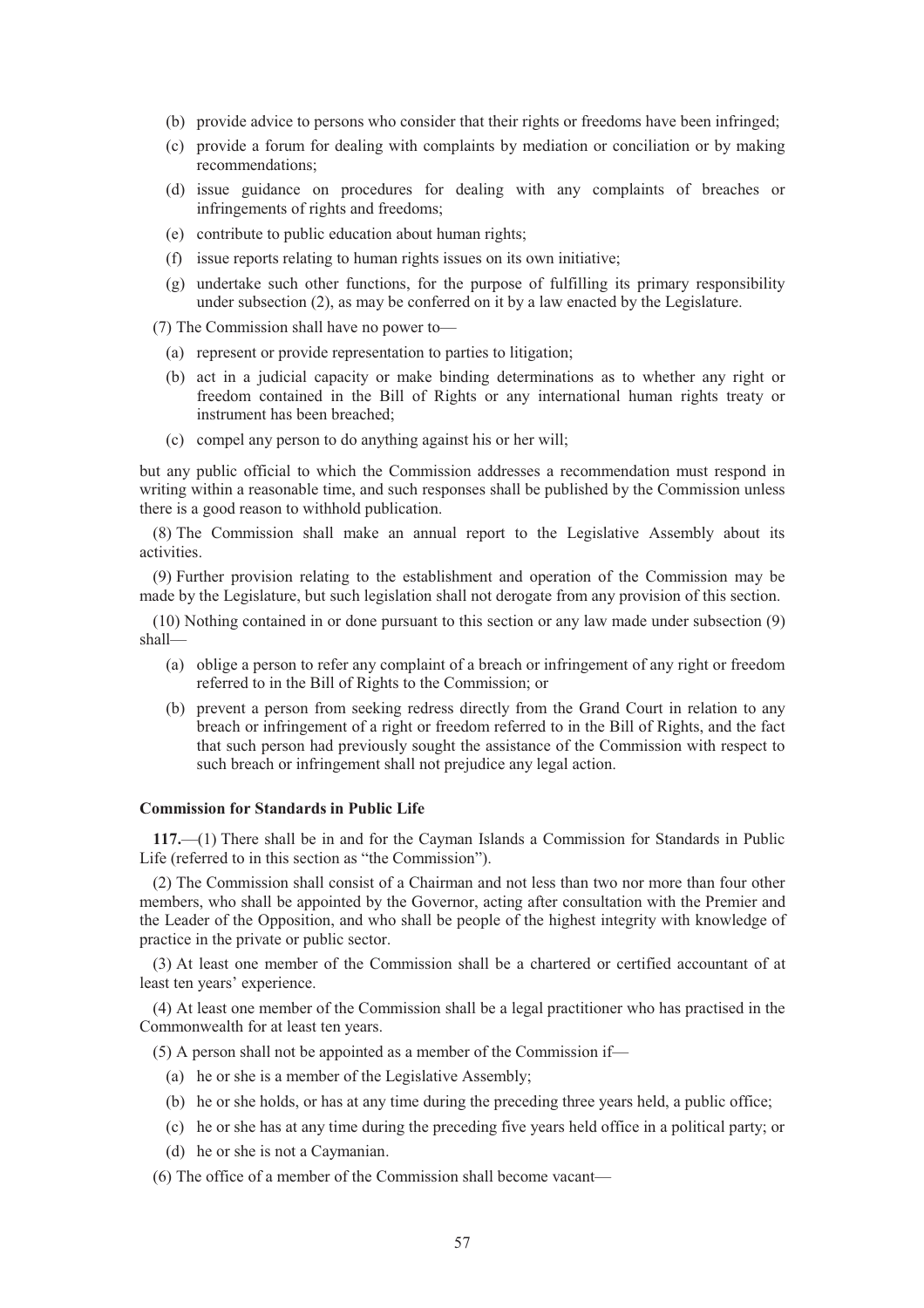(b) provide advice to persons who consider that their rights or freedoms have been infringed;

(c) provide a forum for dealing with complaints by mediation or conciliation or by making recommendations;

(d) issue guidance on procedures for dealing with any complaints of breaches or infringements of rights and freedoms;

(e) contribute to public education about human rights;

(f) issue reports relating to human rights issues on its own initiative;

(g) undertake such other functions, for the purpose of fulfilling its primary responsibility under subsection (2), as may be conferred on it by a law enacted by the Legislature.

(7) The Commission shall have no power to—

(a) represent or provide representation to parties to litigation;

(b) act in a judicial capacity or make binding determinations as to whether any right or freedom contained in the Bill of Rights or any international human rights treaty or instrument has been breached;

(c) compel any person to do anything against his or her will;

but any public official to which the Commission addresses a recommendation must respond in writing within a reasonable time, and such responses shall be published by the Commission unless there is a good reason to withhold publication.

(8) The Commission shall make an annual report to the Legislative Assembly about its activities.

(9) Further provision relating to the establishment and operation of the Commission may be made by the Legislature, but such legislation shall not derogate from any provision of this section.

(10) Nothing contained in or done pursuant to this section or any law made under subsection (9) shall—

(a) oblige a person to refer any complaint of a breach or infringement of any right or freedom referred to in the Bill of Rights to the Commission; or

(b) prevent a person from seeking redress directly from the Grand Court in relation to any breach or infringement of a right or freedom referred to in the Bill of Rights, and the fact that such person had previously sought the assistance of the Commission with respect to such breach or infringement shall not prejudice any legal action.

**Commission for Standards in Public Life**

**117.**—(1) There shall be in and for the Cayman Islands a Commission for Standards in Public Life (referred to in this section as "the Commission").

(2) The Commission shall consist of a Chairman and not less than two nor more than four other members, who shall be appointed by the Governor, acting after consultation with the Premier and the Leader of the Opposition, and who shall be people of the highest integrity with knowledge of practice in the private or public sector.

(3) At least one member of the Commission shall be a chartered or certified accountant of at least ten years' experience.

(4) At least one member of the Commission shall be a legal practitioner who has practised in the Commonwealth for at least ten years.

(5) A person shall not be appointed as a member of the Commission if—

(a) he or she is a member of the Legislative Assembly;

(b) he or she holds, or has at any time during the preceding three years held, a public office;

(c) he or she has at any time during the preceding five years held office in a political party; or

(d) he or she is not a Caymanian.

(6) The office of a member of the Commission shall become vacant—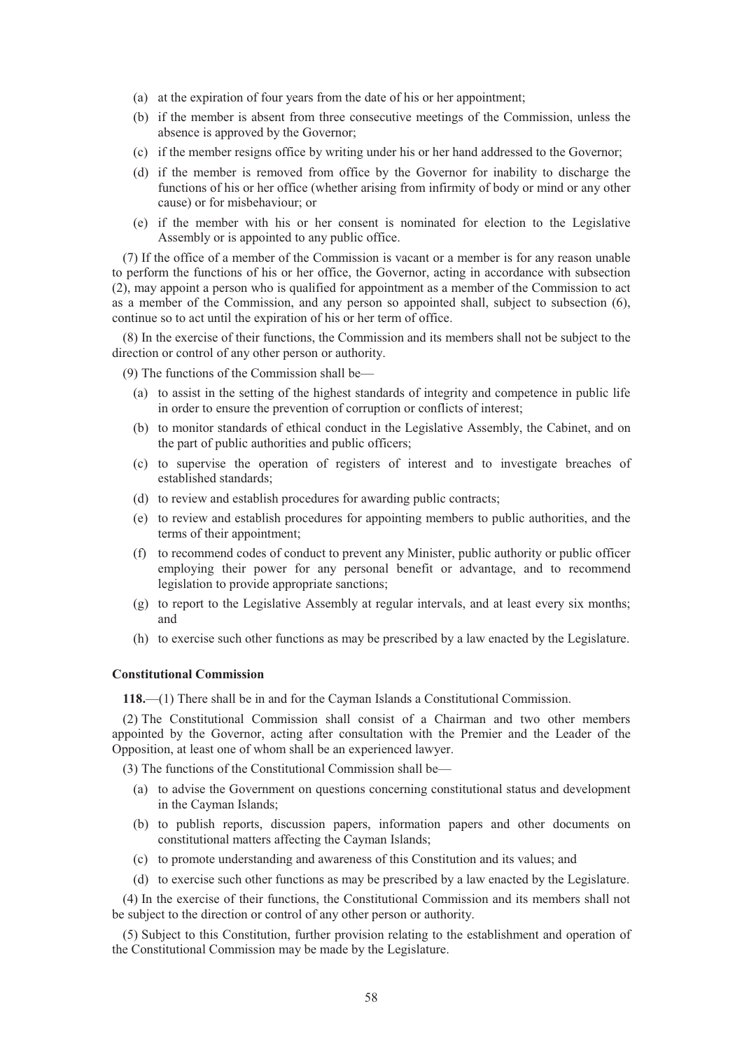(a) at the expiration of four years from the date of his or her appointment;

(b) if the member is absent from three consecutive meetings of the Commission, unless the absence is approved by the Governor;

(c) if the member resigns office by writing under his or her hand addressed to the Governor;

(d) if the member is removed from office by the Governor for inability to discharge the functions of his or her office (whether arising from infirmity of body or mind or any other cause) or for misbehaviour; or

(e) if the member with his or her consent is nominated for election to the Legislative Assembly or is appointed to any public office.

(7) If the office of a member of the Commission is vacant or a member is for any reason unable to perform the functions of his or her office, the Governor, acting in accordance with subsection (2), may appoint a person who is qualified for appointment as a member of the Commission to act as a member of the Commission, and any person so appointed shall, subject to subsection (6), continue so to act until the expiration of his or her term of office.

(8) In the exercise of their functions, the Commission and its members shall not be subject to the direction or control of any other person or authority.

(9) The functions of the Commission shall be—

(a) to assist in the setting of the highest standards of integrity and competence in public life in order to ensure the prevention of corruption or conflicts of interest;

(b) to monitor standards of ethical conduct in the Legislative Assembly, the Cabinet, and on the part of public authorities and public officers;

(c) to supervise the operation of registers of interest and to investigate breaches of established standards;

(d) to review and establish procedures for awarding public contracts;

(e) to review and establish procedures for appointing members to public authorities, and the terms of their appointment;

(f) to recommend codes of conduct to prevent any Minister, public authority or public officer employing their power for any personal benefit or advantage, and to recommend legislation to provide appropriate sanctions;

(g) to report to the Legislative Assembly at regular intervals, and at least every six months; and

(h) to exercise such other functions as may be prescribed by a law enacted by the Legislature.

**Constitutional Commission**

**118.**—(1) There shall be in and for the Cayman Islands a Constitutional Commission.

(2) The Constitutional Commission shall consist of a Chairman and two other members appointed by the Governor, acting after consultation with the Premier and the Leader of the Opposition, at least one of whom shall be an experienced lawyer.

(3) The functions of the Constitutional Commission shall be—

(a) to advise the Government on questions concerning constitutional status and development in the Cayman Islands;

(b) to publish reports, discussion papers, information papers and other documents on constitutional matters affecting the Cayman Islands;

(c) to promote understanding and awareness of this Constitution and its values; and

(d) to exercise such other functions as may be prescribed by a law enacted by the Legislature.

(4) In the exercise of their functions, the Constitutional Commission and its members shall not be subject to the direction or control of any other person or authority.

(5) Subject to this Constitution, further provision relating to the establishment and operation of the Constitutional Commission may be made by the Legislature.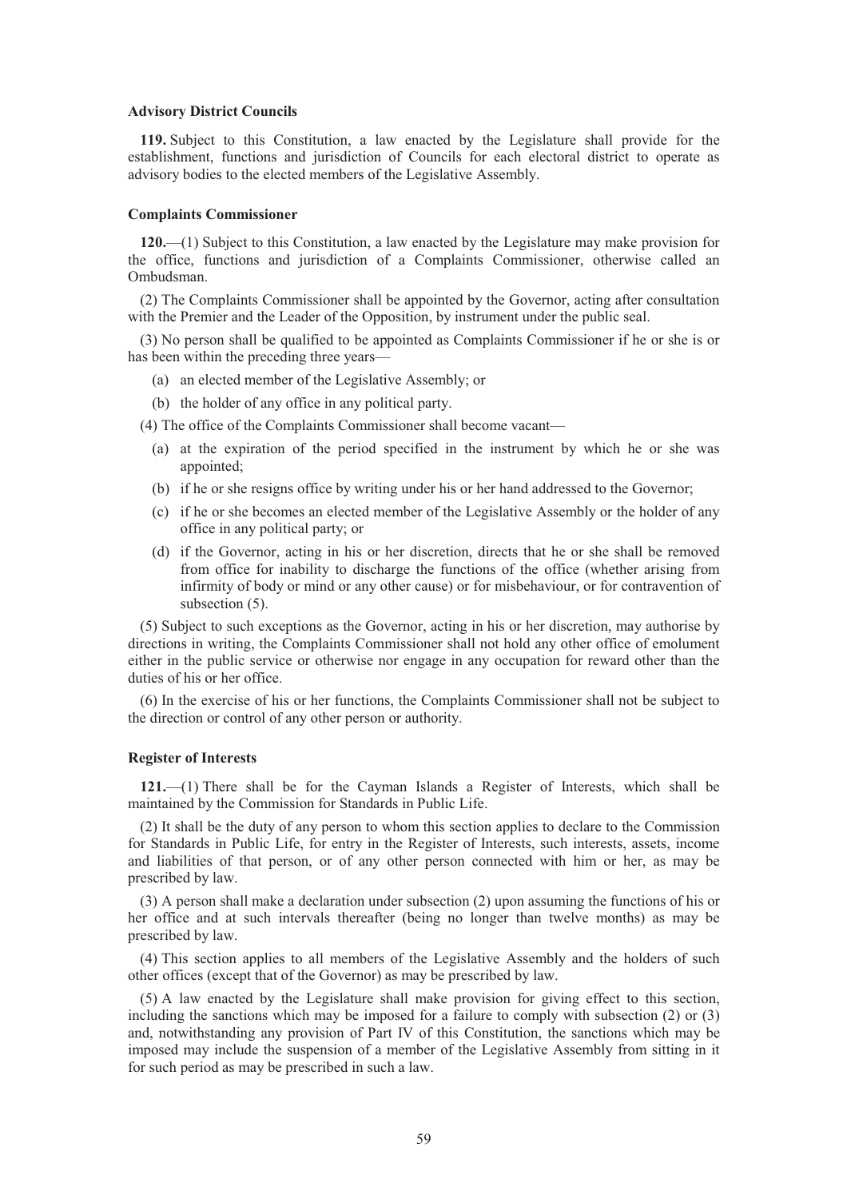**Advisory District Councils**

**119.** Subject to this Constitution, a law enacted by the Legislature shall provide for the establishment, functions and jurisdiction of Councils for each electoral district to operate as advisory bodies to the elected members of the Legislative Assembly.

**Complaints Commissioner**

**120.**—(1) Subject to this Constitution, a law enacted by the Legislature may make provision for the office, functions and jurisdiction of a Complaints Commissioner, otherwise called an Ombudsman.

(2) The Complaints Commissioner shall be appointed by the Governor, acting after consultation with the Premier and the Leader of the Opposition, by instrument under the public seal.

(3) No person shall be qualified to be appointed as Complaints Commissioner if he or she is or has been within the preceding three years—

- (a) an elected member of the Legislative Assembly; or
- (b) the holder of any office in any political party.

(4) The office of the Complaints Commissioner shall become vacant—

- (a) at the expiration of the period specified in the instrument by which he or she was appointed;
- (b) if he or she resigns office by writing under his or her hand addressed to the Governor;
- (c) if he or she becomes an elected member of the Legislative Assembly or the holder of any office in any political party; or
- (d) if the Governor, acting in his or her discretion, directs that he or she shall be removed from office for inability to discharge the functions of the office (whether arising from infirmity of body or mind or any other cause) or for misbehaviour, or for contravention of subsection (5).

(5) Subject to such exceptions as the Governor, acting in his or her discretion, may authorise by directions in writing, the Complaints Commissioner shall not hold any other office of emolument either in the public service or otherwise nor engage in any occupation for reward other than the duties of his or her office.

(6) In the exercise of his or her functions, the Complaints Commissioner shall not be subject to the direction or control of any other person or authority.

**Register of Interests**

**121.**—(1) There shall be for the Cayman Islands a Register of Interests, which shall be maintained by the Commission for Standards in Public Life.

(2) It shall be the duty of any person to whom this section applies to declare to the Commission for Standards in Public Life, for entry in the Register of Interests, such interests, assets, income and liabilities of that person, or of any other person connected with him or her, as may be prescribed by law.

(3) A person shall make a declaration under subsection (2) upon assuming the functions of his or her office and at such intervals thereafter (being no longer than twelve months) as may be prescribed by law.

(4) This section applies to all members of the Legislative Assembly and the holders of such other offices (except that of the Governor) as may be prescribed by law.

(5) A law enacted by the Legislature shall make provision for giving effect to this section, including the sanctions which may be imposed for a failure to comply with subsection (2) or (3) and, notwithstanding any provision of Part IV of this Constitution, the sanctions which may be imposed may include the suspension of a member of the Legislative Assembly from sitting in it for such period as may be prescribed in such a law.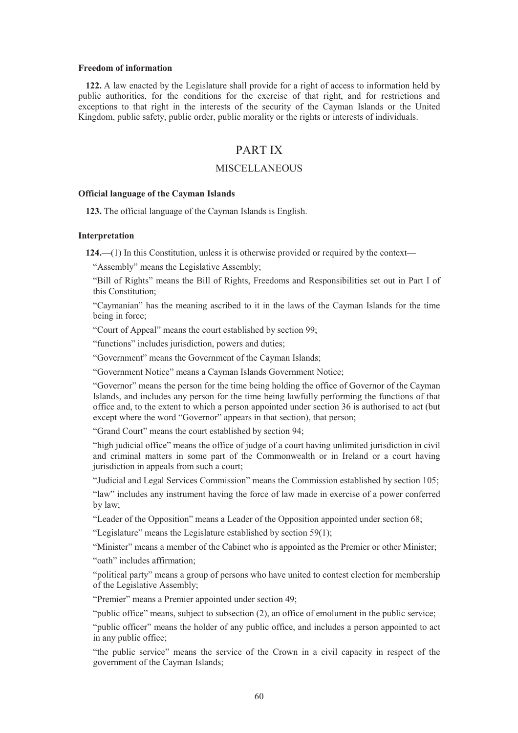**Freedom of information**

**122.** A law enacted by the Legislature shall provide for a right of access to information held by public authorities, for the conditions for the exercise of that right, and for restrictions and exceptions to that right in the interests of the security of the Cayman Islands or the United Kingdom, public safety, public order, public morality or the rights or interests of individuals.

# PART IX

## MISCELLANEOUS

**Official language of the Cayman Islands**

**123.** The official language of the Cayman Islands is English.

**Interpretation**

**124.**—(1) In this Constitution, unless it is otherwise provided or required by the context—

"Assembly" means the Legislative Assembly;

"Bill of Rights" means the Bill of Rights, Freedoms and Responsibilities set out in Part I of this Constitution;

"Caymanian" has the meaning ascribed to it in the laws of the Cayman Islands for the time being in force;

"Court of Appeal" means the court established by section 99;

"functions" includes jurisdiction, powers and duties;

"Government" means the Government of the Cayman Islands;

"Government Notice" means a Cayman Islands Government Notice;

"Governor" means the person for the time being holding the office of Governor of the Cayman Islands, and includes any person for the time being lawfully performing the functions of that office and, to the extent to which a person appointed under section 36 is authorised to act (but except where the word "Governor" appears in that section), that person;

"Grand Court" means the court established by section 94;

"high judicial office" means the office of judge of a court having unlimited jurisdiction in civil and criminal matters in some part of the Commonwealth or in Ireland or a court having jurisdiction in appeals from such a court;

"Judicial and Legal Services Commission" means the Commission established by section 105;

"law" includes any instrument having the force of law made in exercise of a power conferred by law;

"Leader of the Opposition" means a Leader of the Opposition appointed under section 68;

"Legislature" means the Legislature established by section 59(1);

"Minister" means a member of the Cabinet who is appointed as the Premier or other Minister;

"oath" includes affirmation;

"political party" means a group of persons who have united to contest election for membership of the Legislative Assembly;

"Premier" means a Premier appointed under section 49;

"public office" means, subject to subsection (2), an office of emolument in the public service;

"public officer" means the holder of any public office, and includes a person appointed to act in any public office;

"the public service" means the service of the Crown in a civil capacity in respect of the government of the Cayman Islands;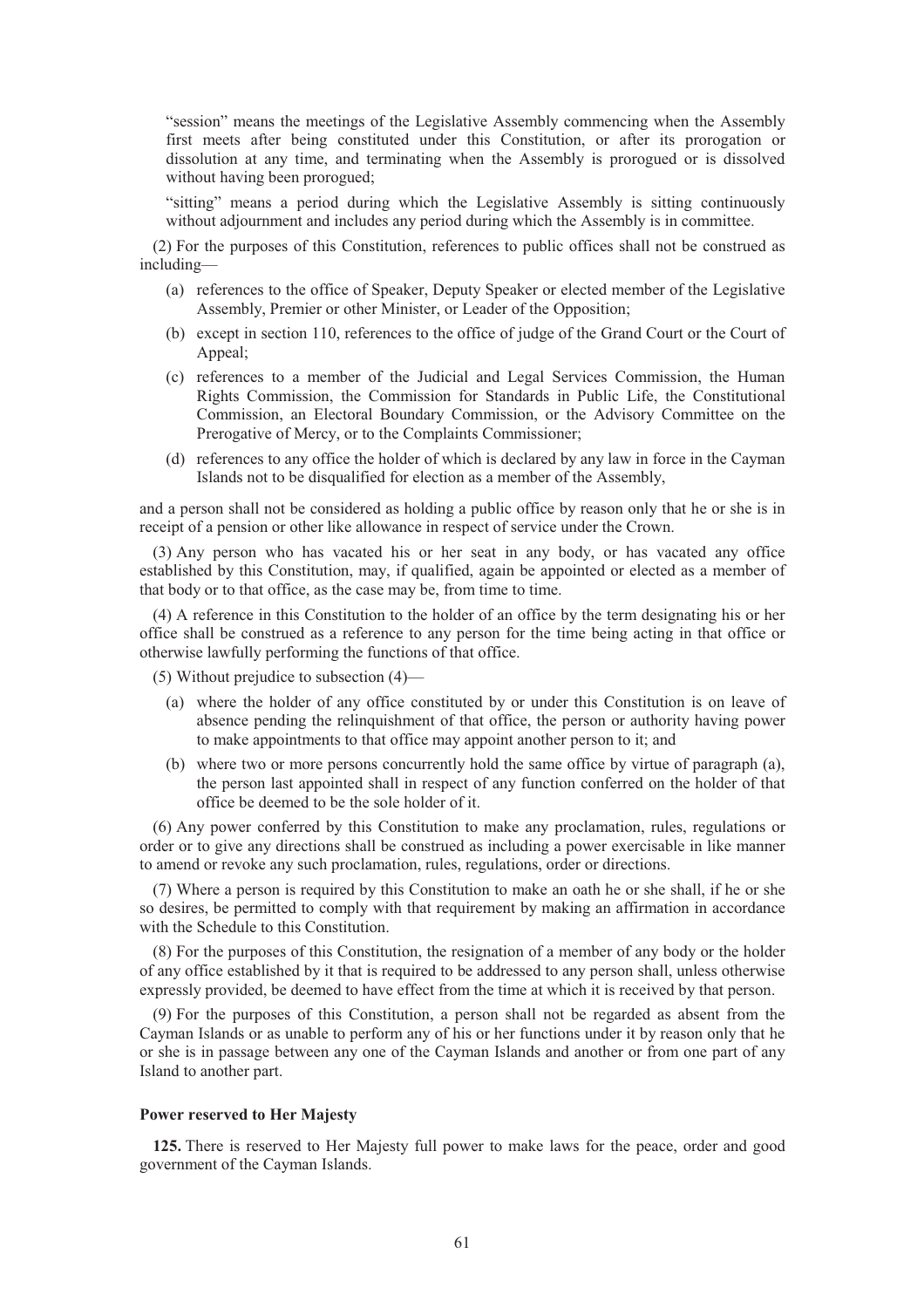"session" means the meetings of the Legislative Assembly commencing when the Assembly first meets after being constituted under this Constitution, or after its prorogation or dissolution at any time, and terminating when the Assembly is prorogued or is dissolved without having been prorogued;

"sitting" means a period during which the Legislative Assembly is sitting continuously without adjournment and includes any period during which the Assembly is in committee.

(2) For the purposes of this Constitution, references to public offices shall not be construed as including—

(a) references to the office of Speaker, Deputy Speaker or elected member of the Legislative Assembly, Premier or other Minister, or Leader of the Opposition;

(b) except in section 110, references to the office of judge of the Grand Court or the Court of Appeal;

(c) references to a member of the Judicial and Legal Services Commission, the Human Rights Commission, the Commission for Standards in Public Life, the Constitutional Commission, an Electoral Boundary Commission, or the Advisory Committee on the Prerogative of Mercy, or to the Complaints Commissioner;

(d) references to any office the holder of which is declared by any law in force in the Cayman Islands not to be disqualified for election as a member of the Assembly,

and a person shall not be considered as holding a public office by reason only that he or she is in receipt of a pension or other like allowance in respect of service under the Crown.

(3) Any person who has vacated his or her seat in any body, or has vacated any office established by this Constitution, may, if qualified, again be appointed or elected as a member of that body or to that office, as the case may be, from time to time.

(4) A reference in this Constitution to the holder of an office by the term designating his or her office shall be construed as a reference to any person for the time being acting in that office or otherwise lawfully performing the functions of that office.

(5) Without prejudice to subsection (4)—

(a) where the holder of any office constituted by or under this Constitution is on leave of absence pending the relinquishment of that office, the person or authority having power to make appointments to that office may appoint another person to it; and

(b) where two or more persons concurrently hold the same office by virtue of paragraph (a), the person last appointed shall in respect of any function conferred on the holder of that office be deemed to be the sole holder of it.

(6) Any power conferred by this Constitution to make any proclamation, rules, regulations or order or to give any directions shall be construed as including a power exercisable in like manner to amend or revoke any such proclamation, rules, regulations, order or directions.

(7) Where a person is required by this Constitution to make an oath he or she shall, if he or she so desires, be permitted to comply with that requirement by making an affirmation in accordance with the Schedule to this Constitution.

(8) For the purposes of this Constitution, the resignation of a member of any body or the holder of any office established by it that is required to be addressed to any person shall, unless otherwise expressly provided, be deemed to have effect from the time at which it is received by that person.

(9) For the purposes of this Constitution, a person shall not be regarded as absent from the Cayman Islands or as unable to perform any of his or her functions under it by reason only that he or she is in passage between any one of the Cayman Islands and another or from one part of any Island to another part.

**Power reserved to Her Majesty**

**125.** There is reserved to Her Majesty full power to make laws for the peace, order and good government of the Cayman Islands.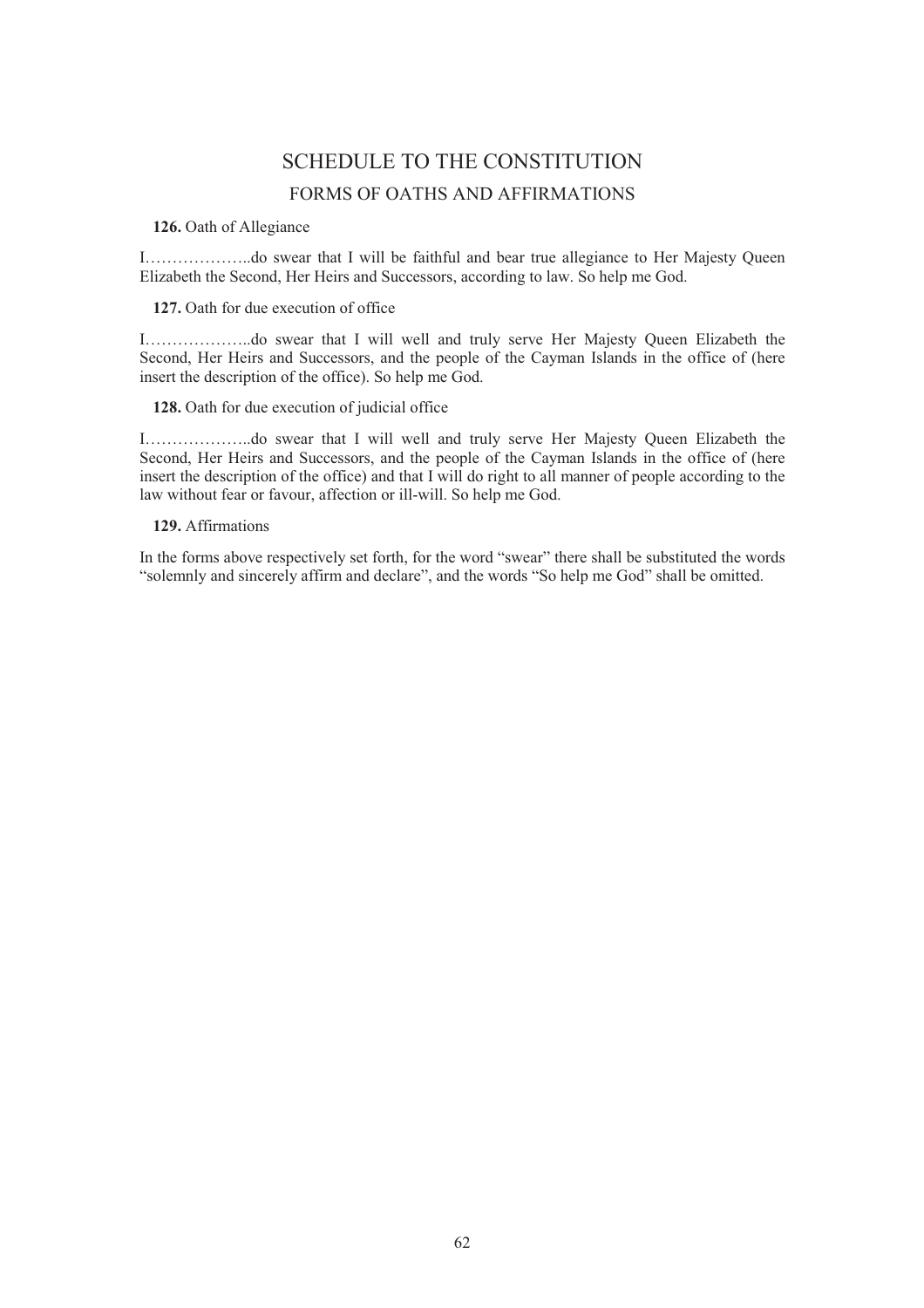# SCHEDULE TO THE CONSTITUTION

## FORMS OF OATHS AND AFFIRMATIONS

**126.** Oath of Allegiance

I………………..do swear that I will be faithful and bear true allegiance to Her Majesty Queen Elizabeth the Second, Her Heirs and Successors, according to law. So help me God.

**127.** Oath for due execution of office

I………………..do swear that I will well and truly serve Her Majesty Queen Elizabeth the Second, Her Heirs and Successors, and the people of the Cayman Islands in the office of (here insert the description of the office). So help me God.

**128.** Oath for due execution of judicial office

I………………..do swear that I will well and truly serve Her Majesty Queen Elizabeth the Second, Her Heirs and Successors, and the people of the Cayman Islands in the office of (here insert the description of the office) and that I will do right to all manner of people according to the law without fear or favour, affection or ill-will. So help me God.

**129.** Affirmations

In the forms above respectively set forth, for the word "swear" there shall be substituted the words "solemnly and sincerely affirm and declare", and the words "So help me God" shall be omitted.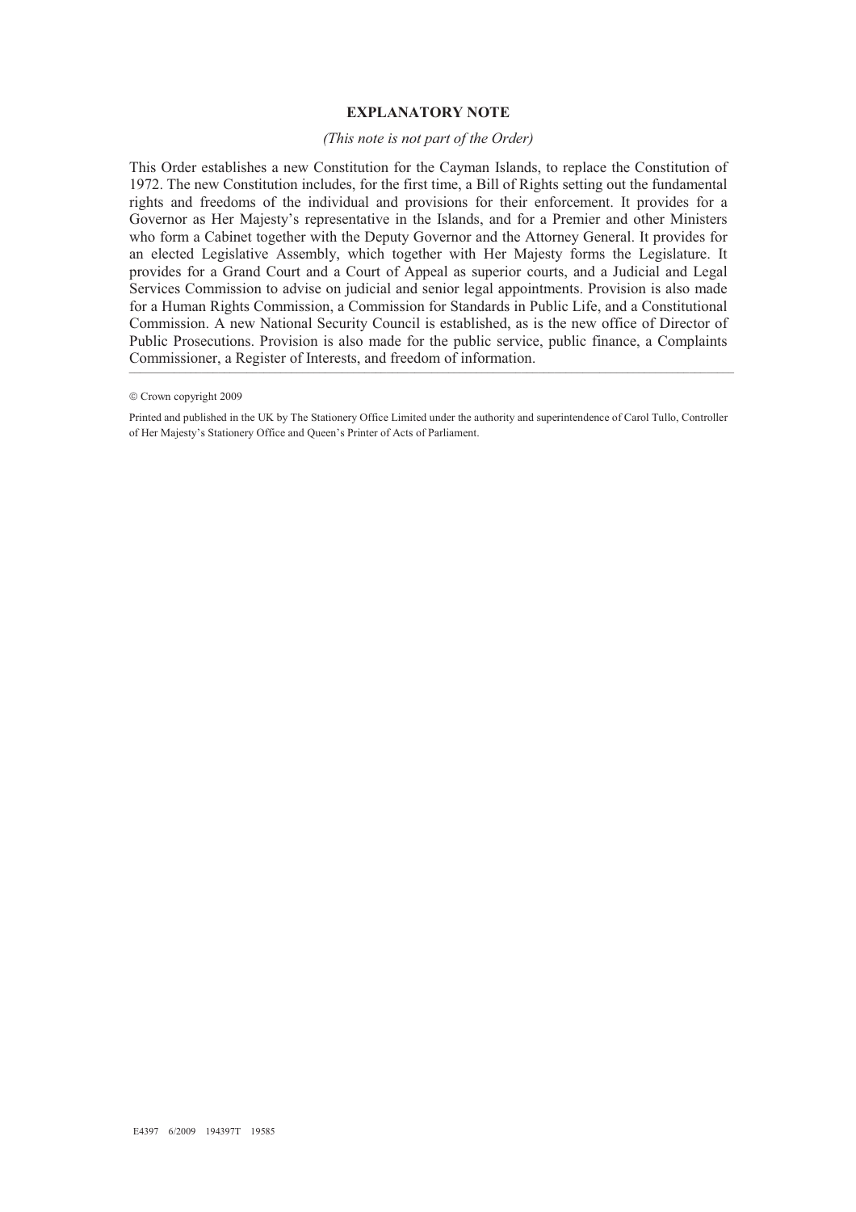**EXPLANATORY NOTE**

*(This note is not part of the Order)*

This Order establishes a new Constitution for the Cayman Islands, to replace the Constitution of 1972. The new Constitution includes, for the first time, a Bill of Rights setting out the fundamental rights and freedoms of the individual and provisions for their enforcement. It provides for a Governor as Her Majesty's representative in the Islands, and for a Premier and other Ministers who form a Cabinet together with the Deputy Governor and the Attorney General. It provides for an elected Legislative Assembly, which together with Her Majesty forms the Legislature. It provides for a Grand Court and a Court of Appeal as superior courts, and a Judicial and Legal Services Commission to advise on judicial and senior legal appointments. Provision is also made for a Human Rights Commission, a Commission for Standards in Public Life, and a Constitutional Commission. A new National Security Council is established, as is the new office of Director of Public Prosecutions. Provision is also made for the public service, public finance, a Complaints Commissioner, a Register of Interests, and freedom of information.

---

© Crown copyright 2009

Printed and published in the UK by The Stationery Office Limited under the authority and superintendence of Carol Tullo, Controller of Her Majesty's Stationery Office and Queen's Printer of Acts of Parliament.

E4397 6/2009 194397T 19585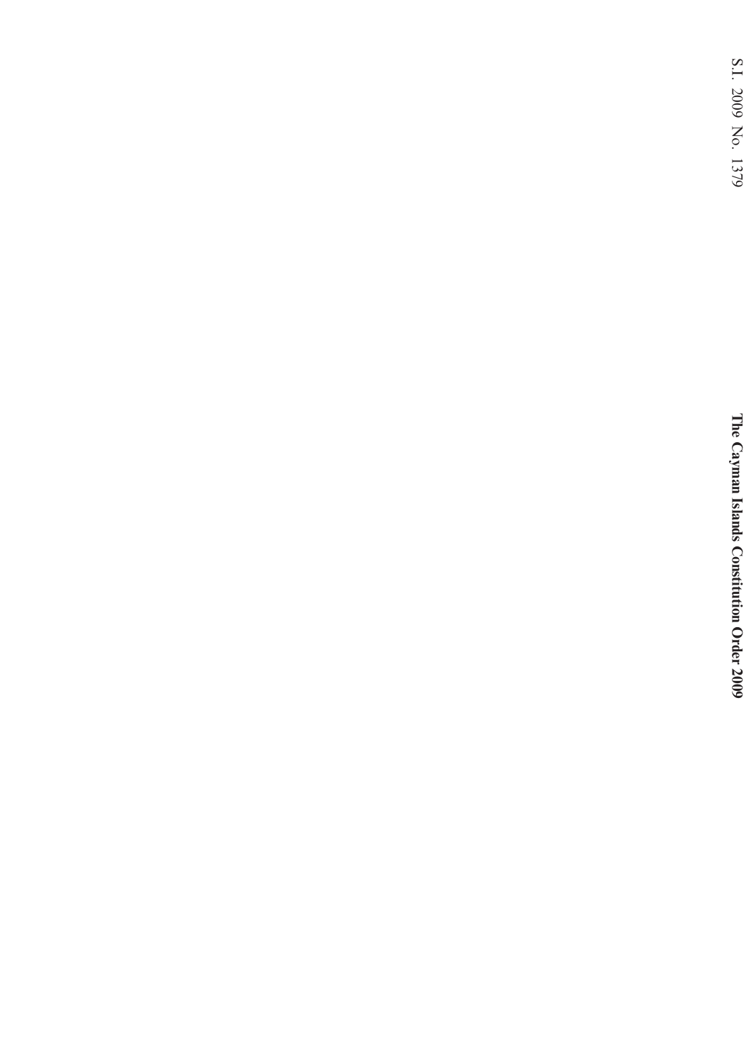S.I. 2009 No. 1379

**The Cayman Islands Constitution Order 2009**